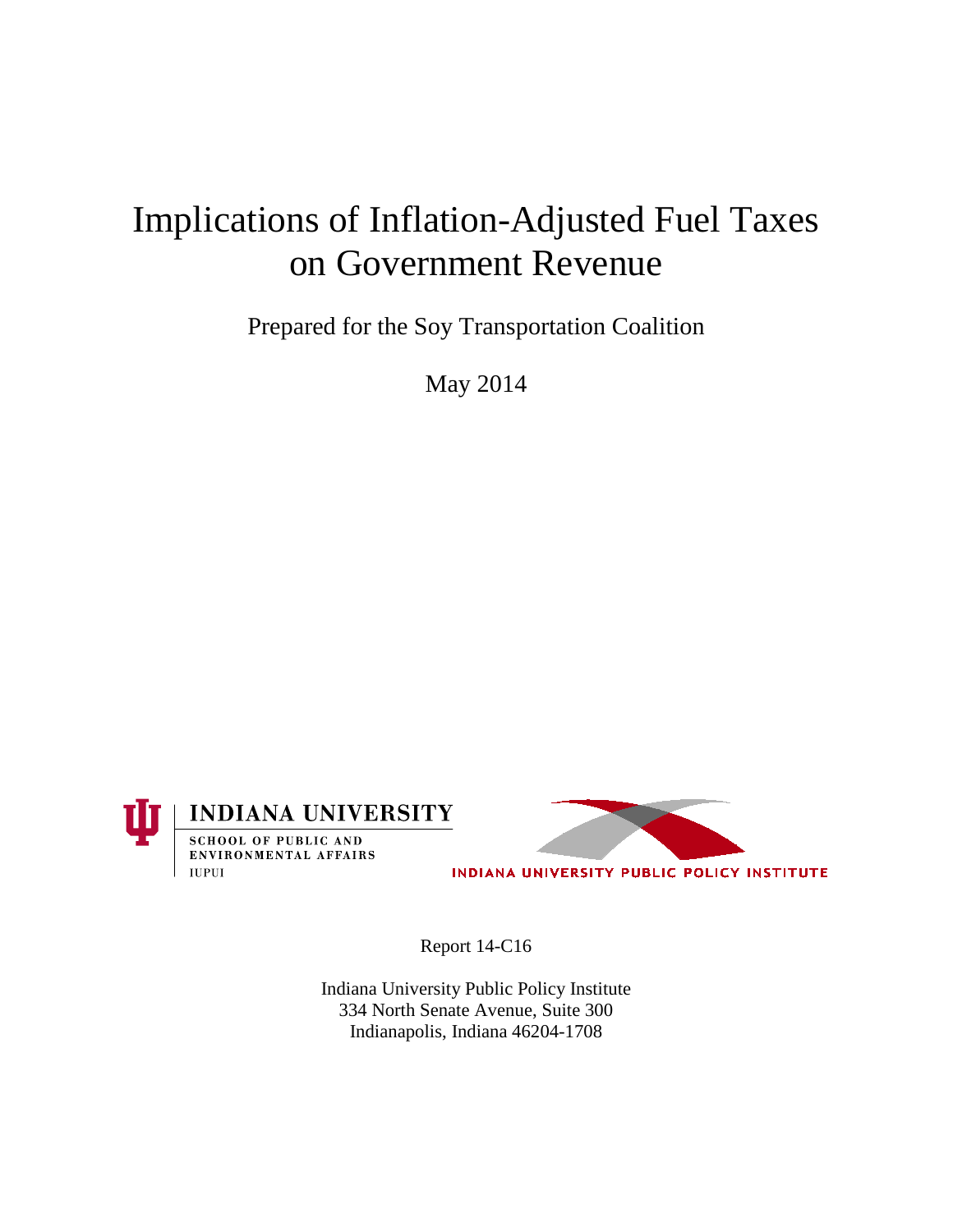# Implications of Inflation-Adjusted Fuel Taxes on Government Revenue

Prepared for the Soy Transportation Coalition

May 2014

INDIANA UNIVERSITY
SCHOOL OF PUBLIC AND ENVIRONMENTAL AFFAIRS
IUPUI

INDIANA UNIVERSITY PUBLIC POLICY INSTITUTE

Report 14-C16

Indiana University Public Policy Institute
334 North Senate Avenue, Suite 300
Indianapolis, Indiana 46204-1708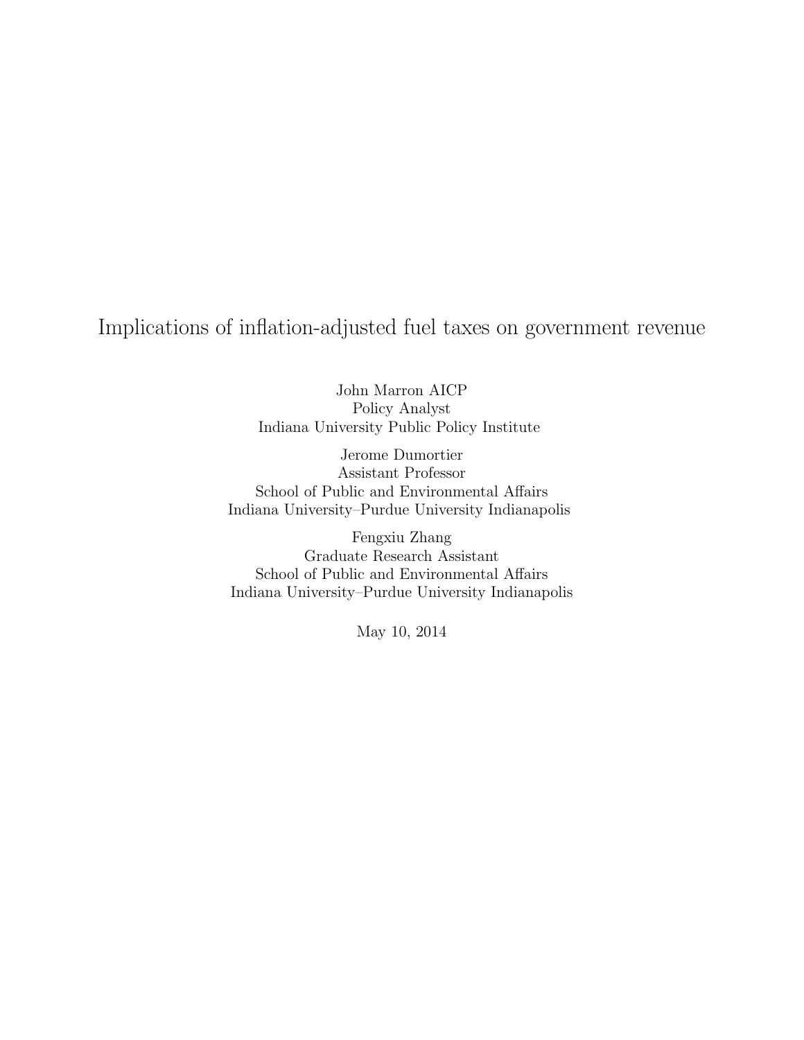# Implications of inflation-adjusted fuel taxes on government revenue

John Marron AICP
Policy Analyst
Indiana University Public Policy Institute

Jerome Dumortier
Assistant Professor
School of Public and Environmental Affairs
Indiana University–Purdue University Indianapolis

Fengxiu Zhang
Graduate Research Assistant
School of Public and Environmental Affairs
Indiana University–Purdue University Indianapolis

May 10, 2014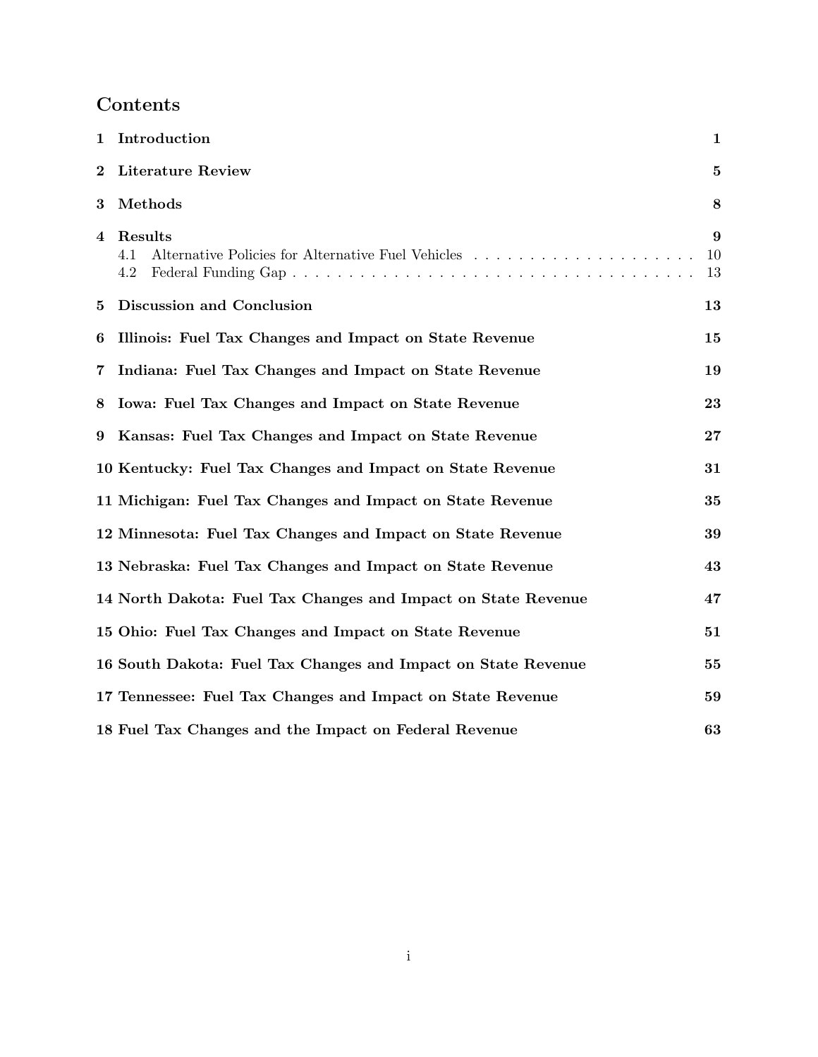## Contents

| | | |
|---|---|---|
| **1** | **Introduction** | **1** |
| **2** | **Literature Review** | **5** |
| **3** | **Methods** | **8** |
| **4** | **Results** | **9** |
| | 4.1 Alternative Policies for Alternative Fuel Vehicles | 10 |
| | 4.2 Federal Funding Gap | 13 |
| **5** | **Discussion and Conclusion** | **13** |
| **6** | **Illinois: Fuel Tax Changes and Impact on State Revenue** | **15** |
| **7** | **Indiana: Fuel Tax Changes and Impact on State Revenue** | **19** |
| **8** | **Iowa: Fuel Tax Changes and Impact on State Revenue** | **23** |
| **9** | **Kansas: Fuel Tax Changes and Impact on State Revenue** | **27** |
| **10** | **Kentucky: Fuel Tax Changes and Impact on State Revenue** | **31** |
| **11** | **Michigan: Fuel Tax Changes and Impact on State Revenue** | **35** |
| **12** | **Minnesota: Fuel Tax Changes and Impact on State Revenue** | **39** |
| **13** | **Nebraska: Fuel Tax Changes and Impact on State Revenue** | **43** |
| **14** | **North Dakota: Fuel Tax Changes and Impact on State Revenue** | **47** |
| **15** | **Ohio: Fuel Tax Changes and Impact on State Revenue** | **51** |
| **16** | **South Dakota: Fuel Tax Changes and Impact on State Revenue** | **55** |
| **17** | **Tennessee: Fuel Tax Changes and Impact on State Revenue** | **59** |
| **18** | **Fuel Tax Changes and the Impact on Federal Revenue** | **63** |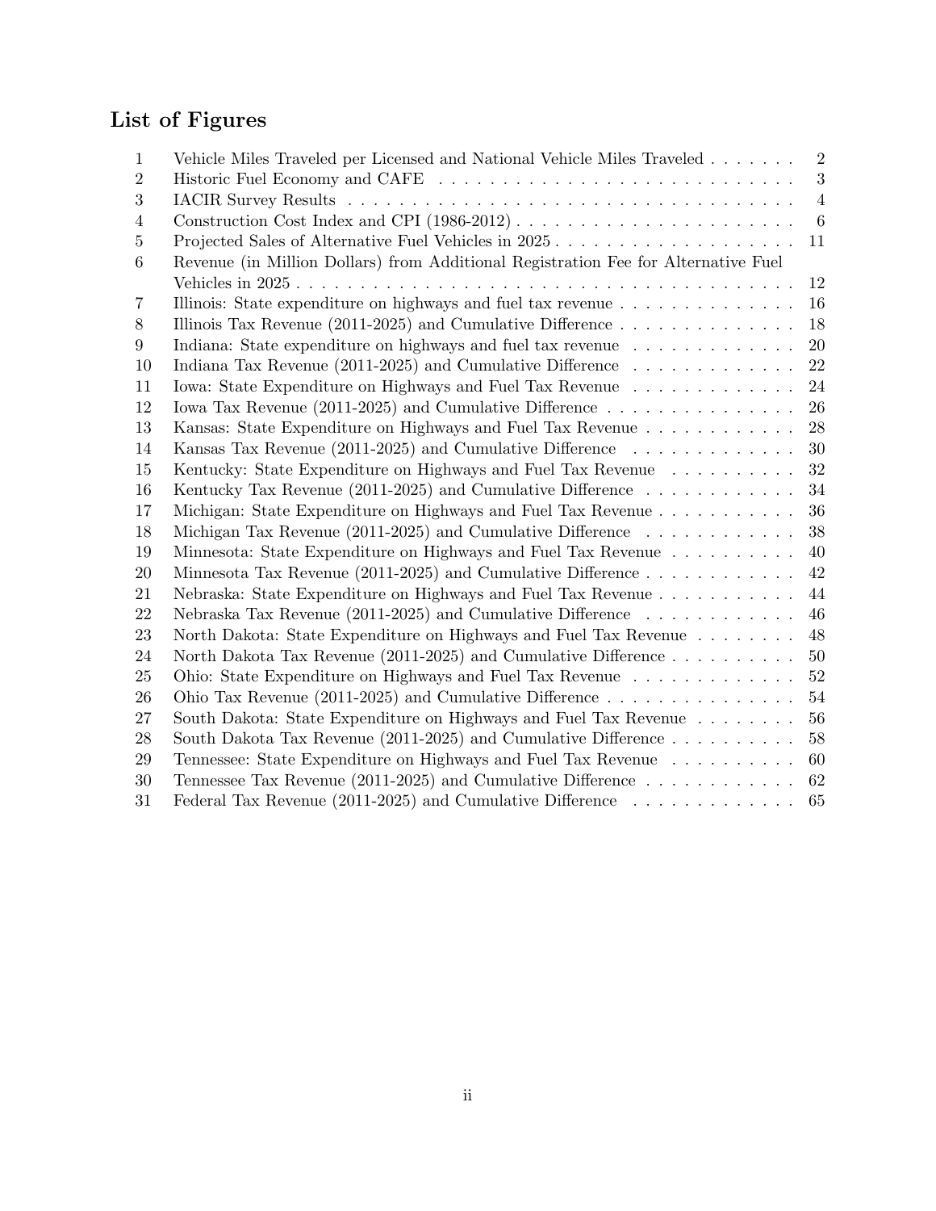## List of Figures

| | | |
|---|---|---|
| 1 | Vehicle Miles Traveled per Licensed and National Vehicle Miles Traveled | 2 |
| 2 | Historic Fuel Economy and CAFE | 3 |
| 3 | IACIR Survey Results | 4 |
| 4 | Construction Cost Index and CPI (1986-2012) | 6 |
| 5 | Projected Sales of Alternative Fuel Vehicles in 2025 | 11 |
| 6 | Revenue (in Million Dollars) from Additional Registration Fee for Alternative Fuel Vehicles in 2025 | 12 |
| 7 | Illinois: State expenditure on highways and fuel tax revenue | 16 |
| 8 | Illinois Tax Revenue (2011-2025) and Cumulative Difference | 18 |
| 9 | Indiana: State expenditure on highways and fuel tax revenue | 20 |
| 10 | Indiana Tax Revenue (2011-2025) and Cumulative Difference | 22 |
| 11 | Iowa: State Expenditure on Highways and Fuel Tax Revenue | 24 |
| 12 | Iowa Tax Revenue (2011-2025) and Cumulative Difference | 26 |
| 13 | Kansas: State Expenditure on Highways and Fuel Tax Revenue | 28 |
| 14 | Kansas Tax Revenue (2011-2025) and Cumulative Difference | 30 |
| 15 | Kentucky: State Expenditure on Highways and Fuel Tax Revenue | 32 |
| 16 | Kentucky Tax Revenue (2011-2025) and Cumulative Difference | 34 |
| 17 | Michigan: State Expenditure on Highways and Fuel Tax Revenue | 36 |
| 18 | Michigan Tax Revenue (2011-2025) and Cumulative Difference | 38 |
| 19 | Minnesota: State Expenditure on Highways and Fuel Tax Revenue | 40 |
| 20 | Minnesota Tax Revenue (2011-2025) and Cumulative Difference | 42 |
| 21 | Nebraska: State Expenditure on Highways and Fuel Tax Revenue | 44 |
| 22 | Nebraska Tax Revenue (2011-2025) and Cumulative Difference | 46 |
| 23 | North Dakota: State Expenditure on Highways and Fuel Tax Revenue | 48 |
| 24 | North Dakota Tax Revenue (2011-2025) and Cumulative Difference | 50 |
| 25 | Ohio: State Expenditure on Highways and Fuel Tax Revenue | 52 |
| 26 | Ohio Tax Revenue (2011-2025) and Cumulative Difference | 54 |
| 27 | South Dakota: State Expenditure on Highways and Fuel Tax Revenue | 56 |
| 28 | South Dakota Tax Revenue (2011-2025) and Cumulative Difference | 58 |
| 29 | Tennessee: State Expenditure on Highways and Fuel Tax Revenue | 60 |
| 30 | Tennessee Tax Revenue (2011-2025) and Cumulative Difference | 62 |
| 31 | Federal Tax Revenue (2011-2025) and Cumulative Difference | 65 |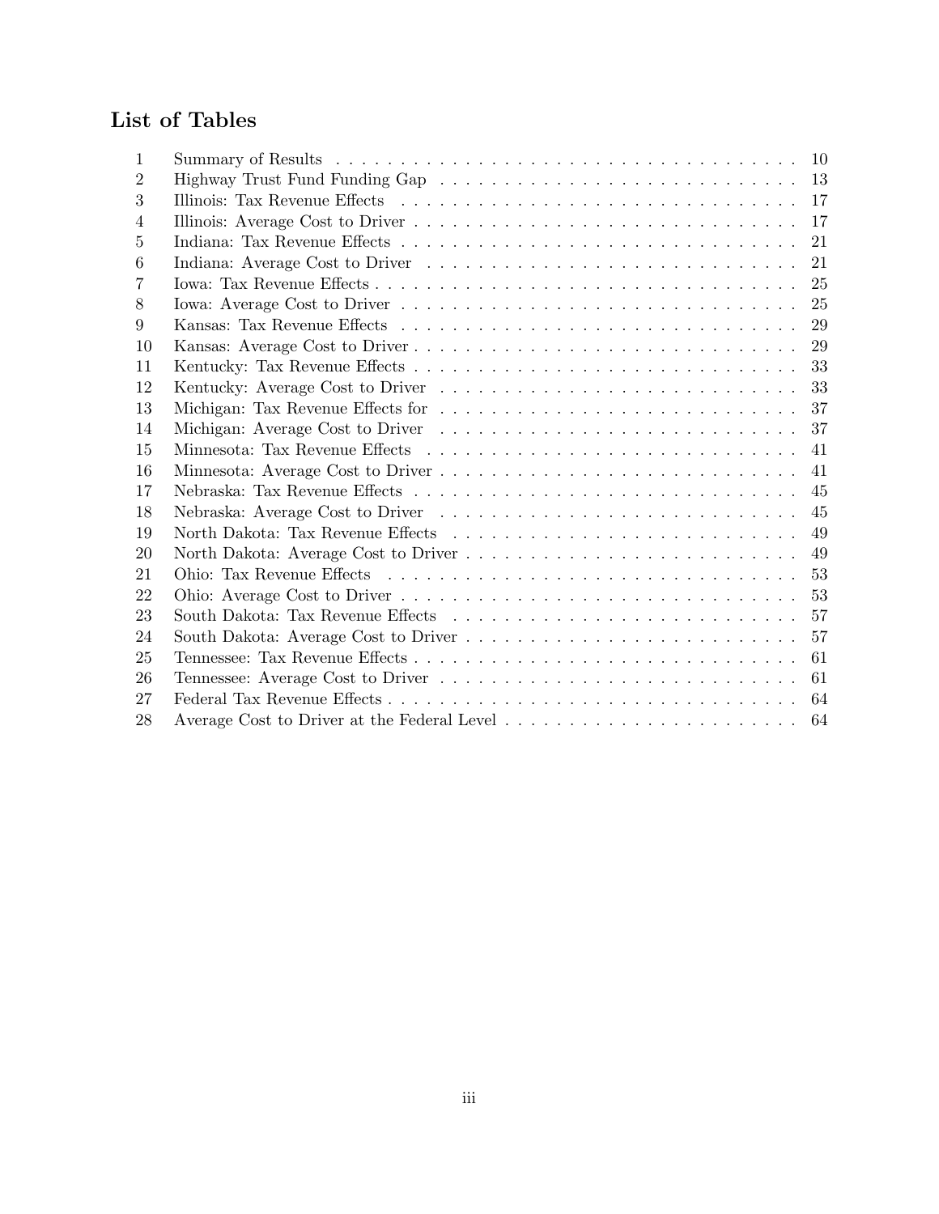# List of Tables

| | | |
|---|---|---|
| 1 | Summary of Results | 10 |
| 2 | Highway Trust Fund Funding Gap | 13 |
| 3 | Illinois: Tax Revenue Effects | 17 |
| 4 | Illinois: Average Cost to Driver | 17 |
| 5 | Indiana: Tax Revenue Effects | 21 |
| 6 | Indiana: Average Cost to Driver | 21 |
| 7 | Iowa: Tax Revenue Effects | 25 |
| 8 | Iowa: Average Cost to Driver | 25 |
| 9 | Kansas: Tax Revenue Effects | 29 |
| 10 | Kansas: Average Cost to Driver | 29 |
| 11 | Kentucky: Tax Revenue Effects | 33 |
| 12 | Kentucky: Average Cost to Driver | 33 |
| 13 | Michigan: Tax Revenue Effects for | 37 |
| 14 | Michigan: Average Cost to Driver | 37 |
| 15 | Minnesota: Tax Revenue Effects | 41 |
| 16 | Minnesota: Average Cost to Driver | 41 |
| 17 | Nebraska: Tax Revenue Effects | 45 |
| 18 | Nebraska: Average Cost to Driver | 45 |
| 19 | North Dakota: Tax Revenue Effects | 49 |
| 20 | North Dakota: Average Cost to Driver | 49 |
| 21 | Ohio: Tax Revenue Effects | 53 |
| 22 | Ohio: Average Cost to Driver | 53 |
| 23 | South Dakota: Tax Revenue Effects | 57 |
| 24 | South Dakota: Average Cost to Driver | 57 |
| 25 | Tennessee: Tax Revenue Effects | 61 |
| 26 | Tennessee: Average Cost to Driver | 61 |
| 27 | Federal Tax Revenue Effects | 64 |
| 28 | Average Cost to Driver at the Federal Level | 64 |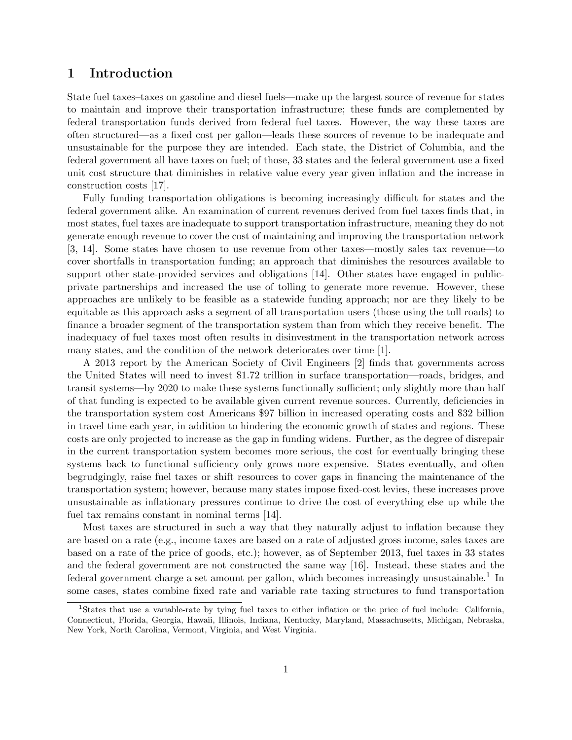# 1 Introduction

State fuel taxes–taxes on gasoline and diesel fuels—make up the largest source of revenue for states to maintain and improve their transportation infrastructure; these funds are complemented by federal transportation funds derived from federal fuel taxes. However, the way these taxes are often structured—as a fixed cost per gallon—leads these sources of revenue to be inadequate and unsustainable for the purpose they are intended. Each state, the District of Columbia, and the federal government all have taxes on fuel; of those, 33 states and the federal government use a fixed unit cost structure that diminishes in relative value every year given inflation and the increase in construction costs [17].

Fully funding transportation obligations is becoming increasingly difficult for states and the federal government alike. An examination of current revenues derived from fuel taxes finds that, in most states, fuel taxes are inadequate to support transportation infrastructure, meaning they do not generate enough revenue to cover the cost of maintaining and improving the transportation network [3, 14]. Some states have chosen to use revenue from other taxes—mostly sales tax revenue—to cover shortfalls in transportation funding; an approach that diminishes the resources available to support other state-provided services and obligations [14]. Other states have engaged in public-private partnerships and increased the use of tolling to generate more revenue. However, these approaches are unlikely to be feasible as a statewide funding approach; nor are they likely to be equitable as this approach asks a segment of all transportation users (those using the toll roads) to finance a broader segment of the transportation system than from which they receive benefit. The inadequacy of fuel taxes most often results in disinvestment in the transportation network across many states, and the condition of the network deteriorates over time [1].

A 2013 report by the American Society of Civil Engineers [2] finds that governments across the United States will need to invest \$1.72 trillion in surface transportation—roads, bridges, and transit systems—by 2020 to make these systems functionally sufficient; only slightly more than half of that funding is expected to be available given current revenue sources. Currently, deficiencies in the transportation system cost Americans \$97 billion in increased operating costs and \$32 billion in travel time each year, in addition to hindering the economic growth of states and regions. These costs are only projected to increase as the gap in funding widens. Further, as the degree of disrepair in the current transportation system becomes more serious, the cost for eventually bringing these systems back to functional sufficiency only grows more expensive. States eventually, and often begrudgingly, raise fuel taxes or shift resources to cover gaps in financing the maintenance of the transportation system; however, because many states impose fixed-cost levies, these increases prove unsustainable as inflationary pressures continue to drive the cost of everything else up while the fuel tax remains constant in nominal terms [14].

Most taxes are structured in such a way that they naturally adjust to inflation because they are based on a rate (e.g., income taxes are based on a rate of adjusted gross income, sales taxes are based on a rate of the price of goods, etc.); however, as of September 2013, fuel taxes in 33 states and the federal government are not constructed the same way [16]. Instead, these states and the federal government charge a set amount per gallon, which becomes increasingly unsustainable.[1] In some cases, states combine fixed rate and variable rate taxing structures to fund transportation

[1] States that use a variable-rate by tying fuel taxes to either inflation or the price of fuel include: California, Connecticut, Florida, Georgia, Hawaii, Illinois, Indiana, Kentucky, Maryland, Massachusetts, Michigan, Nebraska, New York, North Carolina, Vermont, Virginia, and West Virginia.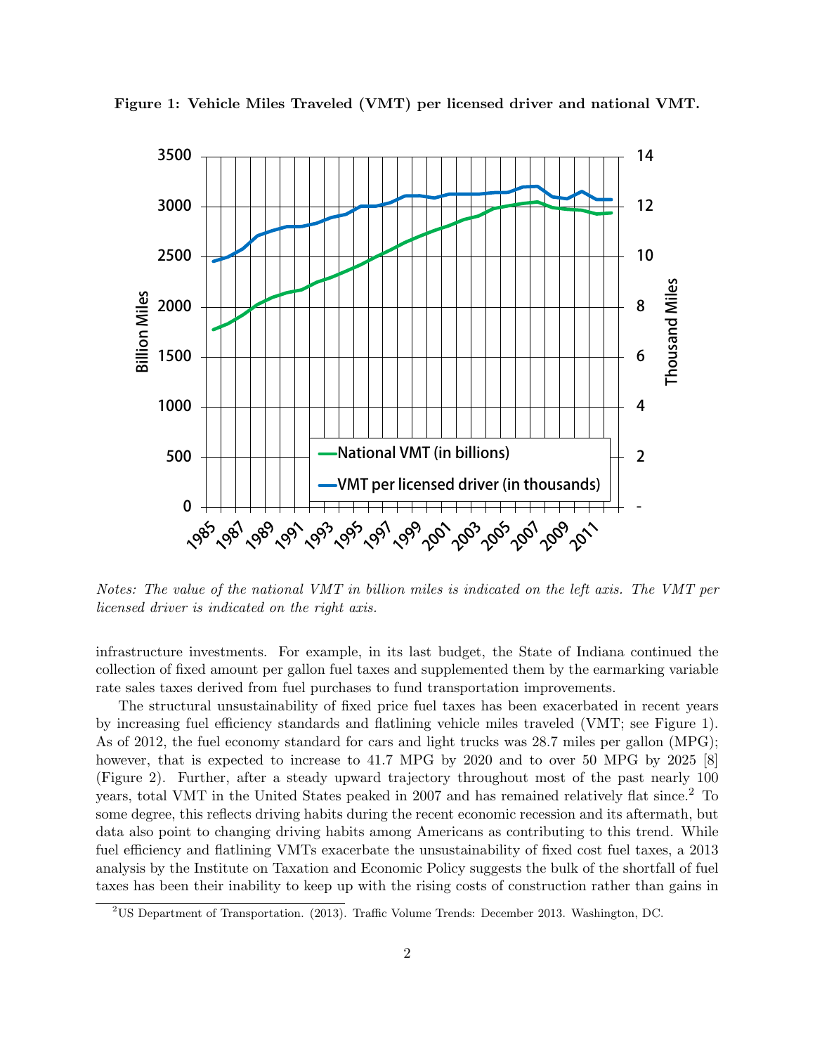**Figure 1: Vehicle Miles Traveled (VMT) per licensed driver and national VMT.**

*Notes: The value of the national VMT in billion miles is indicated on the left axis. The VMT per licensed driver is indicated on the right axis.*

infrastructure investments. For example, in its last budget, the State of Indiana continued the collection of fixed amount per gallon fuel taxes and supplemented them by the earmarking variable rate sales taxes derived from fuel purchases to fund transportation improvements.

The structural unsustainability of fixed price fuel taxes has been exacerbated in recent years by increasing fuel efficiency standards and flatlining vehicle miles traveled (VMT; see Figure 1). As of 2012, the fuel economy standard for cars and light trucks was 28.7 miles per gallon (MPG); however, that is expected to increase to 41.7 MPG by 2020 and to over 50 MPG by 2025 [8] (Figure 2). Further, after a steady upward trajectory throughout most of the past nearly 100 years, total VMT in the United States peaked in 2007 and has remained relatively flat since.[2] To some degree, this reflects driving habits during the recent economic recession and its aftermath, but data also point to changing driving habits among Americans as contributing to this trend. While fuel efficiency and flatlining VMTs exacerbate the unsustainability of fixed cost fuel taxes, a 2013 analysis by the Institute on Taxation and Economic Policy suggests the bulk of the shortfall of fuel taxes has been their inability to keep up with the rising costs of construction rather than gains in

[2] US Department of Transportation. (2013). Traffic Volume Trends: December 2013. Washington, DC.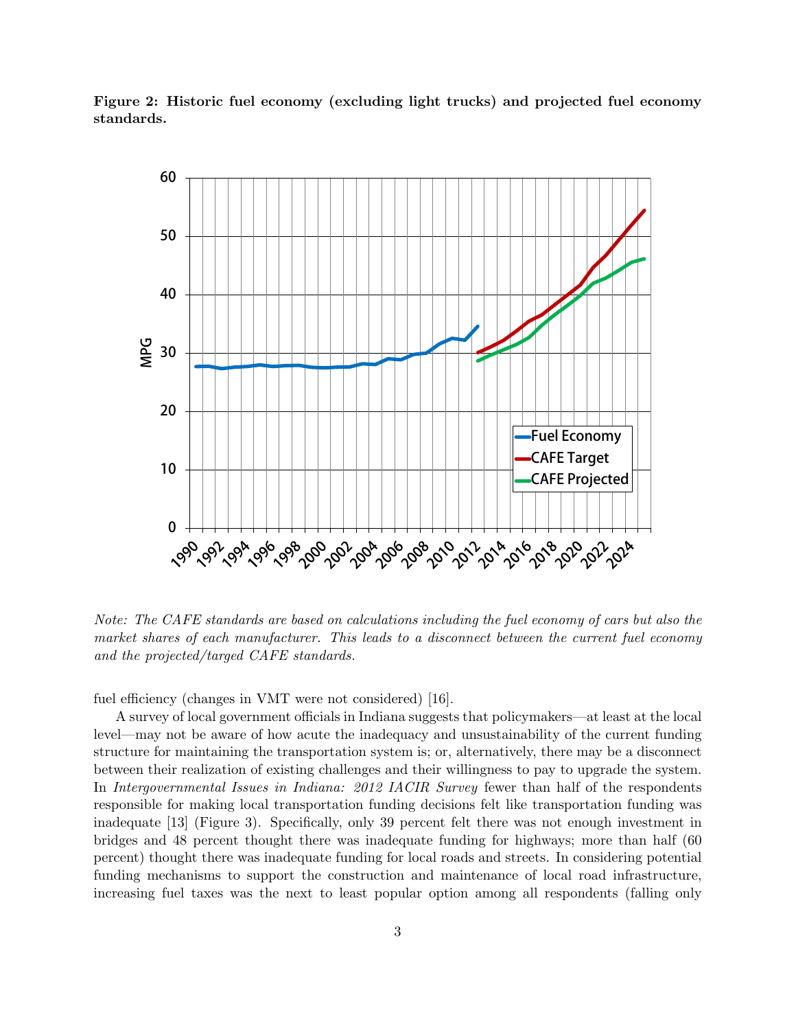**Figure 2: Historic fuel economy (excluding light trucks) and projected fuel economy standards.**

*Note: The CAFE standards are based on calculations including the fuel economy of cars but also the market shares of each manufacturer. This leads to a disconnect between the current fuel economy and the projected/targed CAFE standards.*

fuel efficiency (changes in VMT were not considered) [16].

A survey of local government officials in Indiana suggests that policymakers—at least at the local level—may not be aware of how acute the inadequacy and unsustainability of the current funding structure for maintaining the transportation system is; or, alternatively, there may be a disconnect between their realization of existing challenges and their willingness to pay to upgrade the system. In *Intergovernmental Issues in Indiana: 2012 IACIR Survey* fewer than half of the respondents responsible for making local transportation funding decisions felt like transportation funding was inadequate [13] (Figure 3). Specifically, only 39 percent felt there was not enough investment in bridges and 48 percent thought there was inadequate funding for highways; more than half (60 percent) thought there was inadequate funding for local roads and streets. In considering potential funding mechanisms to support the construction and maintenance of local road infrastructure, increasing fuel taxes was the next to least popular option among all respondents (falling only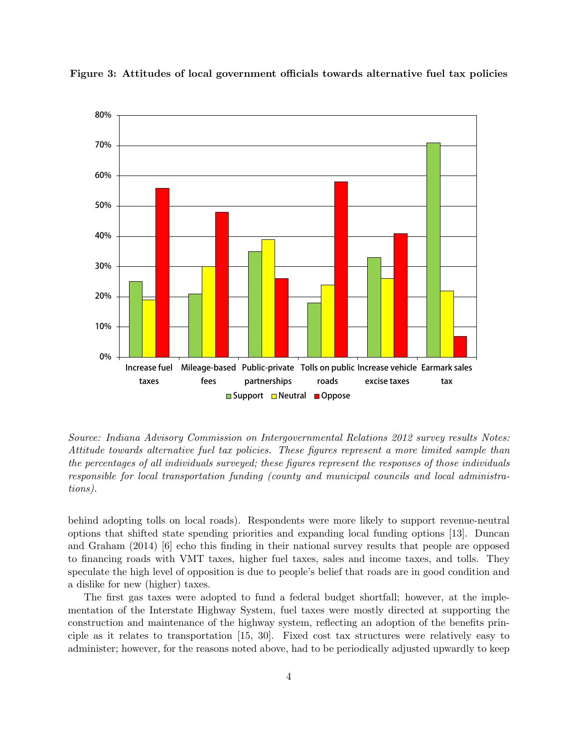**Figure 3: Attitudes of local government officials towards alternative fuel tax policies**

| | Support | Neutral | Oppose |
|---|---|---|---|
| Increase fuel taxes | 25% | 19% | 56% |
| Mileage-based fees | 21% | 30% | 48% |
| Public-private partnerships | 35% | 39% | 26% |
| Tolls on public roads | 18% | 24% | 58% |
| Increase vehicle excise taxes | 33% | 26% | 41% |
| Earmark sales tax | 71% | 22% | 7% |

*Source: Indiana Advisory Commission on Intergovernmental Relations 2012 survey results Notes: Attitude towards alternative fuel tax policies. These figures represent a more limited sample than the percentages of all individuals surveyed; these figures represent the responses of those individuals responsible for local transportation funding (county and municipal councils and local administrations).*

behind adopting tolls on local roads). Respondents were more likely to support revenue-neutral options that shifted state spending priorities and expanding local funding options [13]. Duncan and Graham (2014) [6] echo this finding in their national survey results that people are opposed to financing roads with VMT taxes, higher fuel taxes, sales and income taxes, and tolls. They speculate the high level of opposition is due to people's belief that roads are in good condition and a dislike for new (higher) taxes.

The first gas taxes were adopted to fund a federal budget shortfall; however, at the implementation of the Interstate Highway System, fuel taxes were mostly directed at supporting the construction and maintenance of the highway system, reflecting an adoption of the benefits principle as it relates to transportation [15, 30]. Fixed cost tax structures were relatively easy to administer; however, for the reasons noted above, had to be periodically adjusted upwardly to keep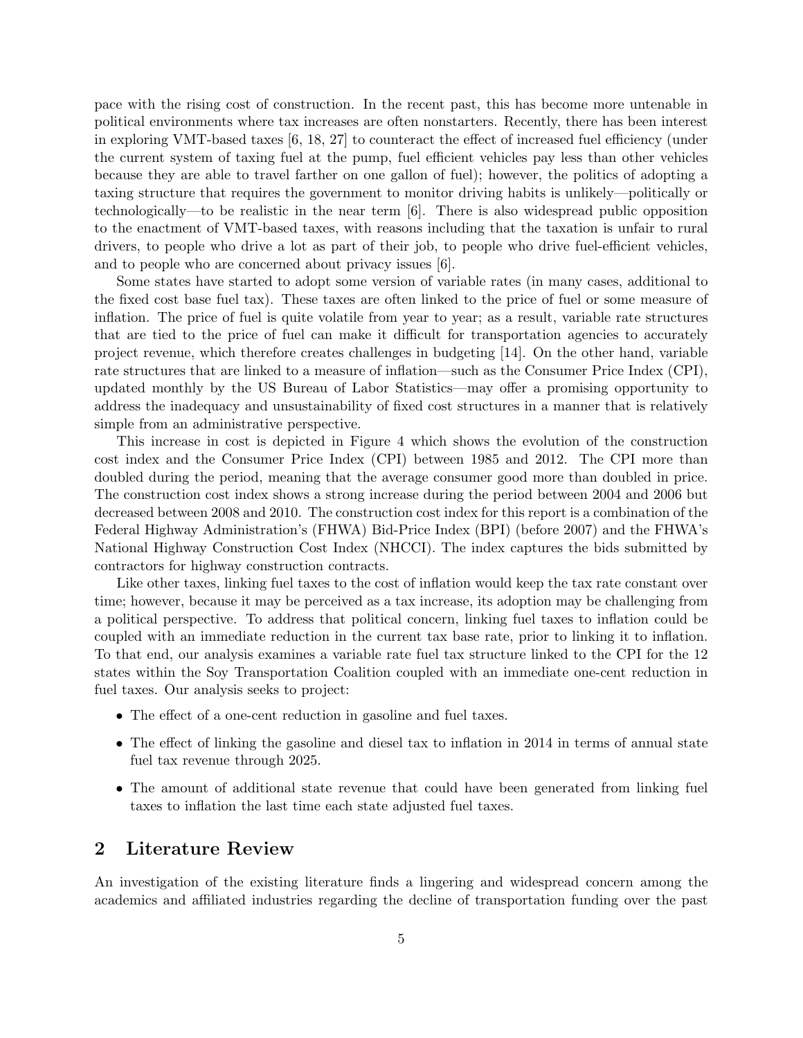pace with the rising cost of construction. In the recent past, this has become more untenable in political environments where tax increases are often nonstarters. Recently, there has been interest in exploring VMT-based taxes [6, 18, 27] to counteract the effect of increased fuel efficiency (under the current system of taxing fuel at the pump, fuel efficient vehicles pay less than other vehicles because they are able to travel farther on one gallon of fuel); however, the politics of adopting a taxing structure that requires the government to monitor driving habits is unlikely—politically or technologically—to be realistic in the near term [6]. There is also widespread public opposition to the enactment of VMT-based taxes, with reasons including that the taxation is unfair to rural drivers, to people who drive a lot as part of their job, to people who drive fuel-efficient vehicles, and to people who are concerned about privacy issues [6].

Some states have started to adopt some version of variable rates (in many cases, additional to the fixed cost base fuel tax). These taxes are often linked to the price of fuel or some measure of inflation. The price of fuel is quite volatile from year to year; as a result, variable rate structures that are tied to the price of fuel can make it difficult for transportation agencies to accurately project revenue, which therefore creates challenges in budgeting [14]. On the other hand, variable rate structures that are linked to a measure of inflation—such as the Consumer Price Index (CPI), updated monthly by the US Bureau of Labor Statistics—may offer a promising opportunity to address the inadequacy and unsustainability of fixed cost structures in a manner that is relatively simple from an administrative perspective.

This increase in cost is depicted in Figure 4 which shows the evolution of the construction cost index and the Consumer Price Index (CPI) between 1985 and 2012. The CPI more than doubled during the period, meaning that the average consumer good more than doubled in price. The construction cost index shows a strong increase during the period between 2004 and 2006 but decreased between 2008 and 2010. The construction cost index for this report is a combination of the Federal Highway Administration's (FHWA) Bid-Price Index (BPI) (before 2007) and the FHWA's National Highway Construction Cost Index (NHCCI). The index captures the bids submitted by contractors for highway construction contracts.

Like other taxes, linking fuel taxes to the cost of inflation would keep the tax rate constant over time; however, because it may be perceived as a tax increase, its adoption may be challenging from a political perspective. To address that political concern, linking fuel taxes to inflation could be coupled with an immediate reduction in the current tax base rate, prior to linking it to inflation. To that end, our analysis examines a variable rate fuel tax structure linked to the CPI for the 12 states within the Soy Transportation Coalition coupled with an immediate one-cent reduction in fuel taxes. Our analysis seeks to project:

- The effect of a one-cent reduction in gasoline and fuel taxes.
- The effect of linking the gasoline and diesel tax to inflation in 2014 in terms of annual state fuel tax revenue through 2025.
- The amount of additional state revenue that could have been generated from linking fuel taxes to inflation the last time each state adjusted fuel taxes.

## 2 Literature Review

An investigation of the existing literature finds a lingering and widespread concern among the academics and affiliated industries regarding the decline of transportation funding over the past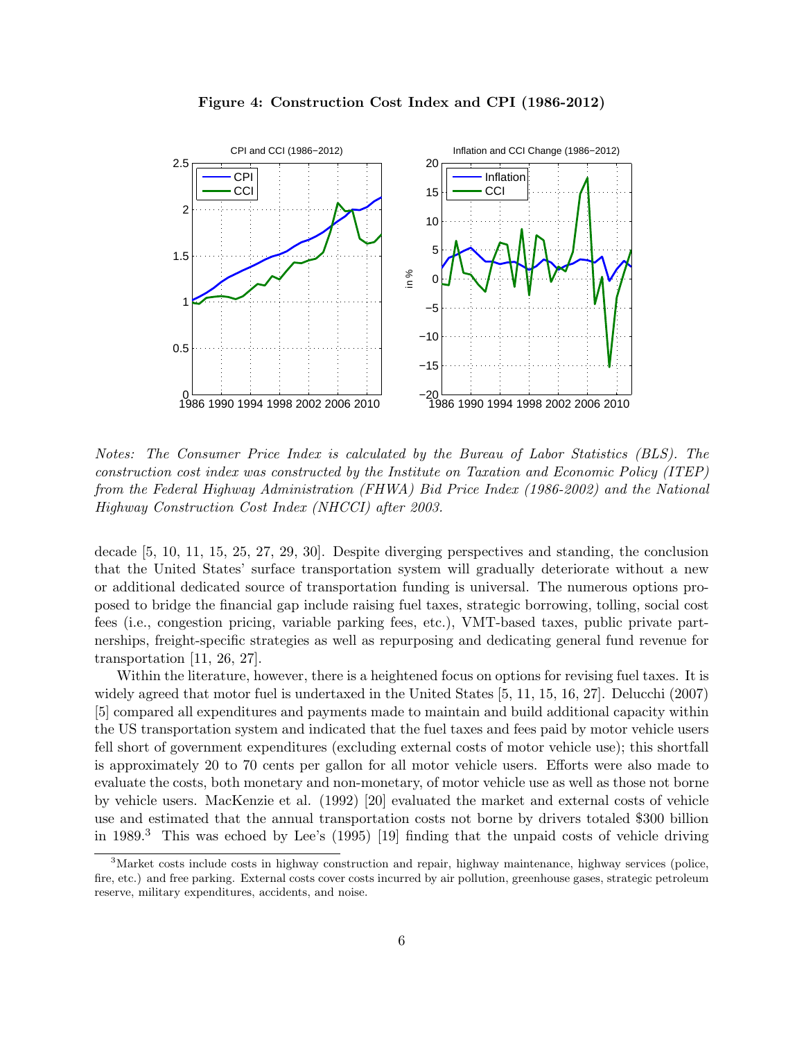**Figure 4: Construction Cost Index and CPI (1986-2012)**

*Notes: The Consumer Price Index is calculated by the Bureau of Labor Statistics (BLS). The construction cost index was constructed by the Institute on Taxation and Economic Policy (ITEP) from the Federal Highway Administration (FHWA) Bid Price Index (1986-2002) and the National Highway Construction Cost Index (NHCCI) after 2003.*

decade [5, 10, 11, 15, 25, 27, 29, 30]. Despite diverging perspectives and standing, the conclusion that the United States' surface transportation system will gradually deteriorate without a new or additional dedicated source of transportation funding is universal. The numerous options proposed to bridge the financial gap include raising fuel taxes, strategic borrowing, tolling, social cost fees (i.e., congestion pricing, variable parking fees, etc.), VMT-based taxes, public private partnerships, freight-specific strategies as well as repurposing and dedicating general fund revenue for transportation [11, 26, 27].

Within the literature, however, there is a heightened focus on options for revising fuel taxes. It is widely agreed that motor fuel is undertaxed in the United States [5, 11, 15, 16, 27]. Delucchi (2007) [5] compared all expenditures and payments made to maintain and build additional capacity within the US transportation system and indicated that the fuel taxes and fees paid by motor vehicle users fell short of government expenditures (excluding external costs of motor vehicle use); this shortfall is approximately 20 to 70 cents per gallon for all motor vehicle users. Efforts were also made to evaluate the costs, both monetary and non-monetary, of motor vehicle use as well as those not borne by vehicle users. MacKenzie et al. (1992) [20] evaluated the market and external costs of vehicle use and estimated that the annual transportation costs not borne by drivers totaled \$300 billion in 1989.[3] This was echoed by Lee's (1995) [19] finding that the unpaid costs of vehicle driving

[3] Market costs include costs in highway construction and repair, highway maintenance, highway services (police, fire, etc.) and free parking. External costs cover costs incurred by air pollution, greenhouse gases, strategic petroleum reserve, military expenditures, accidents, and noise.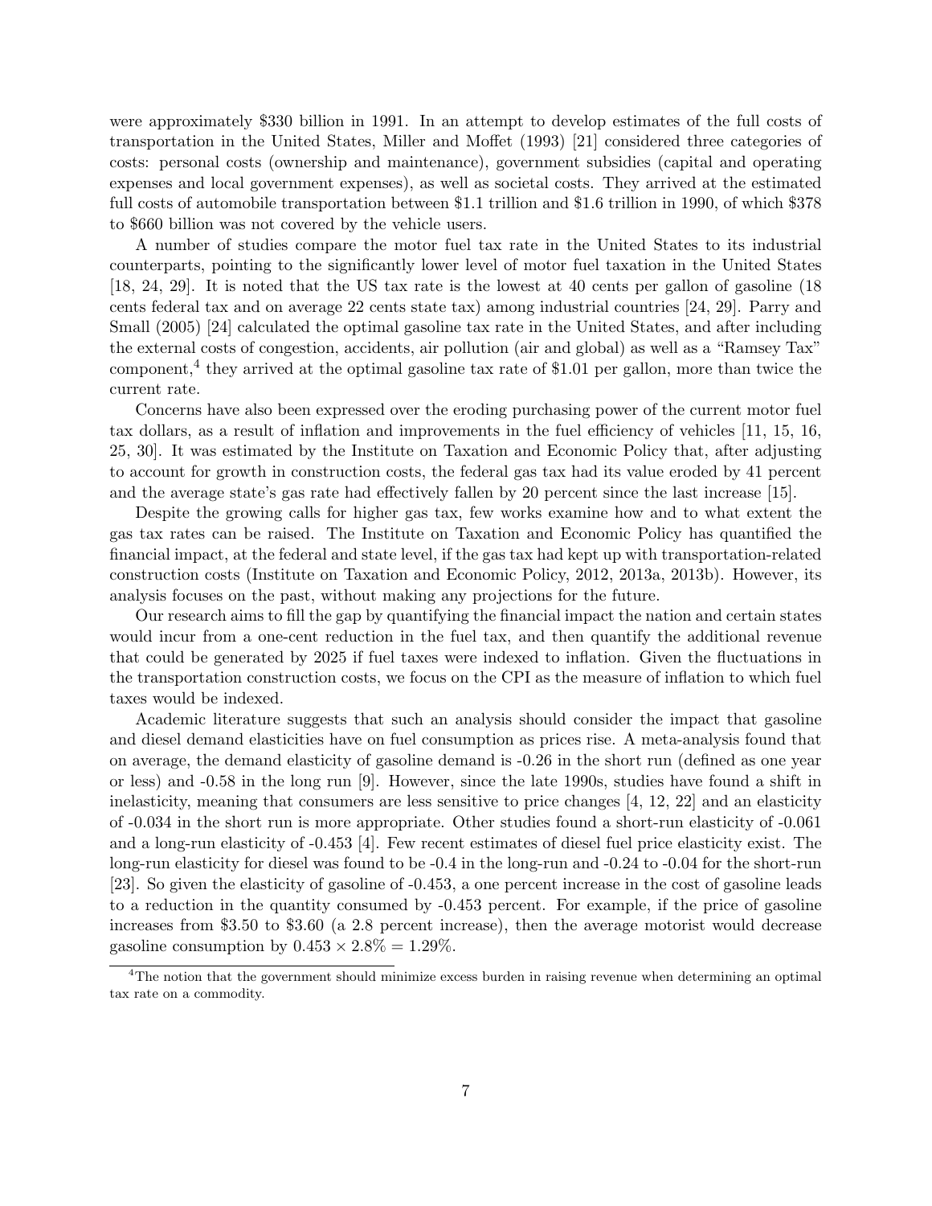were approximately $330 billion in 1991. In an attempt to develop estimates of the full costs of transportation in the United States, Miller and Moffet (1993) [21] considered three categories of costs: personal costs (ownership and maintenance), government subsidies (capital and operating expenses and local government expenses), as well as societal costs. They arrived at the estimated full costs of automobile transportation between $1.1 trillion and $1.6 trillion in 1990, of which $378 to $660 billion was not covered by the vehicle users.

A number of studies compare the motor fuel tax rate in the United States to its industrial counterparts, pointing to the significantly lower level of motor fuel taxation in the United States [18, 24, 29]. It is noted that the US tax rate is the lowest at 40 cents per gallon of gasoline (18 cents federal tax and on average 22 cents state tax) among industrial countries [24, 29]. Parry and Small (2005) [24] calculated the optimal gasoline tax rate in the United States, and after including the external costs of congestion, accidents, air pollution (air and global) as well as a "Ramsey Tax" component,[4] they arrived at the optimal gasoline tax rate of $1.01 per gallon, more than twice the current rate.

Concerns have also been expressed over the eroding purchasing power of the current motor fuel tax dollars, as a result of inflation and improvements in the fuel efficiency of vehicles [11, 15, 16, 25, 30]. It was estimated by the Institute on Taxation and Economic Policy that, after adjusting to account for growth in construction costs, the federal gas tax had its value eroded by 41 percent and the average state's gas rate had effectively fallen by 20 percent since the last increase [15].

Despite the growing calls for higher gas tax, few works examine how and to what extent the gas tax rates can be raised. The Institute on Taxation and Economic Policy has quantified the financial impact, at the federal and state level, if the gas tax had kept up with transportation-related construction costs (Institute on Taxation and Economic Policy, 2012, 2013a, 2013b). However, its analysis focuses on the past, without making any projections for the future.

Our research aims to fill the gap by quantifying the financial impact the nation and certain states would incur from a one-cent reduction in the fuel tax, and then quantify the additional revenue that could be generated by 2025 if fuel taxes were indexed to inflation. Given the fluctuations in the transportation construction costs, we focus on the CPI as the measure of inflation to which fuel taxes would be indexed.

Academic literature suggests that such an analysis should consider the impact that gasoline and diesel demand elasticities have on fuel consumption as prices rise. A meta-analysis found that on average, the demand elasticity of gasoline demand is -0.26 in the short run (defined as one year or less) and -0.58 in the long run [9]. However, since the late 1990s, studies have found a shift in inelasticity, meaning that consumers are less sensitive to price changes [4, 12, 22] and an elasticity of -0.034 in the short run is more appropriate. Other studies found a short-run elasticity of -0.061 and a long-run elasticity of -0.453 [4]. Few recent estimates of diesel fuel price elasticity exist. The long-run elasticity for diesel was found to be -0.4 in the long-run and -0.24 to -0.04 for the short-run [23]. So given the elasticity of gasoline of -0.453, a one percent increase in the cost of gasoline leads to a reduction in the quantity consumed by -0.453 percent. For example, if the price of gasoline increases from $3.50 to $3.60 (a 2.8 percent increase), then the average motorist would decrease gasoline consumption by $0.453 \times 2.8\% = 1.29\%$.

[4] The notion that the government should minimize excess burden in raising revenue when determining an optimal tax rate on a commodity.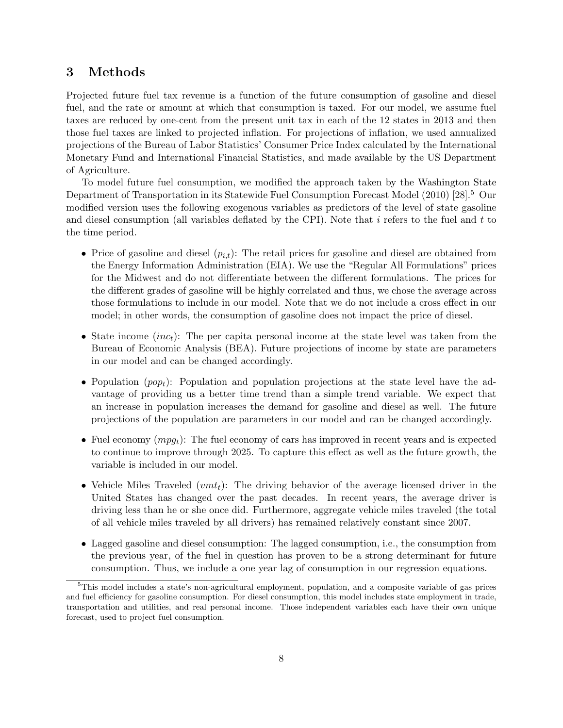## 3 Methods

Projected future fuel tax revenue is a function of the future consumption of gasoline and diesel fuel, and the rate or amount at which that consumption is taxed. For our model, we assume fuel taxes are reduced by one-cent from the present unit tax in each of the 12 states in 2013 and then those fuel taxes are linked to projected inflation. For projections of inflation, we used annualized projections of the Bureau of Labor Statistics' Consumer Price Index calculated by the International Monetary Fund and International Financial Statistics, and made available by the US Department of Agriculture.

To model future fuel consumption, we modified the approach taken by the Washington State Department of Transportation in its Statewide Fuel Consumption Forecast Model (2010) [28].[5] Our modified version uses the following exogenous variables as predictors of the level of state gasoline and diesel consumption (all variables deflated by the CPI). Note that $i$ refers to the fuel and $t$ to the time period.

- Price of gasoline and diesel ($p_{i,t}$): The retail prices for gasoline and diesel are obtained from the Energy Information Administration (EIA). We use the "Regular All Formulations" prices for the Midwest and do not differentiate between the different formulations. The prices for the different grades of gasoline will be highly correlated and thus, we chose the average across those formulations to include in our model. Note that we do not include a cross effect in our model; in other words, the consumption of gasoline does not impact the price of diesel.
- State income ($inc_t$): The per capita personal income at the state level was taken from the Bureau of Economic Analysis (BEA). Future projections of income by state are parameters in our model and can be changed accordingly.
- Population ($pop_t$): Population and population projections at the state level have the advantage of providing us a better time trend than a simple trend variable. We expect that an increase in population increases the demand for gasoline and diesel as well. The future projections of the population are parameters in our model and can be changed accordingly.
- Fuel economy ($mpg_t$): The fuel economy of cars has improved in recent years and is expected to continue to improve through 2025. To capture this effect as well as the future growth, the variable is included in our model.
- Vehicle Miles Traveled ($vmt_t$): The driving behavior of the average licensed driver in the United States has changed over the past decades. In recent years, the average driver is driving less than he or she once did. Furthermore, aggregate vehicle miles traveled (the total of all vehicle miles traveled by all drivers) has remained relatively constant since 2007.
- Lagged gasoline and diesel consumption: The lagged consumption, i.e., the consumption from the previous year, of the fuel in question has proven to be a strong determinant for future consumption. Thus, we include a one year lag of consumption in our regression equations.

[5] This model includes a state's non-agricultural employment, population, and a composite variable of gas prices and fuel efficiency for gasoline consumption. For diesel consumption, this model includes state employment in trade, transportation and utilities, and real personal income. Those independent variables each have their own unique forecast, used to project fuel consumption.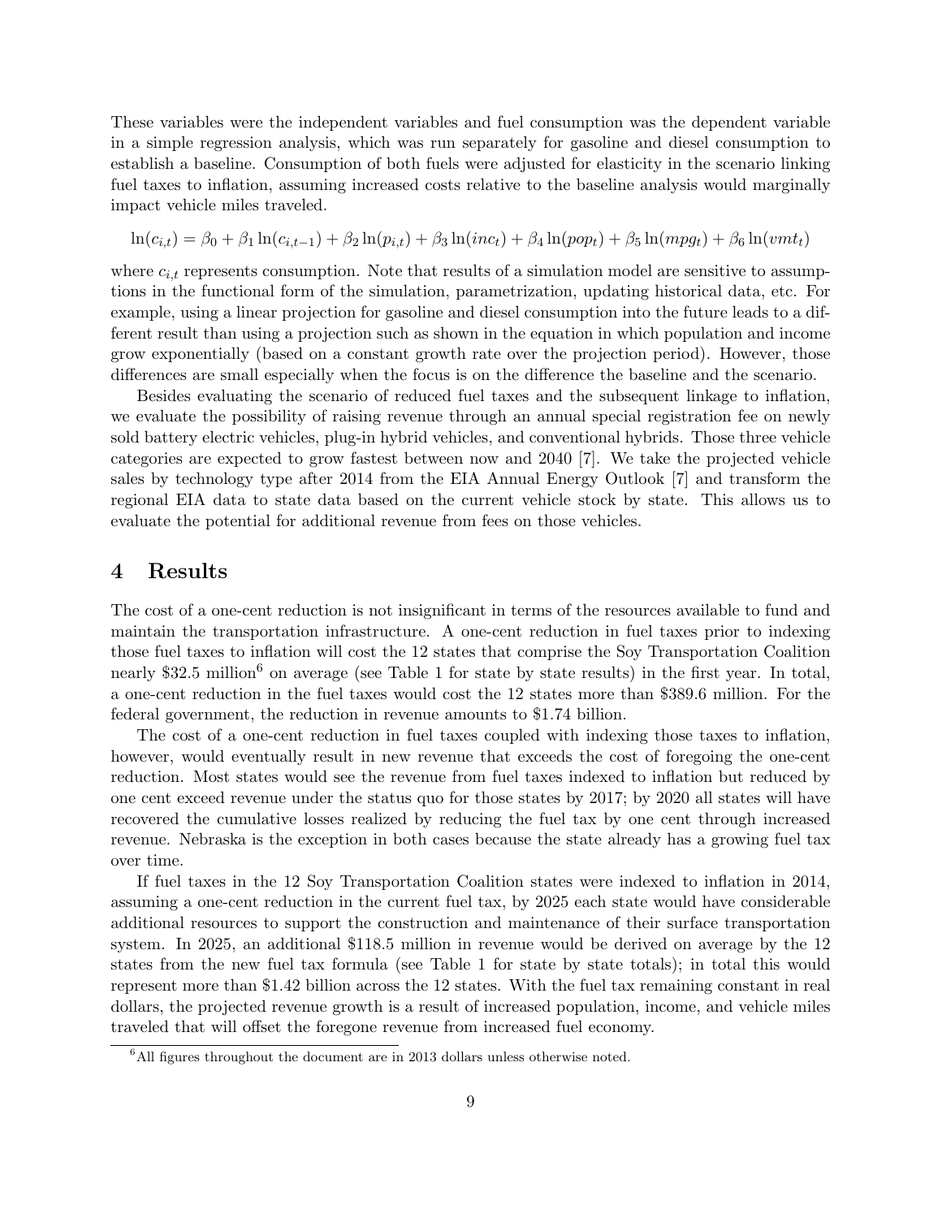These variables were the independent variables and fuel consumption was the dependent variable in a simple regression analysis, which was run separately for gasoline and diesel consumption to establish a baseline. Consumption of both fuels were adjusted for elasticity in the scenario linking fuel taxes to inflation, assuming increased costs relative to the baseline analysis would marginally impact vehicle miles traveled.

$$\ln(c_{i,t}) = \beta_0 + \beta_1 \ln(c_{i,t-1}) + \beta_2 \ln(p_{i,t}) + \beta_3 \ln(inc_t) + \beta_4 \ln(pop_t) + \beta_5 \ln(mpg_t) + \beta_6 \ln(vmt_t)$$

where $c_{i,t}$ represents consumption. Note that results of a simulation model are sensitive to assumptions in the functional form of the simulation, parametrization, updating historical data, etc. For example, using a linear projection for gasoline and diesel consumption into the future leads to a different result than using a projection such as shown in the equation in which population and income grow exponentially (based on a constant growth rate over the projection period). However, those differences are small especially when the focus is on the difference the baseline and the scenario.

Besides evaluating the scenario of reduced fuel taxes and the subsequent linkage to inflation, we evaluate the possibility of raising revenue through an annual special registration fee on newly sold battery electric vehicles, plug-in hybrid vehicles, and conventional hybrids. Those three vehicle categories are expected to grow fastest between now and 2040 [7]. We take the projected vehicle sales by technology type after 2014 from the EIA Annual Energy Outlook [7] and transform the regional EIA data to state data based on the current vehicle stock by state. This allows us to evaluate the potential for additional revenue from fees on those vehicles.

## 4 Results

The cost of a one-cent reduction is not insignificant in terms of the resources available to fund and maintain the transportation infrastructure. A one-cent reduction in fuel taxes prior to indexing those fuel taxes to inflation will cost the 12 states that comprise the Soy Transportation Coalition nearly \$32.5 million[6] on average (see Table 1 for state by state results) in the first year. In total, a one-cent reduction in the fuel taxes would cost the 12 states more than \$389.6 million. For the federal government, the reduction in revenue amounts to \$1.74 billion.

The cost of a one-cent reduction in fuel taxes coupled with indexing those taxes to inflation, however, would eventually result in new revenue that exceeds the cost of foregoing the one-cent reduction. Most states would see the revenue from fuel taxes indexed to inflation but reduced by one cent exceed revenue under the status quo for those states by 2017; by 2020 all states will have recovered the cumulative losses realized by reducing the fuel tax by one cent through increased revenue. Nebraska is the exception in both cases because the state already has a growing fuel tax over time.

If fuel taxes in the 12 Soy Transportation Coalition states were indexed to inflation in 2014, assuming a one-cent reduction in the current fuel tax, by 2025 each state would have considerable additional resources to support the construction and maintenance of their surface transportation system. In 2025, an additional \$118.5 million in revenue would be derived on average by the 12 states from the new fuel tax formula (see Table 1 for state by state totals); in total this would represent more than \$1.42 billion across the 12 states. With the fuel tax remaining constant in real dollars, the projected revenue growth is a result of increased population, income, and vehicle miles traveled that will offset the foregone revenue from increased fuel economy.

[6] All figures throughout the document are in 2013 dollars unless otherwise noted.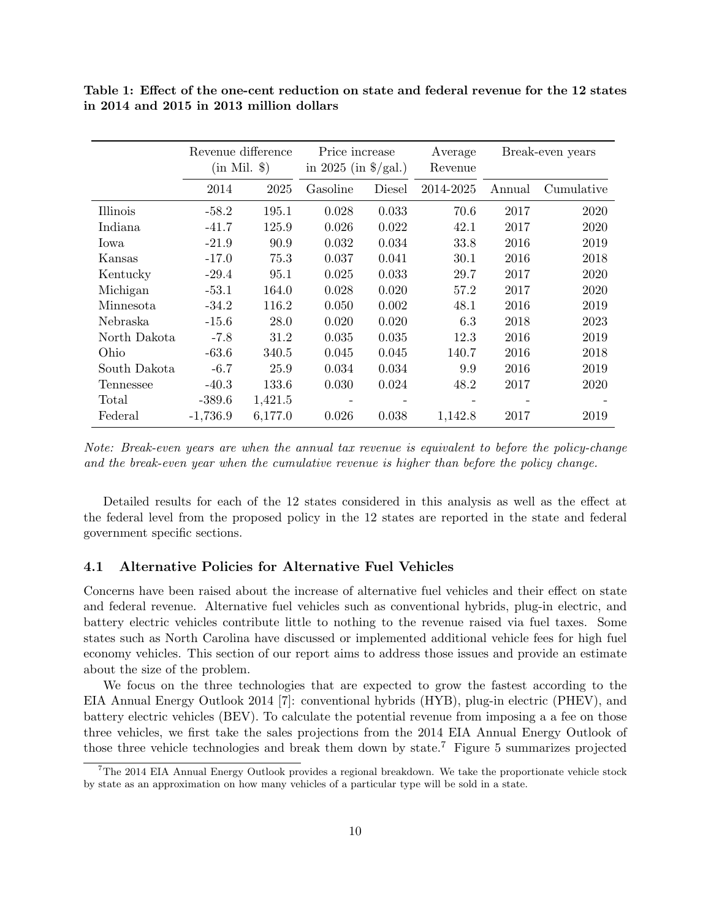**Table 1: Effect of the one-cent reduction on state and federal revenue for the 12 states in 2014 and 2015 in 2013 million dollars**

| | Revenue difference (in Mil. $) | | Price increase in 2025 (in $/gal.) | | Average Revenue | Break-even years | |
|---|---|---|---|---|---|---|---|
| | 2014 | 2025 | Gasoline | Diesel | 2014-2025 | Annual | Cumulative |
| Illinois | -58.2 | 195.1 | 0.028 | 0.033 | 70.6 | 2017 | 2020 |
| Indiana | -41.7 | 125.9 | 0.026 | 0.022 | 42.1 | 2017 | 2020 |
| Iowa | -21.9 | 90.9 | 0.032 | 0.034 | 33.8 | 2016 | 2019 |
| Kansas | -17.0 | 75.3 | 0.037 | 0.041 | 30.1 | 2016 | 2018 |
| Kentucky | -29.4 | 95.1 | 0.025 | 0.033 | 29.7 | 2017 | 2020 |
| Michigan | -53.1 | 164.0 | 0.028 | 0.020 | 57.2 | 2017 | 2020 |
| Minnesota | -34.2 | 116.2 | 0.050 | 0.002 | 48.1 | 2016 | 2019 |
| Nebraska | -15.6 | 28.0 | 0.020 | 0.020 | 6.3 | 2018 | 2023 |
| North Dakota | -7.8 | 31.2 | 0.035 | 0.035 | 12.3 | 2016 | 2019 |
| Ohio | -63.6 | 340.5 | 0.045 | 0.045 | 140.7 | 2016 | 2018 |
| South Dakota | -6.7 | 25.9 | 0.034 | 0.034 | 9.9 | 2016 | 2019 |
| Tennessee | -40.3 | 133.6 | 0.030 | 0.024 | 48.2 | 2017 | 2020 |
| Total | -389.6 | 1,421.5 | - | - | - | - | - |
| Federal | -1,736.9 | 6,177.0 | 0.026 | 0.038 | 1,142.8 | 2017 | 2019 |

*Note: Break-even years are when the annual tax revenue is equivalent to before the policy-change and the break-even year when the cumulative revenue is higher than before the policy change.*

Detailed results for each of the 12 states considered in this analysis as well as the effect at the federal level from the proposed policy in the 12 states are reported in the state and federal government specific sections.

### 4.1 Alternative Policies for Alternative Fuel Vehicles

Concerns have been raised about the increase of alternative fuel vehicles and their effect on state and federal revenue. Alternative fuel vehicles such as conventional hybrids, plug-in electric, and battery electric vehicles contribute little to nothing to the revenue raised via fuel taxes. Some states such as North Carolina have discussed or implemented additional vehicle fees for high fuel economy vehicles. This section of our report aims to address those issues and provide an estimate about the size of the problem.

We focus on the three technologies that are expected to grow the fastest according to the EIA Annual Energy Outlook 2014 [7]: conventional hybrids (HYB), plug-in electric (PHEV), and battery electric vehicles (BEV). To calculate the potential revenue from imposing a a fee on those three vehicles, we first take the sales projections from the 2014 EIA Annual Energy Outlook of those three vehicle technologies and break them down by state.[7] Figure 5 summarizes projected

[7] The 2014 EIA Annual Energy Outlook provides a regional breakdown. We take the proportionate vehicle stock by state as an approximation on how many vehicles of a particular type will be sold in a state.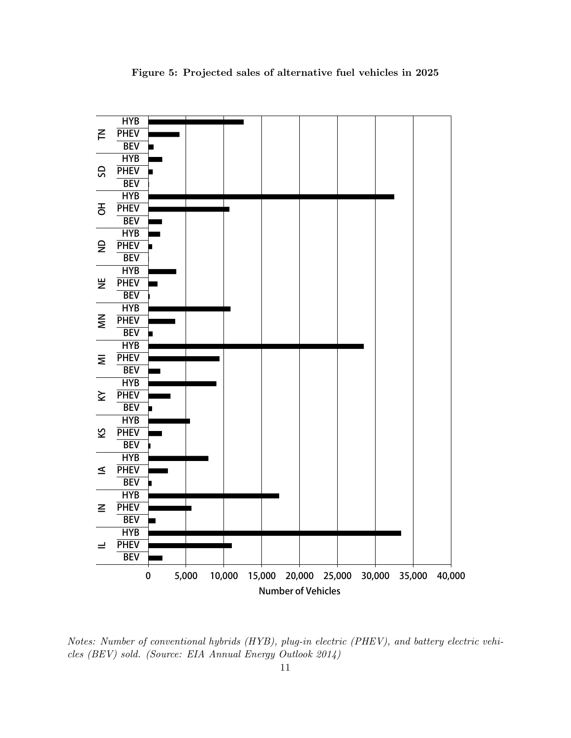**Figure 5: Projected sales of alternative fuel vehicles in 2025**

*Notes: Number of conventional hybrids (HYB), plug-in electric (PHEV), and battery electric vehicles (BEV) sold. (Source: EIA Annual Energy Outlook 2014)*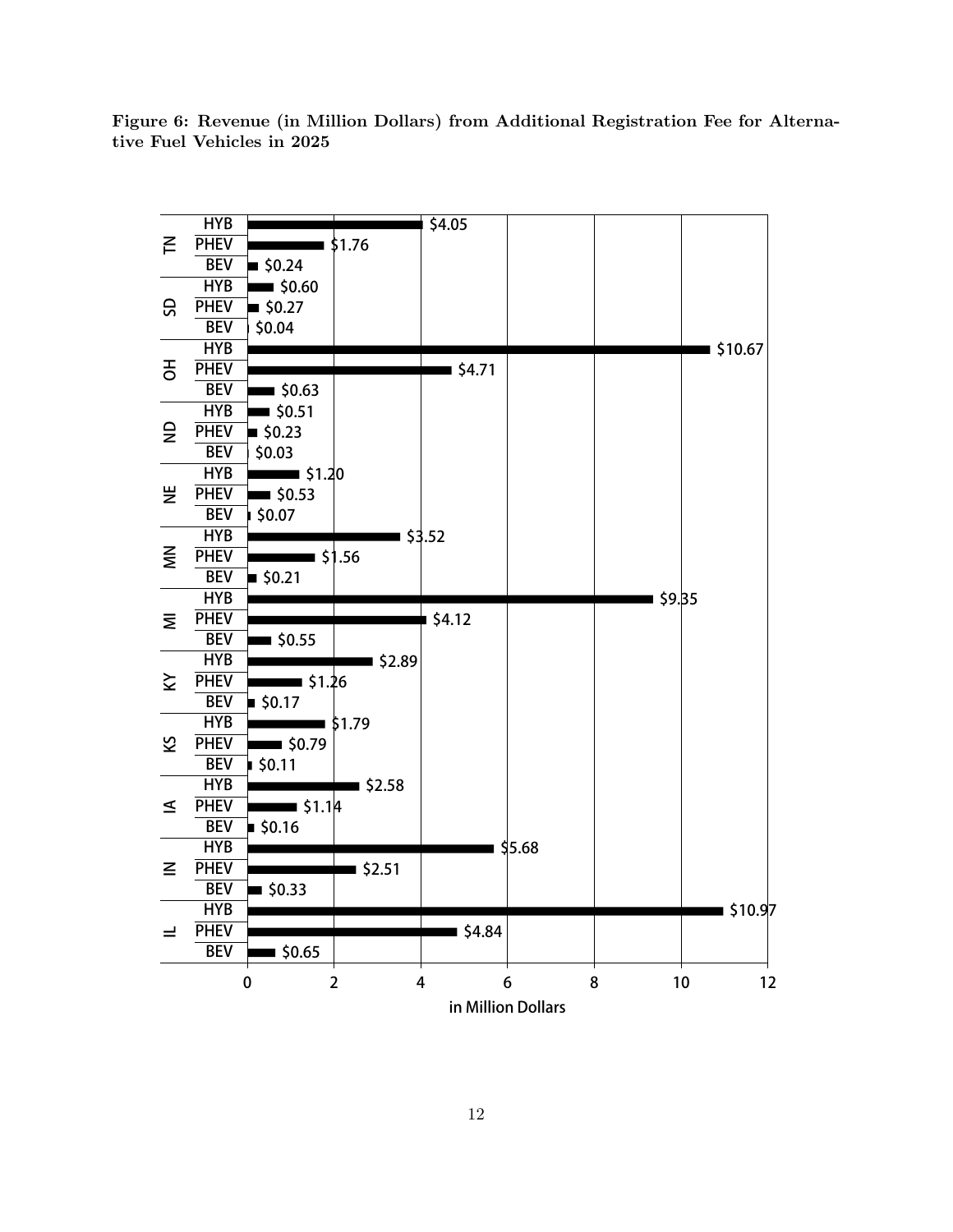**Figure 6: Revenue (in Million Dollars) from Additional Registration Fee for Alternative Fuel Vehicles in 2025**

| State | HYB | PHEV | BEV |
|---|---|---|---|
| TN | $4.05 | $1.76 | $0.24 |
| SD | $0.60 | $0.27 | $0.04 |
| OH | $10.67 | $4.71 | $0.63 |
| ND | $0.51 | $0.23 | $0.03 |
| NE | $1.20 | $0.53 | $0.07 |
| MN | $3.52 | $1.56 | $0.21 |
| MI | $9.35 | $4.12 | $0.55 |
| KY | $2.89 | $1.26 | $0.17 |
| KS | $1.79 | $0.79 | $0.11 |
| IA | $2.58 | $1.14 | $0.16 |
| IN | $5.68 | $2.51 | $0.33 |
| IL | $10.97 | $4.84 | $0.65 |

in Million Dollars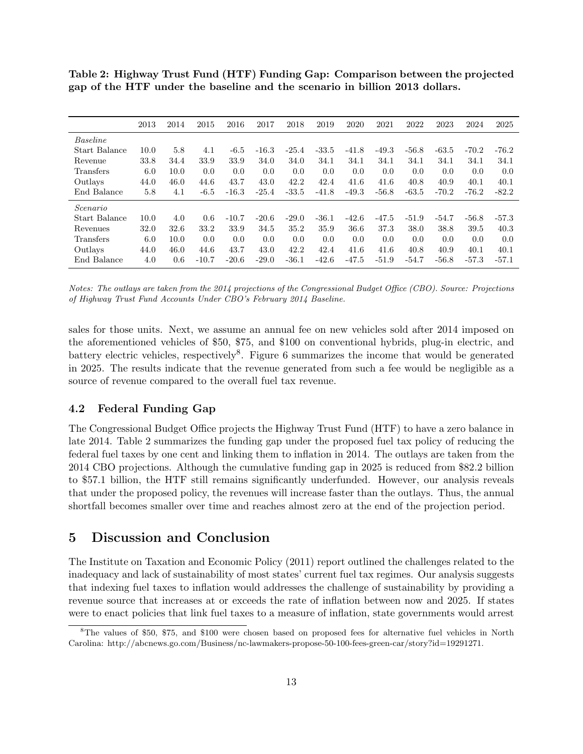**Table 2: Highway Trust Fund (HTF) Funding Gap: Comparison between the projected gap of the HTF under the baseline and the scenario in billion 2013 dollars.**

| | 2013 | 2014 | 2015 | 2016 | 2017 | 2018 | 2019 | 2020 | 2021 | 2022 | 2023 | 2024 | 2025 |
|---|---|---|---|---|---|---|---|---|---|---|---|---|---|
| *Baseline* | | | | | | | | | | | | | |
| Start Balance | 10.0 | 5.8 | 4.1 | -6.5 | -16.3 | -25.4 | -33.5 | -41.8 | -49.3 | -56.8 | -63.5 | -70.2 | -76.2 |
| Revenue | 33.8 | 34.4 | 33.9 | 33.9 | 34.0 | 34.0 | 34.1 | 34.1 | 34.1 | 34.1 | 34.1 | 34.1 | 34.1 |
| Transfers | 6.0 | 10.0 | 0.0 | 0.0 | 0.0 | 0.0 | 0.0 | 0.0 | 0.0 | 0.0 | 0.0 | 0.0 | 0.0 |
| Outlays | 44.0 | 46.0 | 44.6 | 43.7 | 43.0 | 42.2 | 42.4 | 41.6 | 41.6 | 40.8 | 40.9 | 40.1 | 40.1 |
| End Balance | 5.8 | 4.1 | -6.5 | -16.3 | -25.4 | -33.5 | -41.8 | -49.3 | -56.8 | -63.5 | -70.2 | -76.2 | -82.2 |
| *Scenario* | | | | | | | | | | | | | |
| Start Balance | 10.0 | 4.0 | 0.6 | -10.7 | -20.6 | -29.0 | -36.1 | -42.6 | -47.5 | -51.9 | -54.7 | -56.8 | -57.3 |
| Revenues | 32.0 | 32.6 | 33.2 | 33.9 | 34.5 | 35.2 | 35.9 | 36.6 | 37.3 | 38.0 | 38.8 | 39.5 | 40.3 |
| Transfers | 6.0 | 10.0 | 0.0 | 0.0 | 0.0 | 0.0 | 0.0 | 0.0 | 0.0 | 0.0 | 0.0 | 0.0 | 0.0 |
| Outlays | 44.0 | 46.0 | 44.6 | 43.7 | 43.0 | 42.2 | 42.4 | 41.6 | 41.6 | 40.8 | 40.9 | 40.1 | 40.1 |
| End Balance | 4.0 | 0.6 | -10.7 | -20.6 | -29.0 | -36.1 | -42.6 | -47.5 | -51.9 | -54.7 | -56.8 | -57.3 | -57.1 |

*Notes: The outlays are taken from the 2014 projections of the Congressional Budget Office (CBO). Source: Projections of Highway Trust Fund Accounts Under CBO's February 2014 Baseline.*

sales for those units. Next, we assume an annual fee on new vehicles sold after 2014 imposed on the aforementioned vehicles of $50, $75, and $100 on conventional hybrids, plug-in electric, and battery electric vehicles, respectively[8]. Figure 6 summarizes the income that would be generated in 2025. The results indicate that the revenue generated from such a fee would be negligible as a source of revenue compared to the overall fuel tax revenue.

### 4.2 Federal Funding Gap

The Congressional Budget Office projects the Highway Trust Fund (HTF) to have a zero balance in late 2014. Table 2 summarizes the funding gap under the proposed fuel tax policy of reducing the federal fuel taxes by one cent and linking them to inflation in 2014. The outlays are taken from the 2014 CBO projections. Although the cumulative funding gap in 2025 is reduced from $82.2 billion to $57.1 billion, the HTF still remains significantly underfunded. However, our analysis reveals that under the proposed policy, the revenues will increase faster than the outlays. Thus, the annual shortfall becomes smaller over time and reaches almost zero at the end of the projection period.

## 5 Discussion and Conclusion

The Institute on Taxation and Economic Policy (2011) report outlined the challenges related to the inadequacy and lack of sustainability of most states' current fuel tax regimes. Our analysis suggests that indexing fuel taxes to inflation would addresses the challenge of sustainability by providing a revenue source that increases at or exceeds the rate of inflation between now and 2025. If states were to enact policies that link fuel taxes to a measure of inflation, state governments would arrest

[8] The values of $50, $75, and $100 were chosen based on proposed fees for alternative fuel vehicles in North Carolina: http://abcnews.go.com/Business/nc-lawmakers-propose-50-100-fees-green-car/story?id=19291271.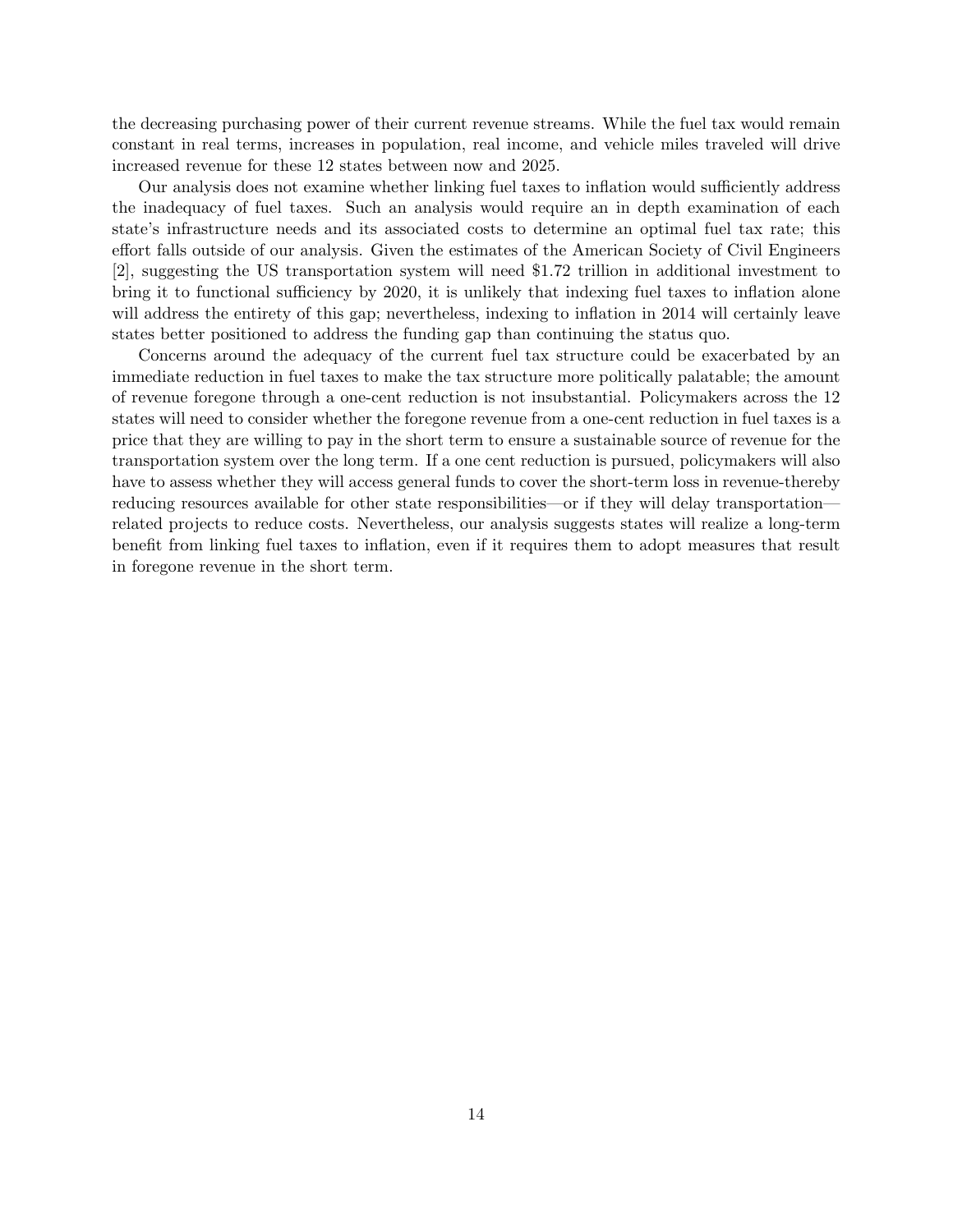the decreasing purchasing power of their current revenue streams. While the fuel tax would remain constant in real terms, increases in population, real income, and vehicle miles traveled will drive increased revenue for these 12 states between now and 2025.

Our analysis does not examine whether linking fuel taxes to inflation would sufficiently address the inadequacy of fuel taxes. Such an analysis would require an in depth examination of each state's infrastructure needs and its associated costs to determine an optimal fuel tax rate; this effort falls outside of our analysis. Given the estimates of the American Society of Civil Engineers [2], suggesting the US transportation system will need $1.72 trillion in additional investment to bring it to functional sufficiency by 2020, it is unlikely that indexing fuel taxes to inflation alone will address the entirety of this gap; nevertheless, indexing to inflation in 2014 will certainly leave states better positioned to address the funding gap than continuing the status quo.

Concerns around the adequacy of the current fuel tax structure could be exacerbated by an immediate reduction in fuel taxes to make the tax structure more politically palatable; the amount of revenue foregone through a one-cent reduction is not insubstantial. Policymakers across the 12 states will need to consider whether the foregone revenue from a one-cent reduction in fuel taxes is a price that they are willing to pay in the short term to ensure a sustainable source of revenue for the transportation system over the long term. If a one cent reduction is pursued, policymakers will also have to assess whether they will access general funds to cover the short-term loss in revenue-thereby reducing resources available for other state responsibilities—or if they will delay transportation—related projects to reduce costs. Nevertheless, our analysis suggests states will realize a long-term benefit from linking fuel taxes to inflation, even if it requires them to adopt measures that result in foregone revenue in the short term.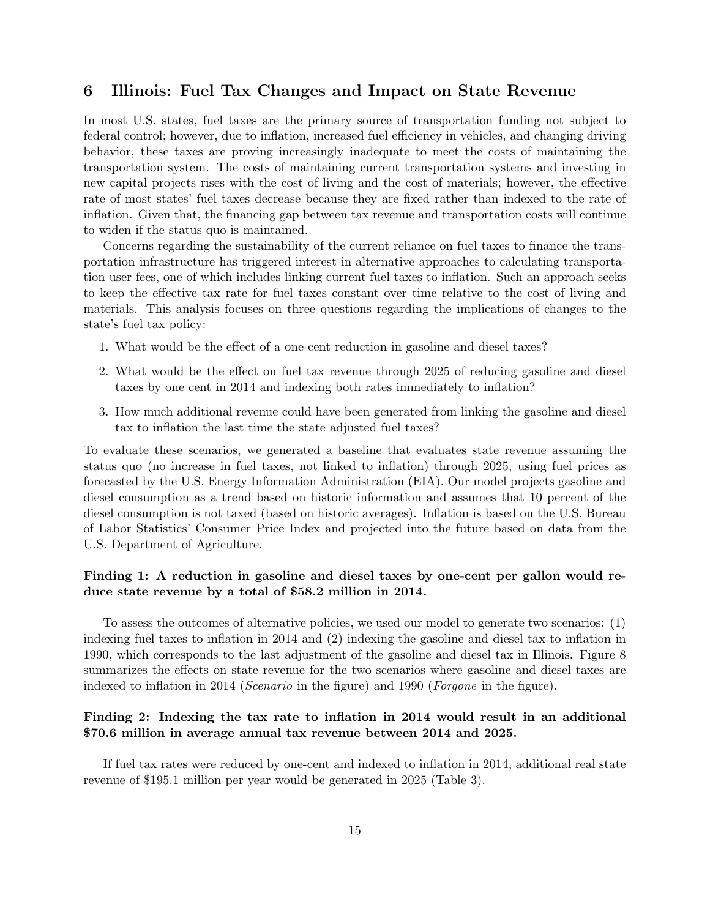## 6 Illinois: Fuel Tax Changes and Impact on State Revenue

In most U.S. states, fuel taxes are the primary source of transportation funding not subject to federal control; however, due to inflation, increased fuel efficiency in vehicles, and changing driving behavior, these taxes are proving increasingly inadequate to meet the costs of maintaining the transportation system. The costs of maintaining current transportation systems and investing in new capital projects rises with the cost of living and the cost of materials; however, the effective rate of most states' fuel taxes decrease because they are fixed rather than indexed to the rate of inflation. Given that, the financing gap between tax revenue and transportation costs will continue to widen if the status quo is maintained.

Concerns regarding the sustainability of the current reliance on fuel taxes to finance the transportation infrastructure has triggered interest in alternative approaches to calculating transportation user fees, one of which includes linking current fuel taxes to inflation. Such an approach seeks to keep the effective tax rate for fuel taxes constant over time relative to the cost of living and materials. This analysis focuses on three questions regarding the implications of changes to the state's fuel tax policy:

1. What would be the effect of a one-cent reduction in gasoline and diesel taxes?
2. What would be the effect on fuel tax revenue through 2025 of reducing gasoline and diesel taxes by one cent in 2014 and indexing both rates immediately to inflation?
3. How much additional revenue could have been generated from linking the gasoline and diesel tax to inflation the last time the state adjusted fuel taxes?

To evaluate these scenarios, we generated a baseline that evaluates state revenue assuming the status quo (no increase in fuel taxes, not linked to inflation) through 2025, using fuel prices as forecasted by the U.S. Energy Information Administration (EIA). Our model projects gasoline and diesel consumption as a trend based on historic information and assumes that 10 percent of the diesel consumption is not taxed (based on historic averages). Inflation is based on the U.S. Bureau of Labor Statistics' Consumer Price Index and projected into the future based on data from the U.S. Department of Agriculture.

**Finding 1: A reduction in gasoline and diesel taxes by one-cent per gallon would reduce state revenue by a total of $58.2 million in 2014.**

To assess the outcomes of alternative policies, we used our model to generate two scenarios: (1) indexing fuel taxes to inflation in 2014 and (2) indexing the gasoline and diesel tax to inflation in 1990, which corresponds to the last adjustment of the gasoline and diesel tax in Illinois. Figure 8 summarizes the effects on state revenue for the two scenarios where gasoline and diesel taxes are indexed to inflation in 2014 (*Scenario* in the figure) and 1990 (*Forgone* in the figure).

**Finding 2: Indexing the tax rate to inflation in 2014 would result in an additional $70.6 million in average annual tax revenue between 2014 and 2025.**

If fuel tax rates were reduced by one-cent and indexed to inflation in 2014, additional real state revenue of $195.1 million per year would be generated in 2025 (Table 3).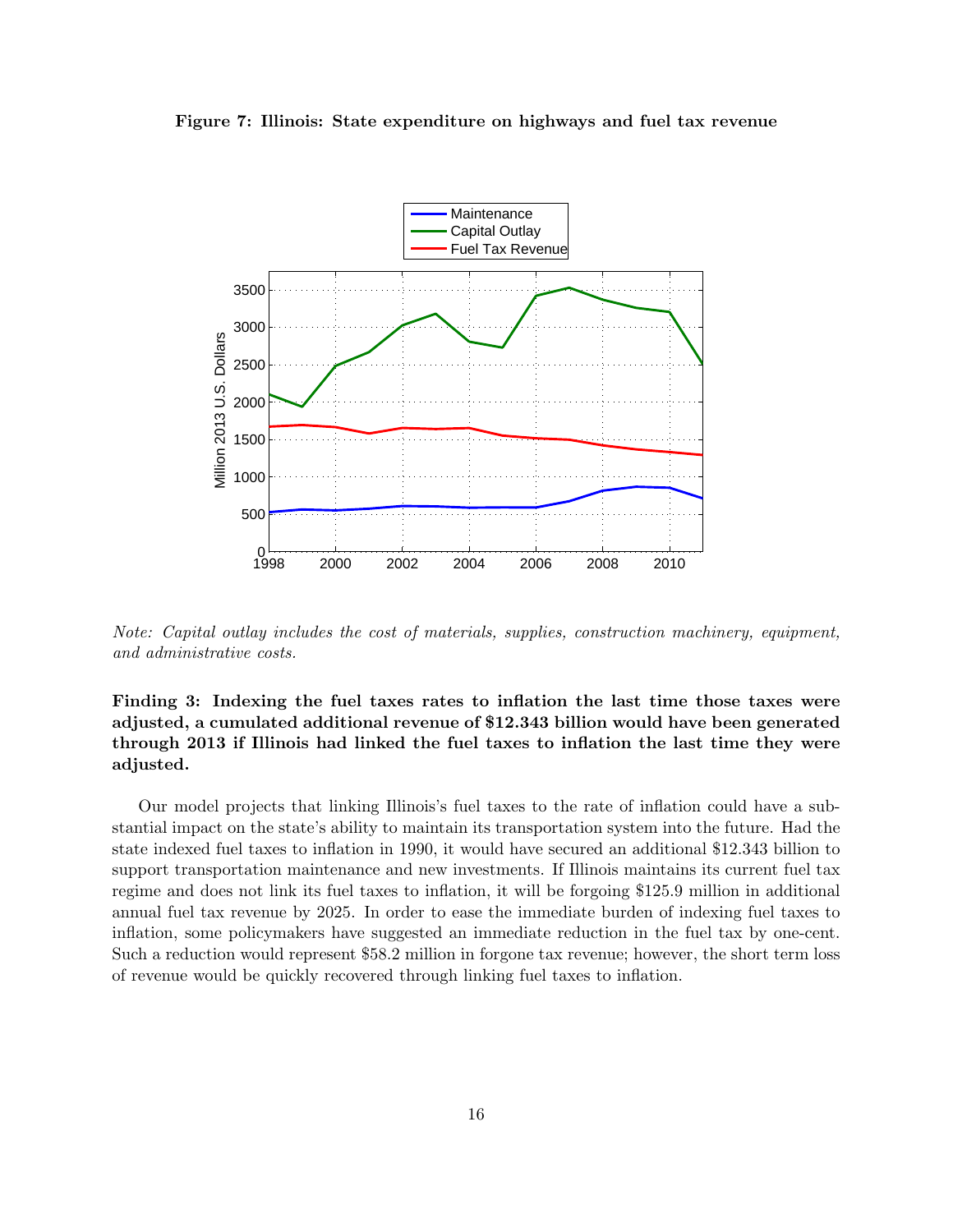**Figure 7: Illinois: State expenditure on highways and fuel tax revenue**

*Note: Capital outlay includes the cost of materials, supplies, construction machinery, equipment, and administrative costs.*

**Finding 3: Indexing the fuel taxes rates to inflation the last time those taxes were adjusted, a cumulated additional revenue of $12.343 billion would have been generated through 2013 if Illinois had linked the fuel taxes to inflation the last time they were adjusted.**

Our model projects that linking Illinois's fuel taxes to the rate of inflation could have a substantial impact on the state's ability to maintain its transportation system into the future. Had the state indexed fuel taxes to inflation in 1990, it would have secured an additional $12.343 billion to support transportation maintenance and new investments. If Illinois maintains its current fuel tax regime and does not link its fuel taxes to inflation, it will be forgoing $125.9 million in additional annual fuel tax revenue by 2025. In order to ease the immediate burden of indexing fuel taxes to inflation, some policymakers have suggested an immediate reduction in the fuel tax by one-cent. Such a reduction would represent $58.2 million in forgone tax revenue; however, the short term loss of revenue would be quickly recovered through linking fuel taxes to inflation.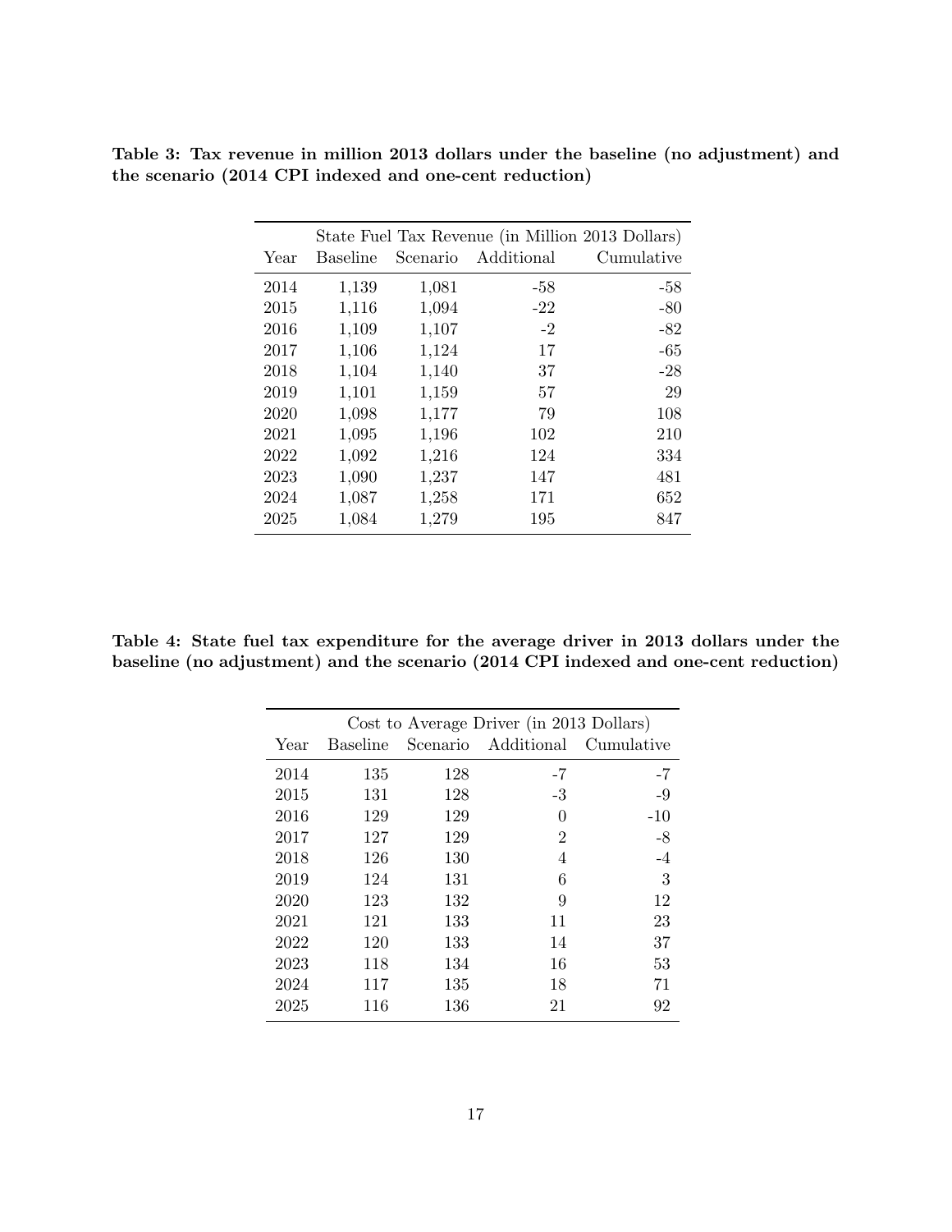**Table 3: Tax revenue in million 2013 dollars under the baseline (no adjustment) and the scenario (2014 CPI indexed and one-cent reduction)**

| | State Fuel Tax Revenue (in Million 2013 Dollars) | | | |
|---|---|---|---|---|
| Year | Baseline | Scenario | Additional | Cumulative |
| 2014 | 1,139 | 1,081 | -58 | -58 |
| 2015 | 1,116 | 1,094 | -22 | -80 |
| 2016 | 1,109 | 1,107 | -2 | -82 |
| 2017 | 1,106 | 1,124 | 17 | -65 |
| 2018 | 1,104 | 1,140 | 37 | -28 |
| 2019 | 1,101 | 1,159 | 57 | 29 |
| 2020 | 1,098 | 1,177 | 79 | 108 |
| 2021 | 1,095 | 1,196 | 102 | 210 |
| 2022 | 1,092 | 1,216 | 124 | 334 |
| 2023 | 1,090 | 1,237 | 147 | 481 |
| 2024 | 1,087 | 1,258 | 171 | 652 |
| 2025 | 1,084 | 1,279 | 195 | 847 |

**Table 4: State fuel tax expenditure for the average driver in 2013 dollars under the baseline (no adjustment) and the scenario (2014 CPI indexed and one-cent reduction)**

| | Cost to Average Driver (in 2013 Dollars) | | | |
|---|---|---|---|---|
| Year | Baseline | Scenario | Additional | Cumulative |
| 2014 | 135 | 128 | -7 | -7 |
| 2015 | 131 | 128 | -3 | -9 |
| 2016 | 129 | 129 | 0 | -10 |
| 2017 | 127 | 129 | 2 | -8 |
| 2018 | 126 | 130 | 4 | -4 |
| 2019 | 124 | 131 | 6 | 3 |
| 2020 | 123 | 132 | 9 | 12 |
| 2021 | 121 | 133 | 11 | 23 |
| 2022 | 120 | 133 | 14 | 37 |
| 2023 | 118 | 134 | 16 | 53 |
| 2024 | 117 | 135 | 18 | 71 |
| 2025 | 116 | 136 | 21 | 92 |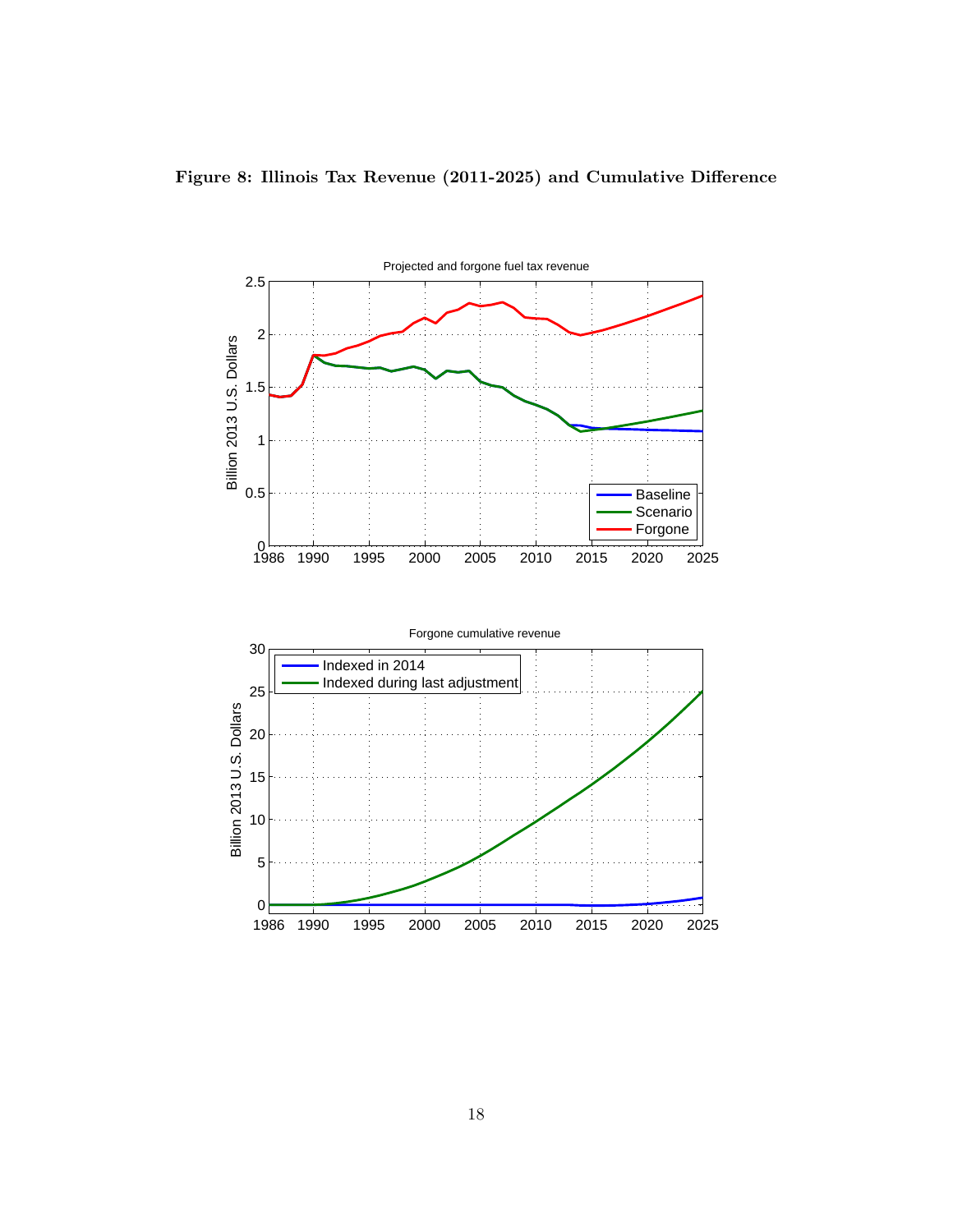**Figure 8: Illinois Tax Revenue (2011-2025) and Cumulative Difference**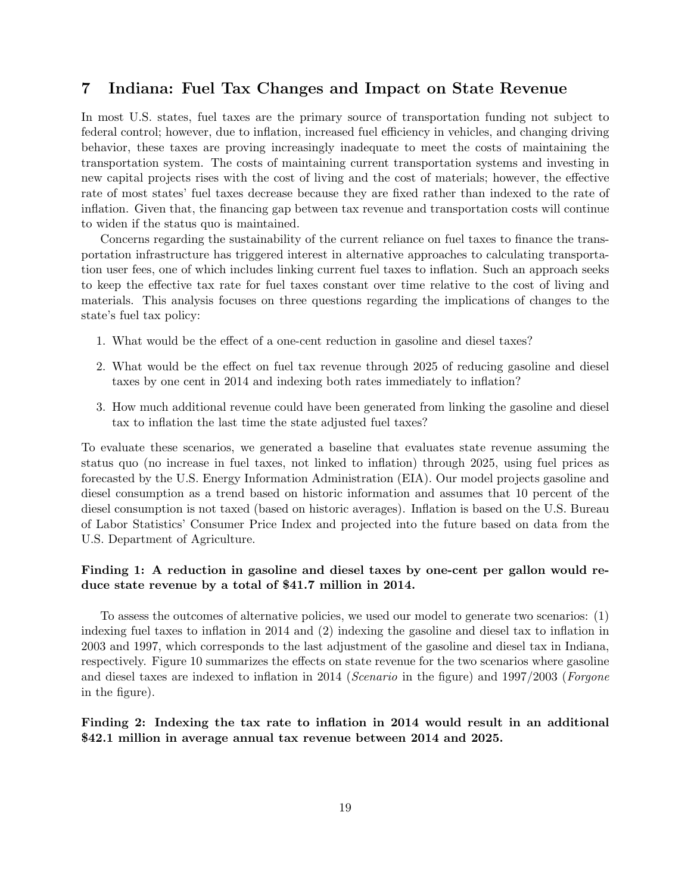## 7 Indiana: Fuel Tax Changes and Impact on State Revenue

In most U.S. states, fuel taxes are the primary source of transportation funding not subject to federal control; however, due to inflation, increased fuel efficiency in vehicles, and changing driving behavior, these taxes are proving increasingly inadequate to meet the costs of maintaining the transportation system. The costs of maintaining current transportation systems and investing in new capital projects rises with the cost of living and the cost of materials; however, the effective rate of most states' fuel taxes decrease because they are fixed rather than indexed to the rate of inflation. Given that, the financing gap between tax revenue and transportation costs will continue to widen if the status quo is maintained.

Concerns regarding the sustainability of the current reliance on fuel taxes to finance the transportation infrastructure has triggered interest in alternative approaches to calculating transportation user fees, one of which includes linking current fuel taxes to inflation. Such an approach seeks to keep the effective tax rate for fuel taxes constant over time relative to the cost of living and materials. This analysis focuses on three questions regarding the implications of changes to the state's fuel tax policy:

1. What would be the effect of a one-cent reduction in gasoline and diesel taxes?
2. What would be the effect on fuel tax revenue through 2025 of reducing gasoline and diesel taxes by one cent in 2014 and indexing both rates immediately to inflation?
3. How much additional revenue could have been generated from linking the gasoline and diesel tax to inflation the last time the state adjusted fuel taxes?

To evaluate these scenarios, we generated a baseline that evaluates state revenue assuming the status quo (no increase in fuel taxes, not linked to inflation) through 2025, using fuel prices as forecasted by the U.S. Energy Information Administration (EIA). Our model projects gasoline and diesel consumption as a trend based on historic information and assumes that 10 percent of the diesel consumption is not taxed (based on historic averages). Inflation is based on the U.S. Bureau of Labor Statistics' Consumer Price Index and projected into the future based on data from the U.S. Department of Agriculture.

**Finding 1: A reduction in gasoline and diesel taxes by one-cent per gallon would reduce state revenue by a total of $41.7 million in 2014.**

To assess the outcomes of alternative policies, we used our model to generate two scenarios: (1) indexing fuel taxes to inflation in 2014 and (2) indexing the gasoline and diesel tax to inflation in 2003 and 1997, which corresponds to the last adjustment of the gasoline and diesel tax in Indiana, respectively. Figure 10 summarizes the effects on state revenue for the two scenarios where gasoline and diesel taxes are indexed to inflation in 2014 (*Scenario* in the figure) and 1997/2003 (*Forgone* in the figure).

**Finding 2: Indexing the tax rate to inflation in 2014 would result in an additional $42.1 million in average annual tax revenue between 2014 and 2025.**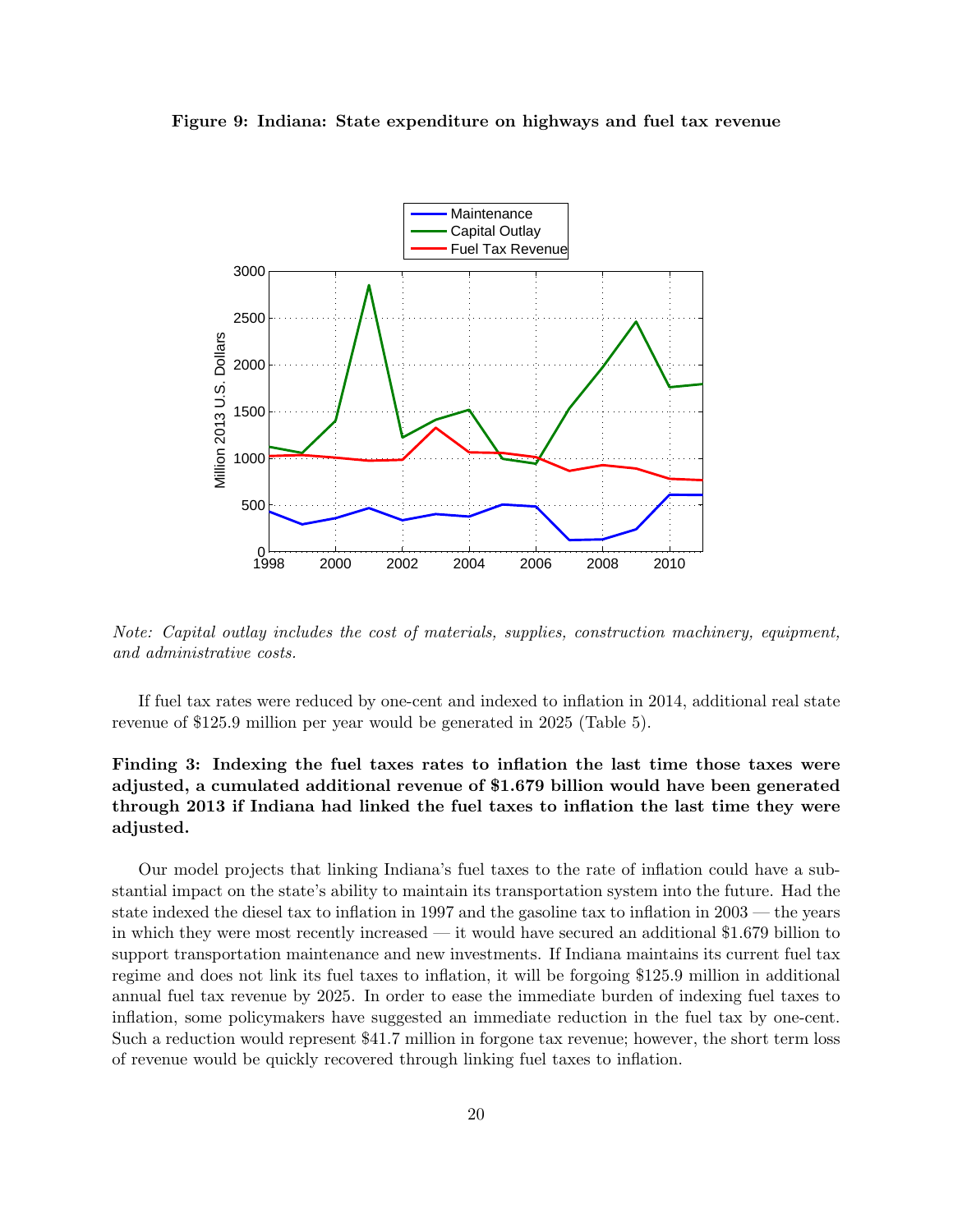**Figure 9: Indiana: State expenditure on highways and fuel tax revenue**

*Note: Capital outlay includes the cost of materials, supplies, construction machinery, equipment, and administrative costs.*

If fuel tax rates were reduced by one-cent and indexed to inflation in 2014, additional real state revenue of $125.9 million per year would be generated in 2025 (Table 5).

**Finding 3: Indexing the fuel taxes rates to inflation the last time those taxes were adjusted, a cumulated additional revenue of $1.679 billion would have been generated through 2013 if Indiana had linked the fuel taxes to inflation the last time they were adjusted.**

Our model projects that linking Indiana's fuel taxes to the rate of inflation could have a substantial impact on the state's ability to maintain its transportation system into the future. Had the state indexed the diesel tax to inflation in 1997 and the gasoline tax to inflation in 2003 — the years in which they were most recently increased — it would have secured an additional $1.679 billion to support transportation maintenance and new investments. If Indiana maintains its current fuel tax regime and does not link its fuel taxes to inflation, it will be forgoing $125.9 million in additional annual fuel tax revenue by 2025. In order to ease the immediate burden of indexing fuel taxes to inflation, some policymakers have suggested an immediate reduction in the fuel tax by one-cent. Such a reduction would represent $41.7 million in forgone tax revenue; however, the short term loss of revenue would be quickly recovered through linking fuel taxes to inflation.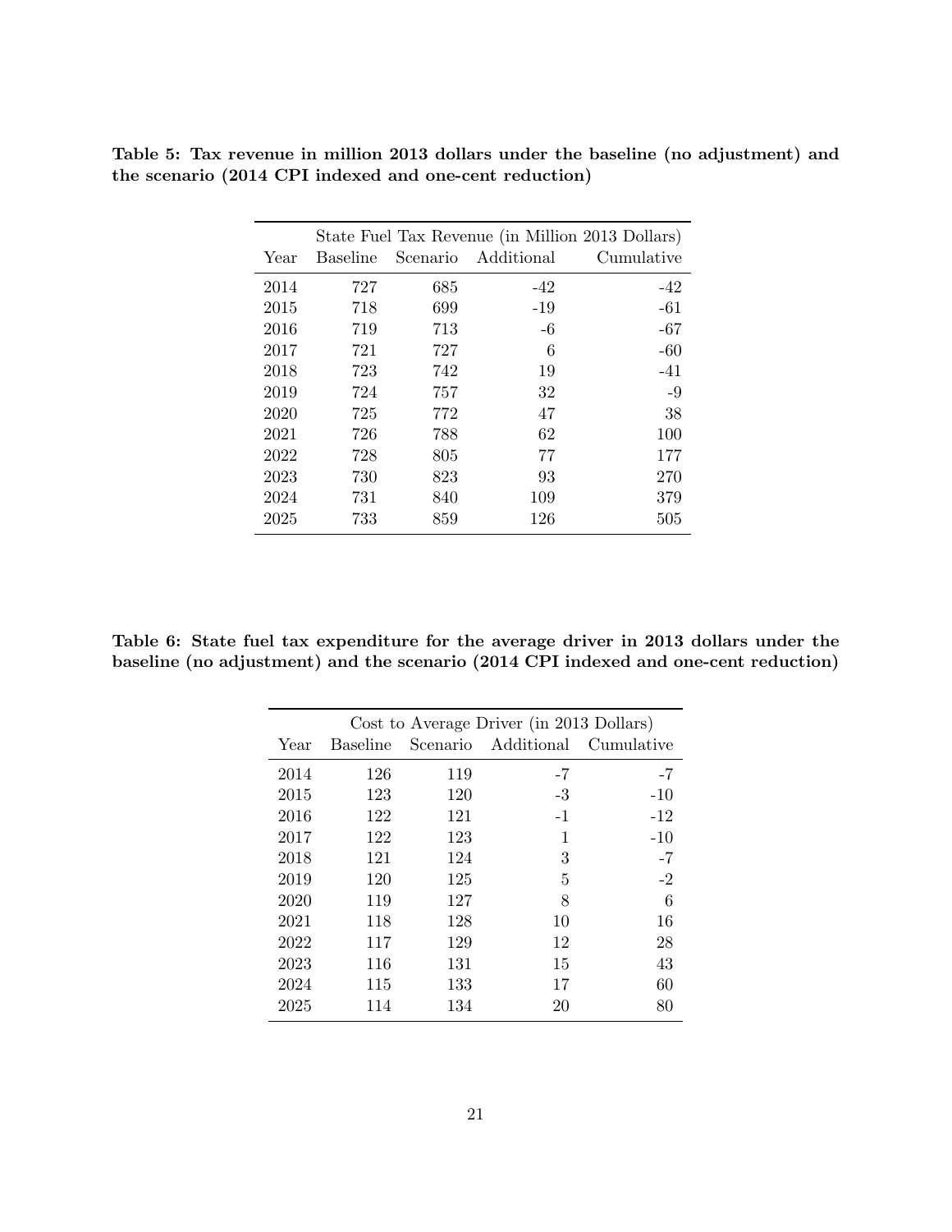**Table 5: Tax revenue in million 2013 dollars under the baseline (no adjustment) and the scenario (2014 CPI indexed and one-cent reduction)**

| | State Fuel Tax Revenue (in Million 2013 Dollars) | | | |
|---|---|---|---|---|
| Year | Baseline | Scenario | Additional | Cumulative |
| 2014 | 727 | 685 | -42 | -42 |
| 2015 | 718 | 699 | -19 | -61 |
| 2016 | 719 | 713 | -6 | -67 |
| 2017 | 721 | 727 | 6 | -60 |
| 2018 | 723 | 742 | 19 | -41 |
| 2019 | 724 | 757 | 32 | -9 |
| 2020 | 725 | 772 | 47 | 38 |
| 2021 | 726 | 788 | 62 | 100 |
| 2022 | 728 | 805 | 77 | 177 |
| 2023 | 730 | 823 | 93 | 270 |
| 2024 | 731 | 840 | 109 | 379 |
| 2025 | 733 | 859 | 126 | 505 |

**Table 6: State fuel tax expenditure for the average driver in 2013 dollars under the baseline (no adjustment) and the scenario (2014 CPI indexed and one-cent reduction)**

| | Cost to Average Driver (in 2013 Dollars) | | | |
|---|---|---|---|---|
| Year | Baseline | Scenario | Additional | Cumulative |
| 2014 | 126 | 119 | -7 | -7 |
| 2015 | 123 | 120 | -3 | -10 |
| 2016 | 122 | 121 | -1 | -12 |
| 2017 | 122 | 123 | 1 | -10 |
| 2018 | 121 | 124 | 3 | -7 |
| 2019 | 120 | 125 | 5 | -2 |
| 2020 | 119 | 127 | 8 | 6 |
| 2021 | 118 | 128 | 10 | 16 |
| 2022 | 117 | 129 | 12 | 28 |
| 2023 | 116 | 131 | 15 | 43 |
| 2024 | 115 | 133 | 17 | 60 |
| 2025 | 114 | 134 | 20 | 80 |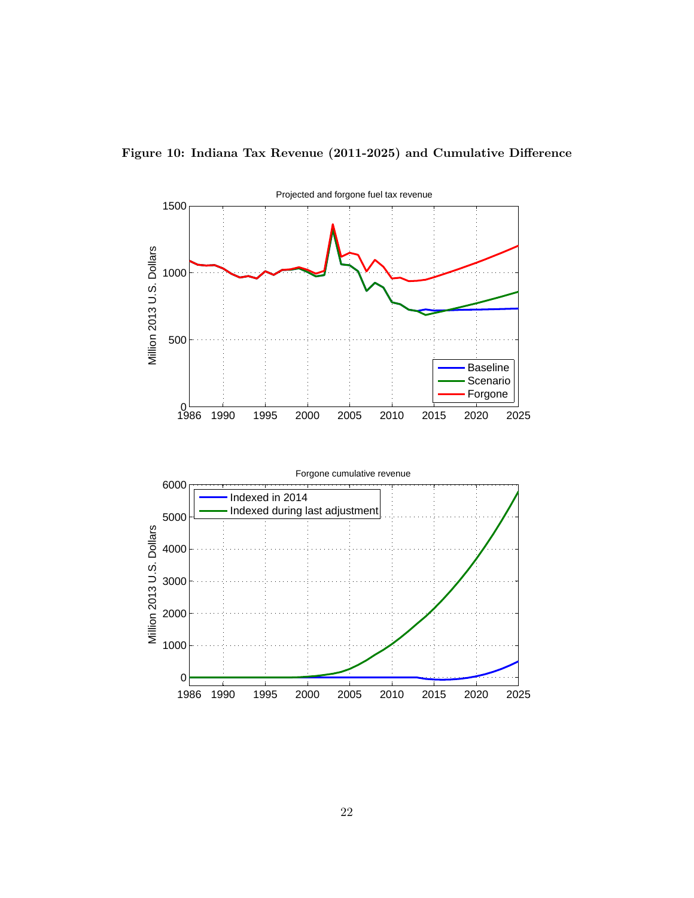**Figure 10: Indiana Tax Revenue (2011-2025) and Cumulative Difference**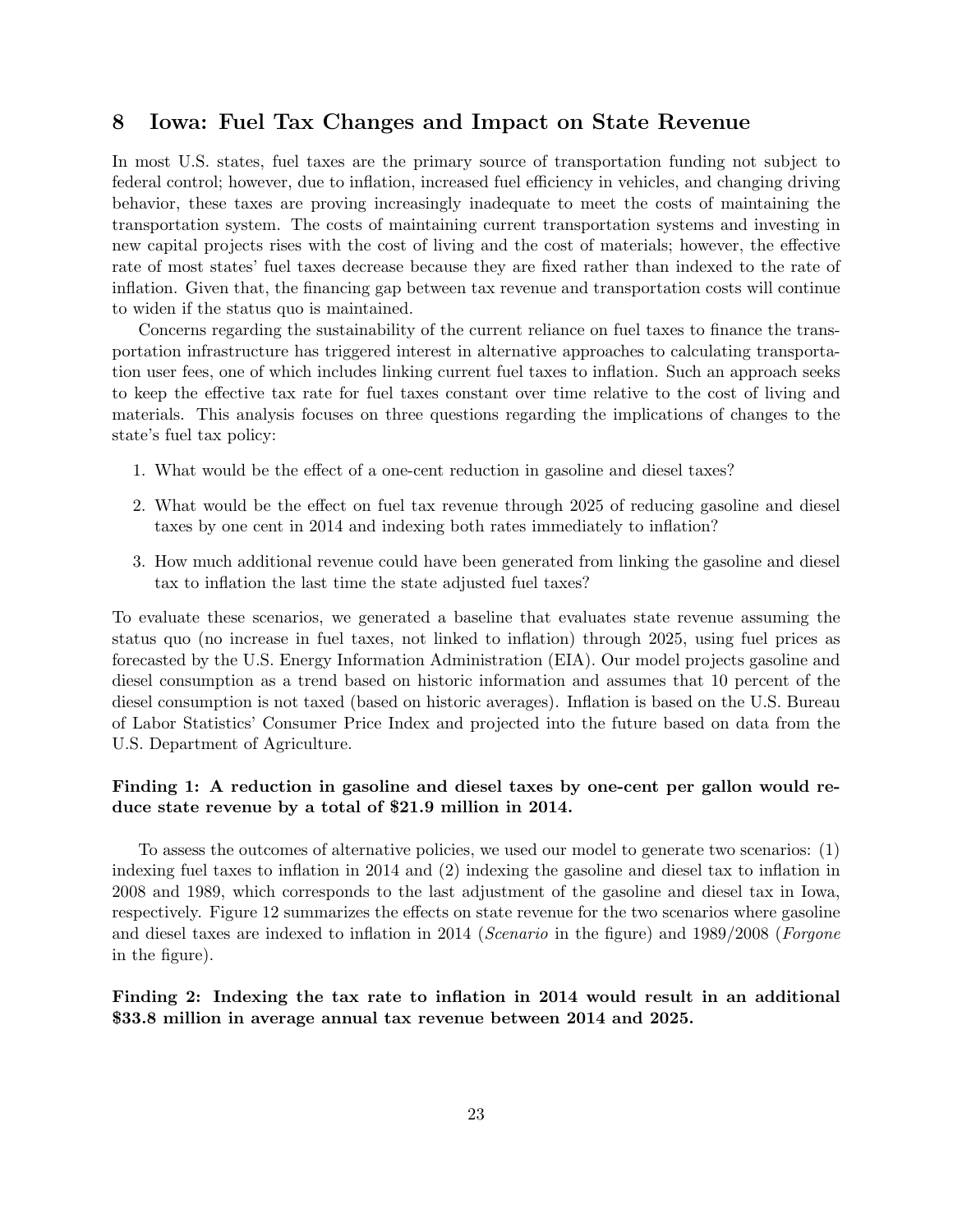## 8 Iowa: Fuel Tax Changes and Impact on State Revenue

In most U.S. states, fuel taxes are the primary source of transportation funding not subject to federal control; however, due to inflation, increased fuel efficiency in vehicles, and changing driving behavior, these taxes are proving increasingly inadequate to meet the costs of maintaining the transportation system. The costs of maintaining current transportation systems and investing in new capital projects rises with the cost of living and the cost of materials; however, the effective rate of most states' fuel taxes decrease because they are fixed rather than indexed to the rate of inflation. Given that, the financing gap between tax revenue and transportation costs will continue to widen if the status quo is maintained.

Concerns regarding the sustainability of the current reliance on fuel taxes to finance the transportation infrastructure has triggered interest in alternative approaches to calculating transportation user fees, one of which includes linking current fuel taxes to inflation. Such an approach seeks to keep the effective tax rate for fuel taxes constant over time relative to the cost of living and materials. This analysis focuses on three questions regarding the implications of changes to the state's fuel tax policy:

1. What would be the effect of a one-cent reduction in gasoline and diesel taxes?
2. What would be the effect on fuel tax revenue through 2025 of reducing gasoline and diesel taxes by one cent in 2014 and indexing both rates immediately to inflation?
3. How much additional revenue could have been generated from linking the gasoline and diesel tax to inflation the last time the state adjusted fuel taxes?

To evaluate these scenarios, we generated a baseline that evaluates state revenue assuming the status quo (no increase in fuel taxes, not linked to inflation) through 2025, using fuel prices as forecasted by the U.S. Energy Information Administration (EIA). Our model projects gasoline and diesel consumption as a trend based on historic information and assumes that 10 percent of the diesel consumption is not taxed (based on historic averages). Inflation is based on the U.S. Bureau of Labor Statistics' Consumer Price Index and projected into the future based on data from the U.S. Department of Agriculture.

**Finding 1: A reduction in gasoline and diesel taxes by one-cent per gallon would reduce state revenue by a total of $21.9 million in 2014.**

To assess the outcomes of alternative policies, we used our model to generate two scenarios: (1) indexing fuel taxes to inflation in 2014 and (2) indexing the gasoline and diesel tax to inflation in 2008 and 1989, which corresponds to the last adjustment of the gasoline and diesel tax in Iowa, respectively. Figure 12 summarizes the effects on state revenue for the two scenarios where gasoline and diesel taxes are indexed to inflation in 2014 (*Scenario* in the figure) and 1989/2008 (*Forgone* in the figure).

**Finding 2: Indexing the tax rate to inflation in 2014 would result in an additional $33.8 million in average annual tax revenue between 2014 and 2025.**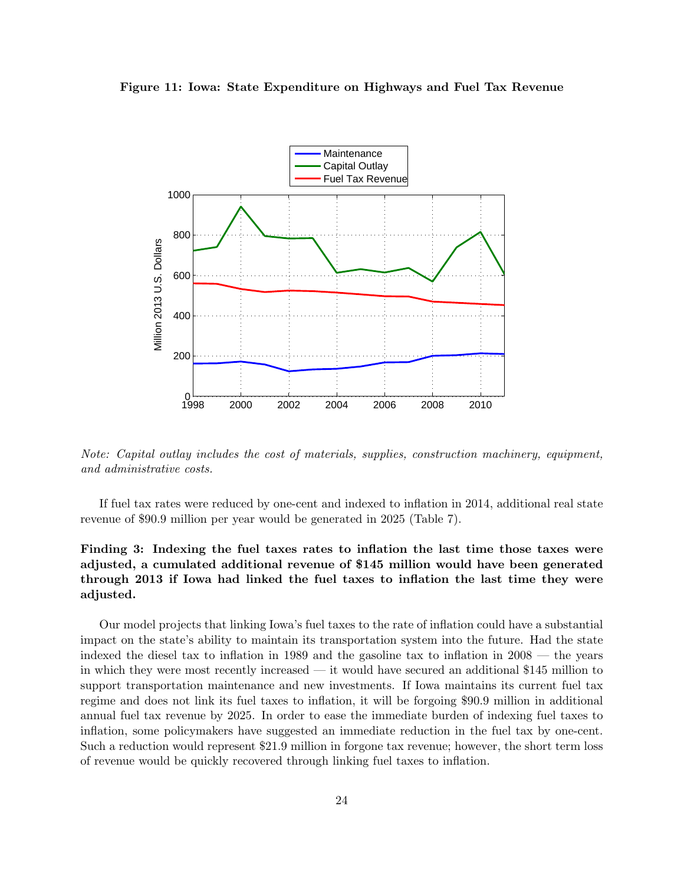**Figure 11: Iowa: State Expenditure on Highways and Fuel Tax Revenue**

*Note: Capital outlay includes the cost of materials, supplies, construction machinery, equipment, and administrative costs.*

If fuel tax rates were reduced by one-cent and indexed to inflation in 2014, additional real state revenue of $90.9 million per year would be generated in 2025 (Table 7).

**Finding 3: Indexing the fuel taxes rates to inflation the last time those taxes were adjusted, a cumulated additional revenue of $145 million would have been generated through 2013 if Iowa had linked the fuel taxes to inflation the last time they were adjusted.**

Our model projects that linking Iowa's fuel taxes to the rate of inflation could have a substantial impact on the state's ability to maintain its transportation system into the future. Had the state indexed the diesel tax to inflation in 1989 and the gasoline tax to inflation in 2008 — the years in which they were most recently increased — it would have secured an additional $145 million to support transportation maintenance and new investments. If Iowa maintains its current fuel tax regime and does not link its fuel taxes to inflation, it will be forgoing $90.9 million in additional annual fuel tax revenue by 2025. In order to ease the immediate burden of indexing fuel taxes to inflation, some policymakers have suggested an immediate reduction in the fuel tax by one-cent. Such a reduction would represent $21.9 million in forgone tax revenue; however, the short term loss of revenue would be quickly recovered through linking fuel taxes to inflation.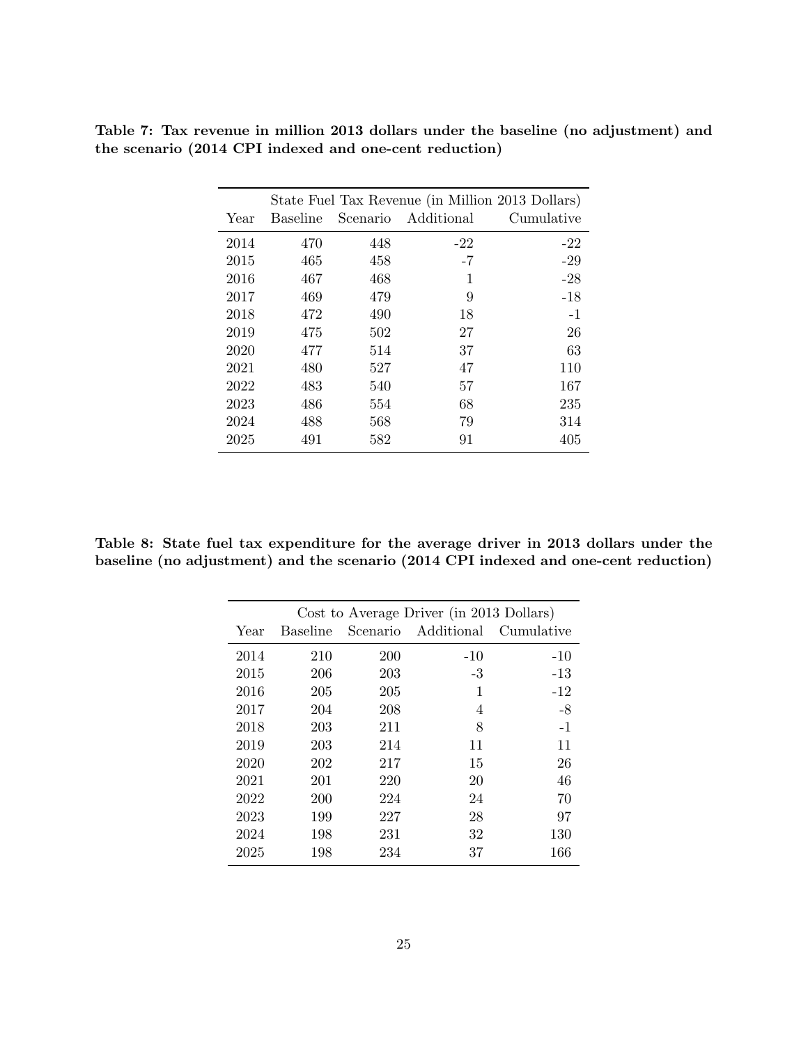**Table 7: Tax revenue in million 2013 dollars under the baseline (no adjustment) and the scenario (2014 CPI indexed and one-cent reduction)**

| | State Fuel Tax Revenue (in Million 2013 Dollars) | | | |
|---|---|---|---|---|
| Year | Baseline | Scenario | Additional | Cumulative |
| 2014 | 470 | 448 | -22 | -22 |
| 2015 | 465 | 458 | -7 | -29 |
| 2016 | 467 | 468 | 1 | -28 |
| 2017 | 469 | 479 | 9 | -18 |
| 2018 | 472 | 490 | 18 | -1 |
| 2019 | 475 | 502 | 27 | 26 |
| 2020 | 477 | 514 | 37 | 63 |
| 2021 | 480 | 527 | 47 | 110 |
| 2022 | 483 | 540 | 57 | 167 |
| 2023 | 486 | 554 | 68 | 235 |
| 2024 | 488 | 568 | 79 | 314 |
| 2025 | 491 | 582 | 91 | 405 |

**Table 8: State fuel tax expenditure for the average driver in 2013 dollars under the baseline (no adjustment) and the scenario (2014 CPI indexed and one-cent reduction)**

| | Cost to Average Driver (in 2013 Dollars) | | | |
|---|---|---|---|---|
| Year | Baseline | Scenario | Additional | Cumulative |
| 2014 | 210 | 200 | -10 | -10 |
| 2015 | 206 | 203 | -3 | -13 |
| 2016 | 205 | 205 | 1 | -12 |
| 2017 | 204 | 208 | 4 | -8 |
| 2018 | 203 | 211 | 8 | -1 |
| 2019 | 203 | 214 | 11 | 11 |
| 2020 | 202 | 217 | 15 | 26 |
| 2021 | 201 | 220 | 20 | 46 |
| 2022 | 200 | 224 | 24 | 70 |
| 2023 | 199 | 227 | 28 | 97 |
| 2024 | 198 | 231 | 32 | 130 |
| 2025 | 198 | 234 | 37 | 166 |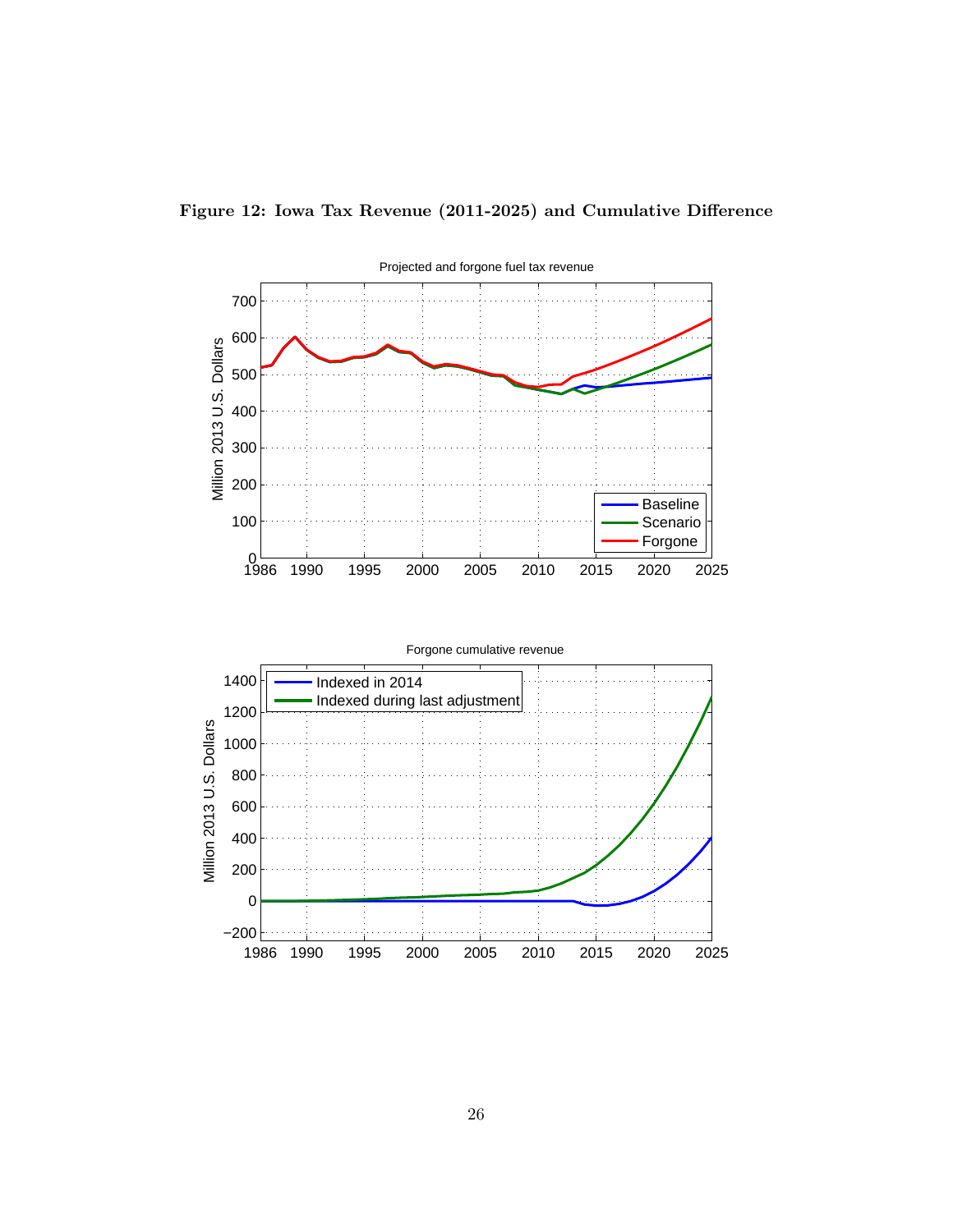**Figure 12: Iowa Tax Revenue (2011-2025) and Cumulative Difference**

Projected and forgone fuel tax revenue

Forgone cumulative revenue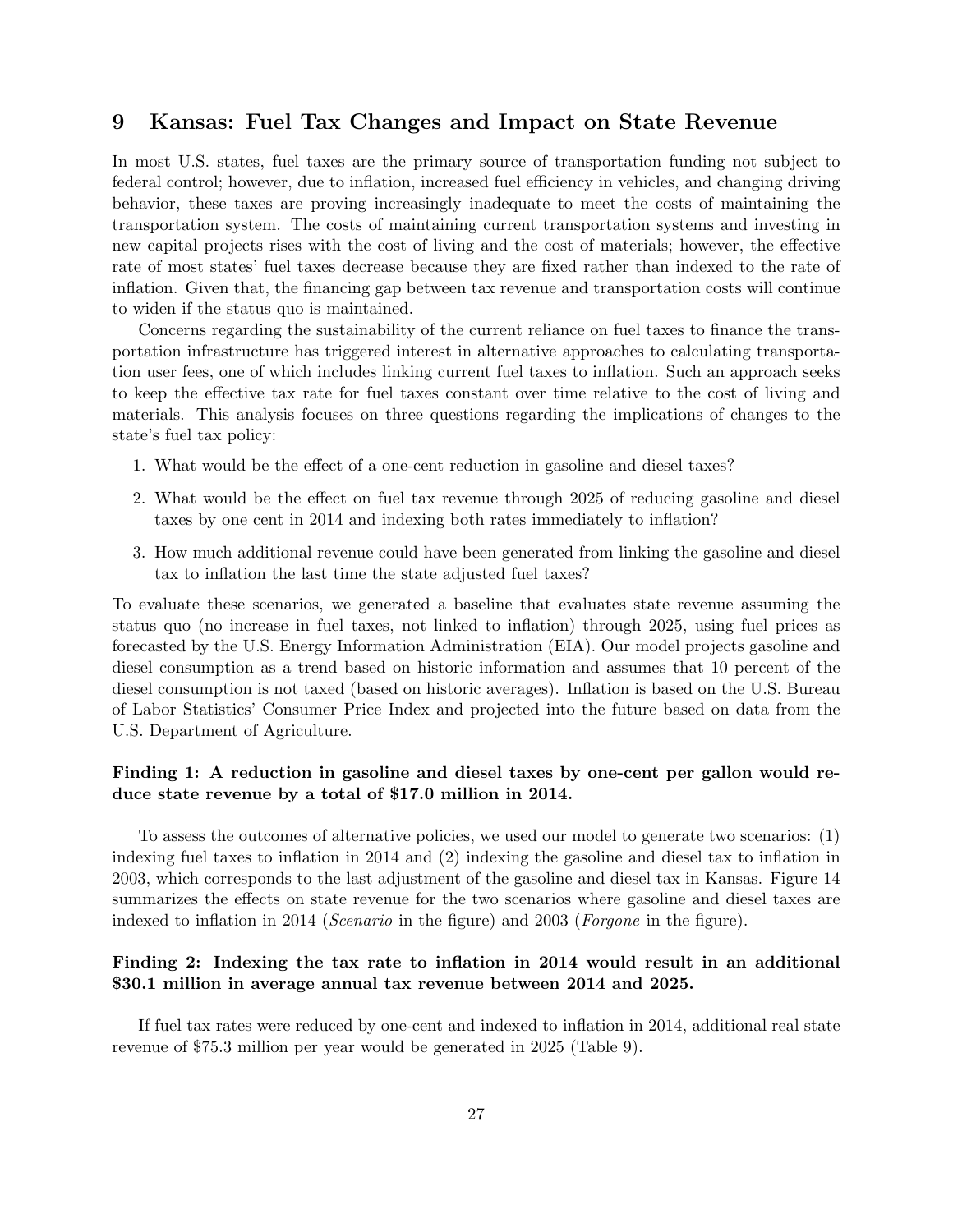## 9 Kansas: Fuel Tax Changes and Impact on State Revenue

In most U.S. states, fuel taxes are the primary source of transportation funding not subject to federal control; however, due to inflation, increased fuel efficiency in vehicles, and changing driving behavior, these taxes are proving increasingly inadequate to meet the costs of maintaining the transportation system. The costs of maintaining current transportation systems and investing in new capital projects rises with the cost of living and the cost of materials; however, the effective rate of most states' fuel taxes decrease because they are fixed rather than indexed to the rate of inflation. Given that, the financing gap between tax revenue and transportation costs will continue to widen if the status quo is maintained.

Concerns regarding the sustainability of the current reliance on fuel taxes to finance the transportation infrastructure has triggered interest in alternative approaches to calculating transportation user fees, one of which includes linking current fuel taxes to inflation. Such an approach seeks to keep the effective tax rate for fuel taxes constant over time relative to the cost of living and materials. This analysis focuses on three questions regarding the implications of changes to the state's fuel tax policy:

1. What would be the effect of a one-cent reduction in gasoline and diesel taxes?
2. What would be the effect on fuel tax revenue through 2025 of reducing gasoline and diesel taxes by one cent in 2014 and indexing both rates immediately to inflation?
3. How much additional revenue could have been generated from linking the gasoline and diesel tax to inflation the last time the state adjusted fuel taxes?

To evaluate these scenarios, we generated a baseline that evaluates state revenue assuming the status quo (no increase in fuel taxes, not linked to inflation) through 2025, using fuel prices as forecasted by the U.S. Energy Information Administration (EIA). Our model projects gasoline and diesel consumption as a trend based on historic information and assumes that 10 percent of the diesel consumption is not taxed (based on historic averages). Inflation is based on the U.S. Bureau of Labor Statistics' Consumer Price Index and projected into the future based on data from the U.S. Department of Agriculture.

**Finding 1: A reduction in gasoline and diesel taxes by one-cent per gallon would reduce state revenue by a total of $17.0 million in 2014.**

To assess the outcomes of alternative policies, we used our model to generate two scenarios: (1) indexing fuel taxes to inflation in 2014 and (2) indexing the gasoline and diesel tax to inflation in 2003, which corresponds to the last adjustment of the gasoline and diesel tax in Kansas. Figure 14 summarizes the effects on state revenue for the two scenarios where gasoline and diesel taxes are indexed to inflation in 2014 (*Scenario* in the figure) and 2003 (*Forgone* in the figure).

**Finding 2: Indexing the tax rate to inflation in 2014 would result in an additional $30.1 million in average annual tax revenue between 2014 and 2025.**

If fuel tax rates were reduced by one-cent and indexed to inflation in 2014, additional real state revenue of $75.3 million per year would be generated in 2025 (Table 9).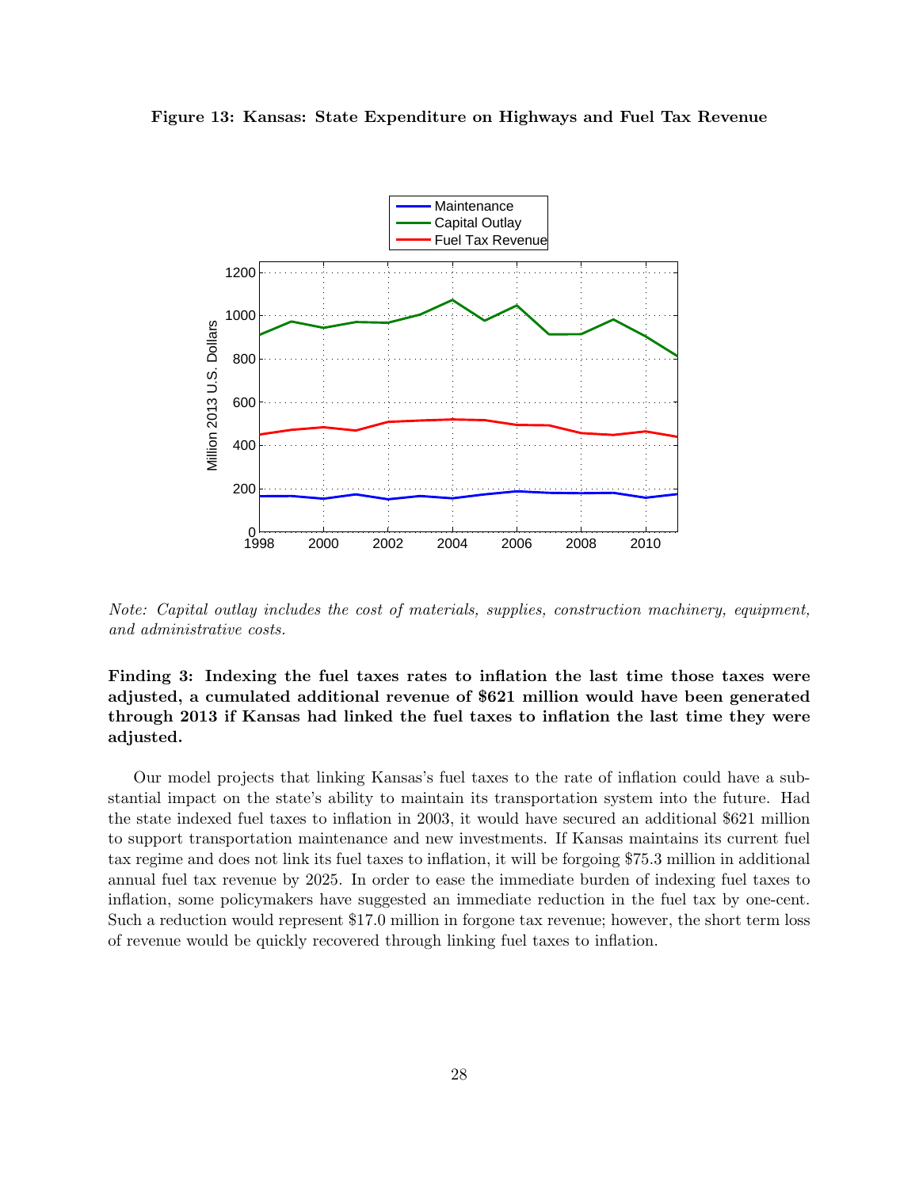**Figure 13: Kansas: State Expenditure on Highways and Fuel Tax Revenue**

*Note: Capital outlay includes the cost of materials, supplies, construction machinery, equipment, and administrative costs.*

**Finding 3: Indexing the fuel taxes rates to inflation the last time those taxes were adjusted, a cumulated additional revenue of $621 million would have been generated through 2013 if Kansas had linked the fuel taxes to inflation the last time they were adjusted.**

Our model projects that linking Kansas's fuel taxes to the rate of inflation could have a substantial impact on the state's ability to maintain its transportation system into the future. Had the state indexed fuel taxes to inflation in 2003, it would have secured an additional $621 million to support transportation maintenance and new investments. If Kansas maintains its current fuel tax regime and does not link its fuel taxes to inflation, it will be forgoing $75.3 million in additional annual fuel tax revenue by 2025. In order to ease the immediate burden of indexing fuel taxes to inflation, some policymakers have suggested an immediate reduction in the fuel tax by one-cent. Such a reduction would represent $17.0 million in forgone tax revenue; however, the short term loss of revenue would be quickly recovered through linking fuel taxes to inflation.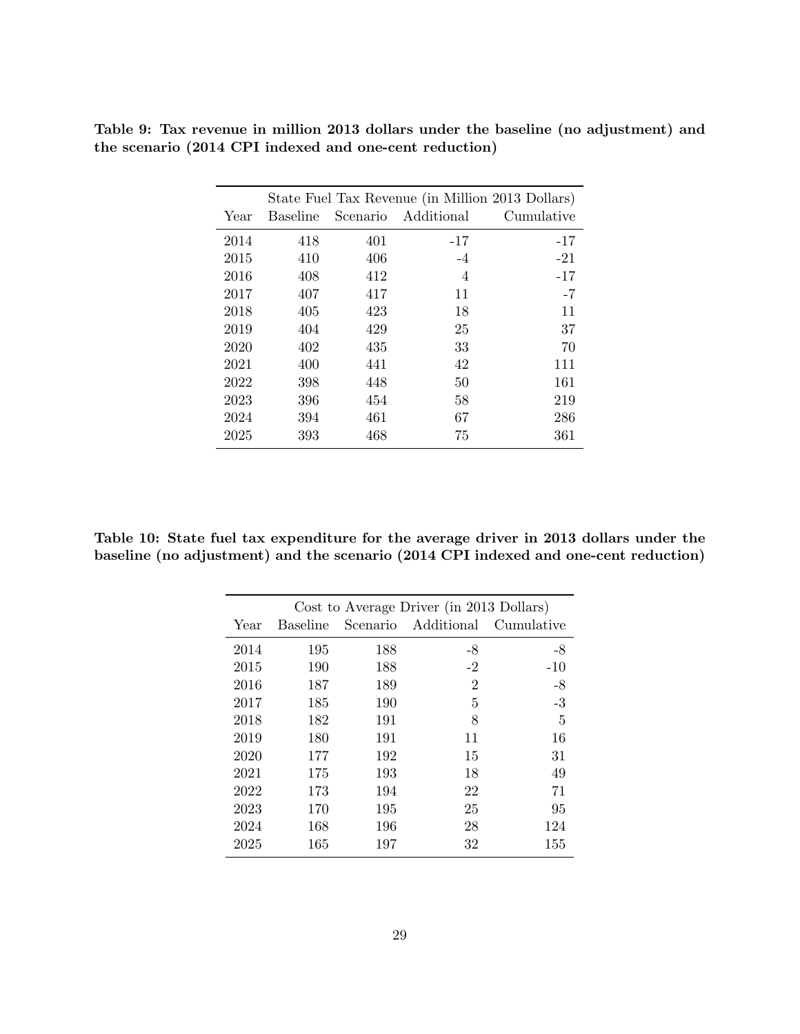**Table 9: Tax revenue in million 2013 dollars under the baseline (no adjustment) and the scenario (2014 CPI indexed and one-cent reduction)**

| | State Fuel Tax Revenue (in Million 2013 Dollars) | | | |
|---|---|---|---|---|
| Year | Baseline | Scenario | Additional | Cumulative |
| 2014 | 418 | 401 | -17 | -17 |
| 2015 | 410 | 406 | -4 | -21 |
| 2016 | 408 | 412 | 4 | -17 |
| 2017 | 407 | 417 | 11 | -7 |
| 2018 | 405 | 423 | 18 | 11 |
| 2019 | 404 | 429 | 25 | 37 |
| 2020 | 402 | 435 | 33 | 70 |
| 2021 | 400 | 441 | 42 | 111 |
| 2022 | 398 | 448 | 50 | 161 |
| 2023 | 396 | 454 | 58 | 219 |
| 2024 | 394 | 461 | 67 | 286 |
| 2025 | 393 | 468 | 75 | 361 |

**Table 10: State fuel tax expenditure for the average driver in 2013 dollars under the baseline (no adjustment) and the scenario (2014 CPI indexed and one-cent reduction)**

| | Cost to Average Driver (in 2013 Dollars) | | | |
|---|---|---|---|---|
| Year | Baseline | Scenario | Additional | Cumulative |
| 2014 | 195 | 188 | -8 | -8 |
| 2015 | 190 | 188 | -2 | -10 |
| 2016 | 187 | 189 | 2 | -8 |
| 2017 | 185 | 190 | 5 | -3 |
| 2018 | 182 | 191 | 8 | 5 |
| 2019 | 180 | 191 | 11 | 16 |
| 2020 | 177 | 192 | 15 | 31 |
| 2021 | 175 | 193 | 18 | 49 |
| 2022 | 173 | 194 | 22 | 71 |
| 2023 | 170 | 195 | 25 | 95 |
| 2024 | 168 | 196 | 28 | 124 |
| 2025 | 165 | 197 | 32 | 155 |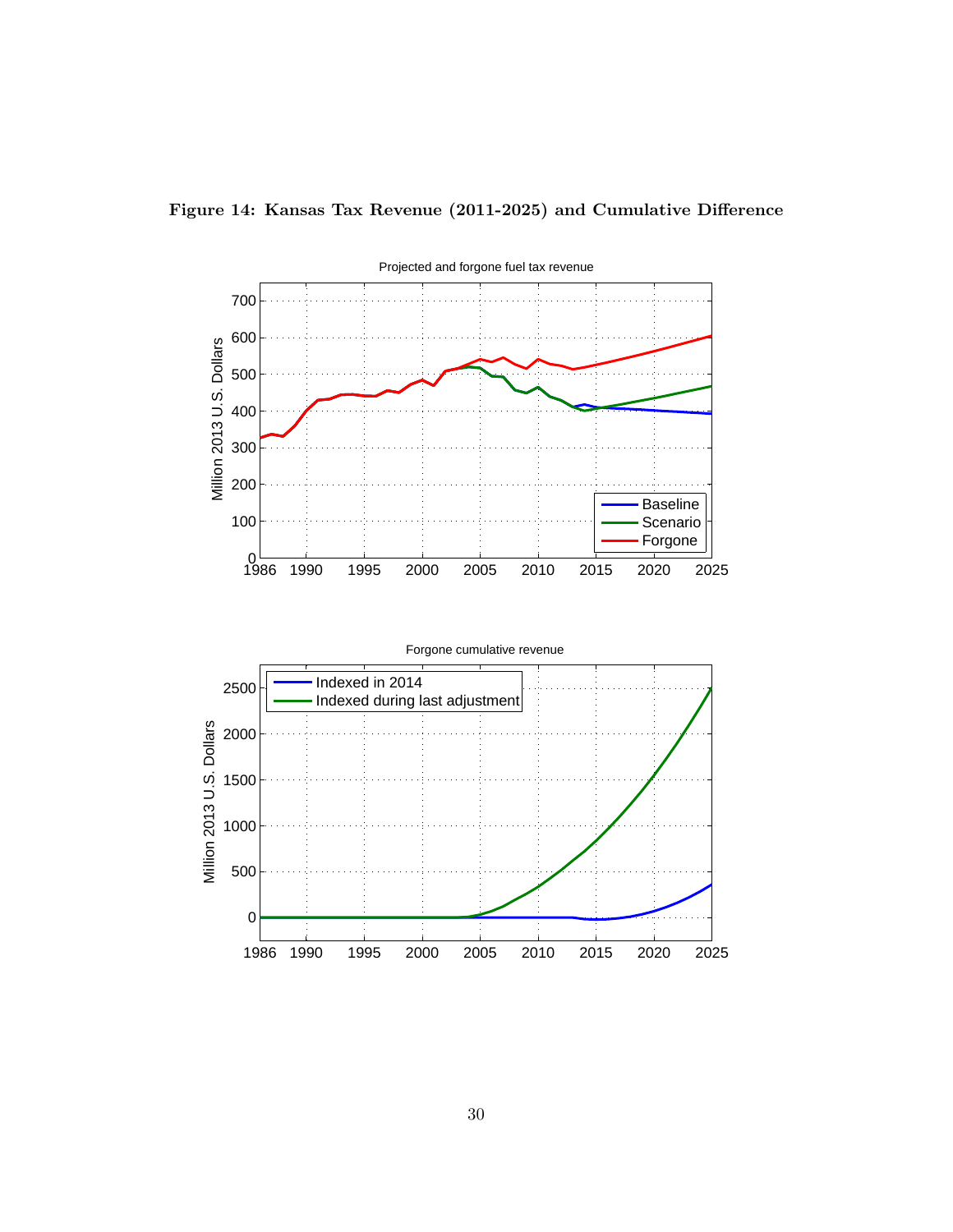**Figure 14: Kansas Tax Revenue (2011-2025) and Cumulative Difference**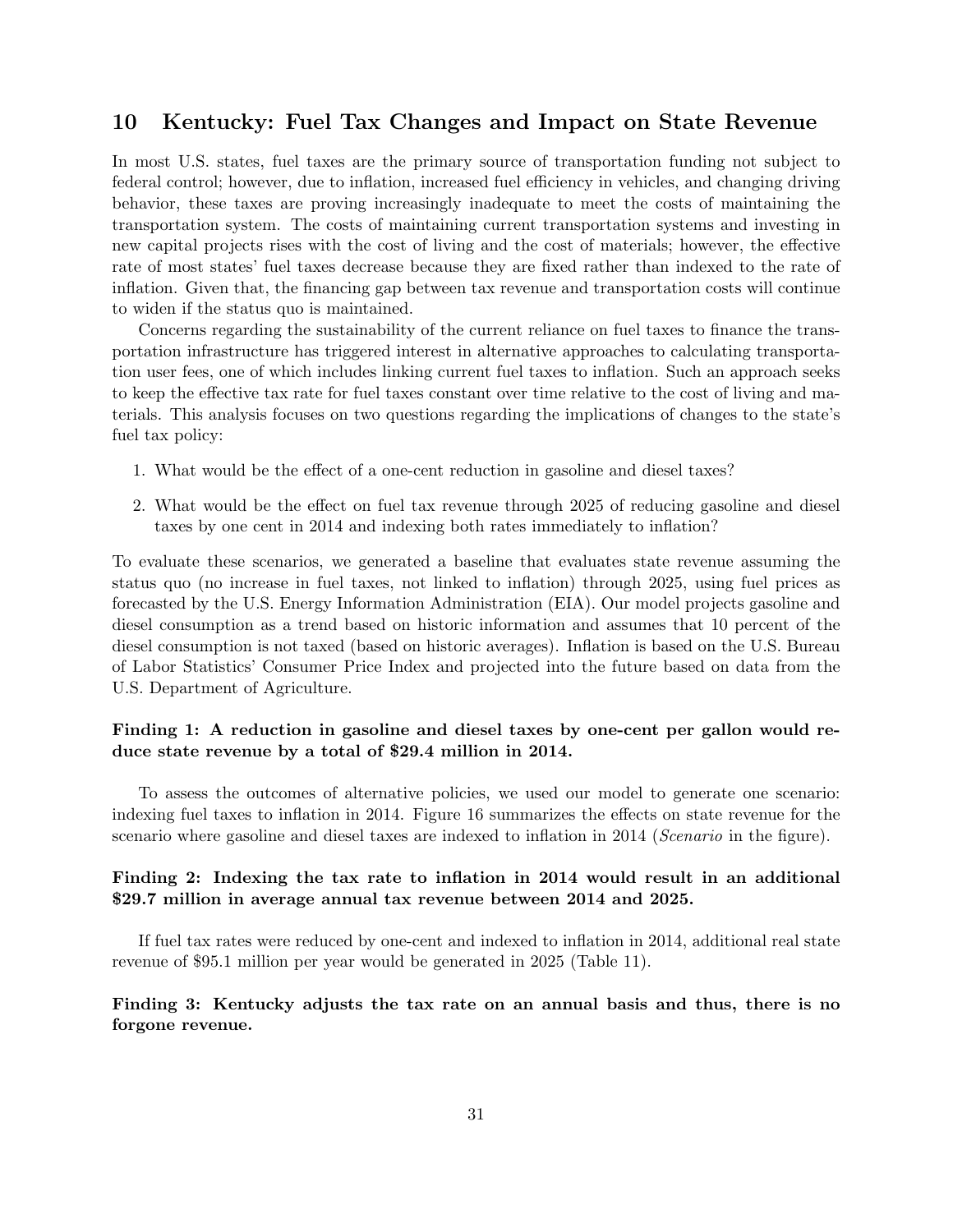## 10 Kentucky: Fuel Tax Changes and Impact on State Revenue

In most U.S. states, fuel taxes are the primary source of transportation funding not subject to federal control; however, due to inflation, increased fuel efficiency in vehicles, and changing driving behavior, these taxes are proving increasingly inadequate to meet the costs of maintaining the transportation system. The costs of maintaining current transportation systems and investing in new capital projects rises with the cost of living and the cost of materials; however, the effective rate of most states' fuel taxes decrease because they are fixed rather than indexed to the rate of inflation. Given that, the financing gap between tax revenue and transportation costs will continue to widen if the status quo is maintained.

Concerns regarding the sustainability of the current reliance on fuel taxes to finance the transportation infrastructure has triggered interest in alternative approaches to calculating transportation user fees, one of which includes linking current fuel taxes to inflation. Such an approach seeks to keep the effective tax rate for fuel taxes constant over time relative to the cost of living and materials. This analysis focuses on two questions regarding the implications of changes to the state's fuel tax policy:

1. What would be the effect of a one-cent reduction in gasoline and diesel taxes?
2. What would be the effect on fuel tax revenue through 2025 of reducing gasoline and diesel taxes by one cent in 2014 and indexing both rates immediately to inflation?

To evaluate these scenarios, we generated a baseline that evaluates state revenue assuming the status quo (no increase in fuel taxes, not linked to inflation) through 2025, using fuel prices as forecasted by the U.S. Energy Information Administration (EIA). Our model projects gasoline and diesel consumption as a trend based on historic information and assumes that 10 percent of the diesel consumption is not taxed (based on historic averages). Inflation is based on the U.S. Bureau of Labor Statistics' Consumer Price Index and projected into the future based on data from the U.S. Department of Agriculture.

**Finding 1: A reduction in gasoline and diesel taxes by one-cent per gallon would reduce state revenue by a total of $29.4 million in 2014.**

To assess the outcomes of alternative policies, we used our model to generate one scenario: indexing fuel taxes to inflation in 2014. Figure 16 summarizes the effects on state revenue for the scenario where gasoline and diesel taxes are indexed to inflation in 2014 (*Scenario* in the figure).

**Finding 2: Indexing the tax rate to inflation in 2014 would result in an additional $29.7 million in average annual tax revenue between 2014 and 2025.**

If fuel tax rates were reduced by one-cent and indexed to inflation in 2014, additional real state revenue of $95.1 million per year would be generated in 2025 (Table 11).

**Finding 3: Kentucky adjusts the tax rate on an annual basis and thus, there is no forgone revenue.**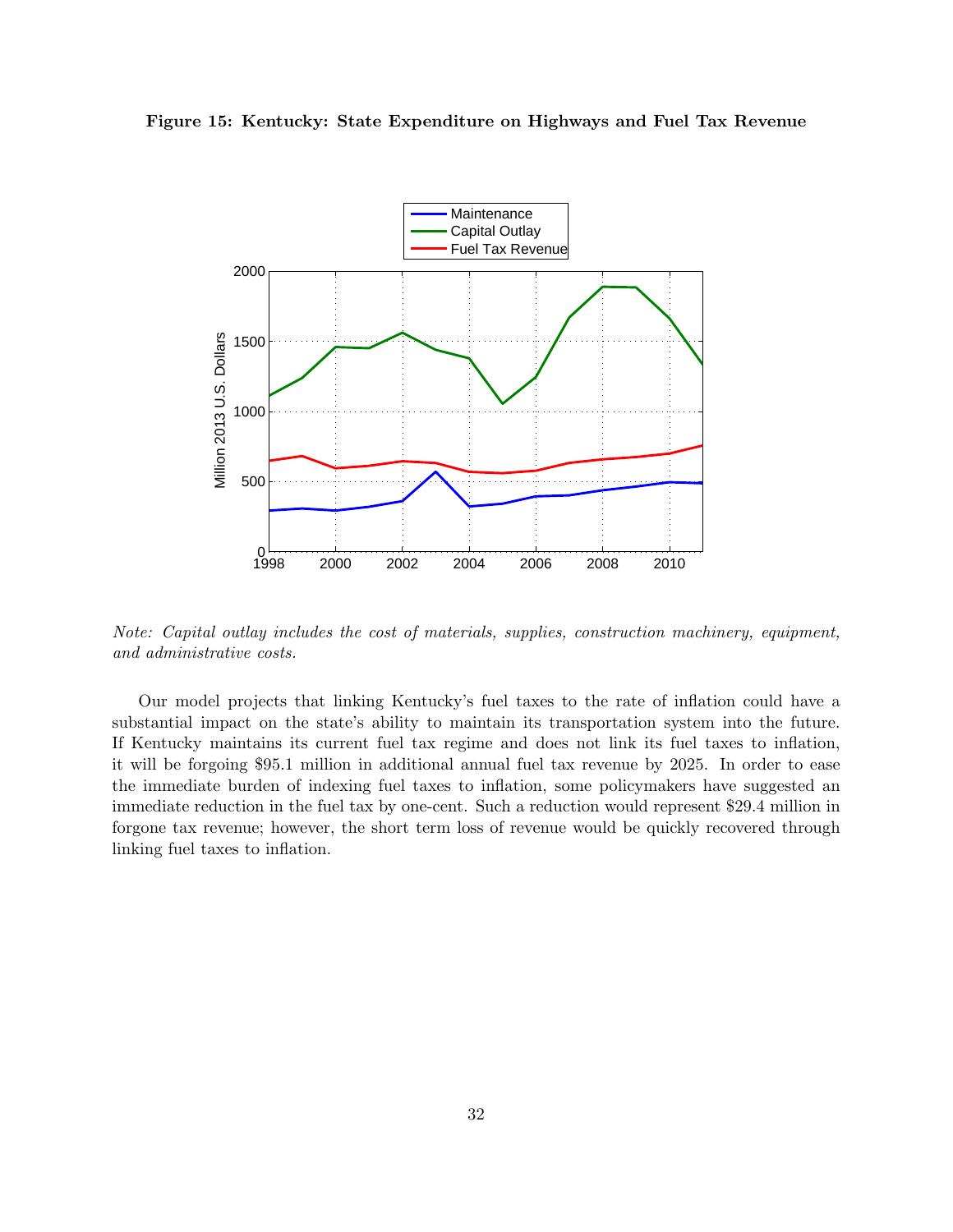**Figure 15: Kentucky: State Expenditure on Highways and Fuel Tax Revenue**

*Note: Capital outlay includes the cost of materials, supplies, construction machinery, equipment, and administrative costs.*

Our model projects that linking Kentucky's fuel taxes to the rate of inflation could have a substantial impact on the state's ability to maintain its transportation system into the future. If Kentucky maintains its current fuel tax regime and does not link its fuel taxes to inflation, it will be forgoing $95.1 million in additional annual fuel tax revenue by 2025. In order to ease the immediate burden of indexing fuel taxes to inflation, some policymakers have suggested an immediate reduction in the fuel tax by one-cent. Such a reduction would represent $29.4 million in forgone tax revenue; however, the short term loss of revenue would be quickly recovered through linking fuel taxes to inflation.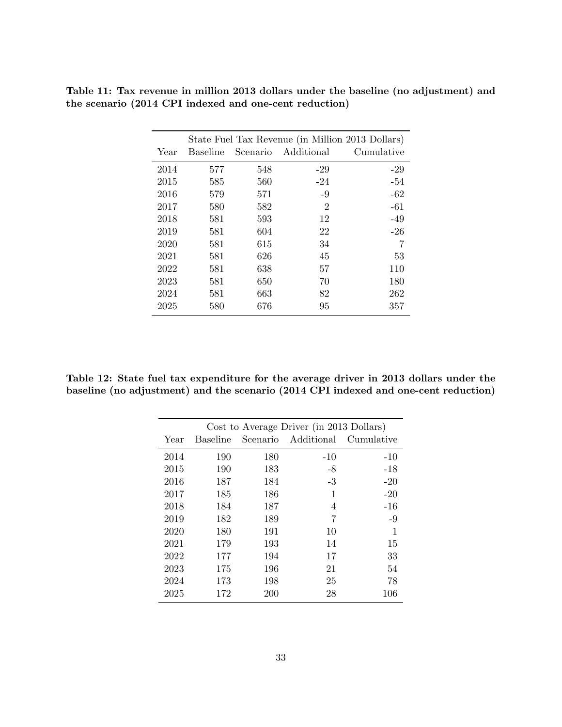**Table 11: Tax revenue in million 2013 dollars under the baseline (no adjustment) and the scenario (2014 CPI indexed and one-cent reduction)**

| | State Fuel Tax Revenue (in Million 2013 Dollars) | | | |
|---|---|---|---|---|
| Year | Baseline | Scenario | Additional | Cumulative |
| 2014 | 577 | 548 | -29 | -29 |
| 2015 | 585 | 560 | -24 | -54 |
| 2016 | 579 | 571 | -9 | -62 |
| 2017 | 580 | 582 | 2 | -61 |
| 2018 | 581 | 593 | 12 | -49 |
| 2019 | 581 | 604 | 22 | -26 |
| 2020 | 581 | 615 | 34 | 7 |
| 2021 | 581 | 626 | 45 | 53 |
| 2022 | 581 | 638 | 57 | 110 |
| 2023 | 581 | 650 | 70 | 180 |
| 2024 | 581 | 663 | 82 | 262 |
| 2025 | 580 | 676 | 95 | 357 |

**Table 12: State fuel tax expenditure for the average driver in 2013 dollars under the baseline (no adjustment) and the scenario (2014 CPI indexed and one-cent reduction)**

| | Cost to Average Driver (in 2013 Dollars) | | | |
|---|---|---|---|---|
| Year | Baseline | Scenario | Additional | Cumulative |
| 2014 | 190 | 180 | -10 | -10 |
| 2015 | 190 | 183 | -8 | -18 |
| 2016 | 187 | 184 | -3 | -20 |
| 2017 | 185 | 186 | 1 | -20 |
| 2018 | 184 | 187 | 4 | -16 |
| 2019 | 182 | 189 | 7 | -9 |
| 2020 | 180 | 191 | 10 | 1 |
| 2021 | 179 | 193 | 14 | 15 |
| 2022 | 177 | 194 | 17 | 33 |
| 2023 | 175 | 196 | 21 | 54 |
| 2024 | 173 | 198 | 25 | 78 |
| 2025 | 172 | 200 | 28 | 106 |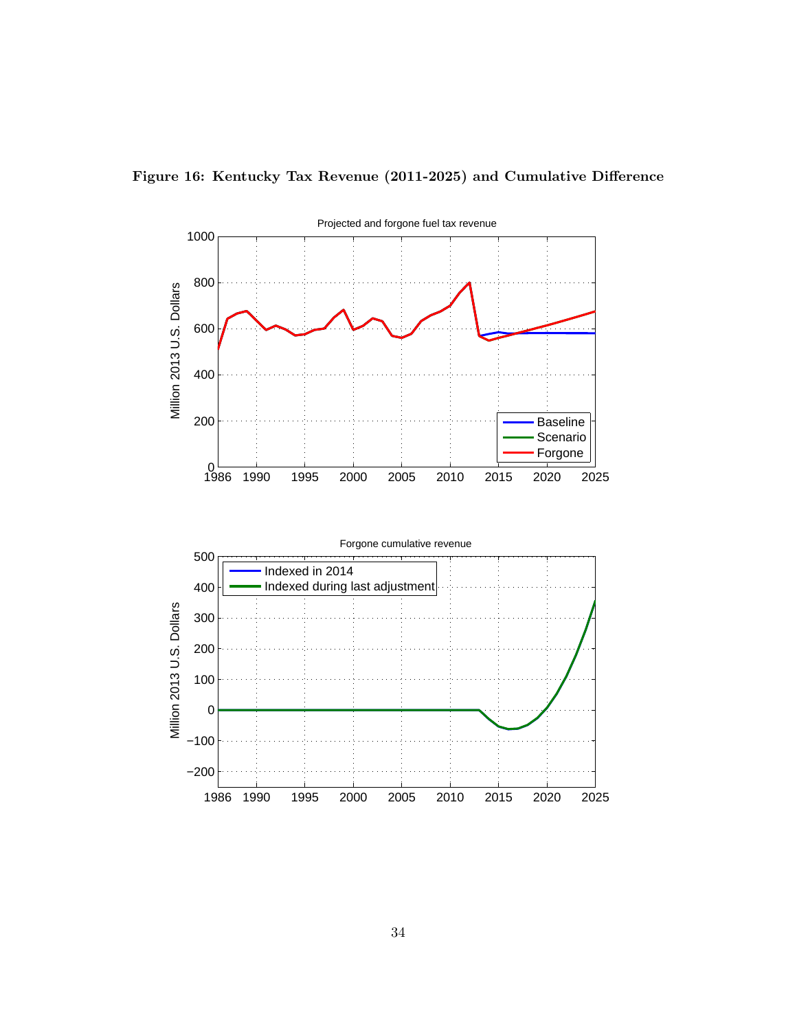**Figure 16: Kentucky Tax Revenue (2011-2025) and Cumulative Difference**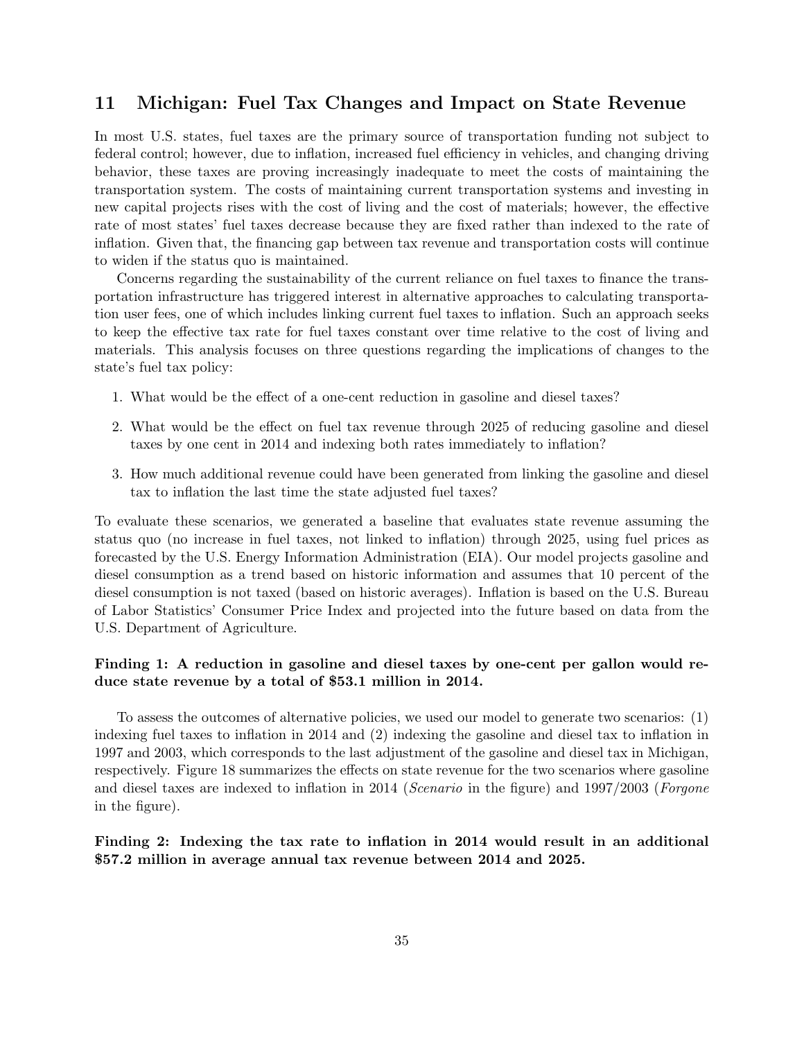## 11 Michigan: Fuel Tax Changes and Impact on State Revenue

In most U.S. states, fuel taxes are the primary source of transportation funding not subject to federal control; however, due to inflation, increased fuel efficiency in vehicles, and changing driving behavior, these taxes are proving increasingly inadequate to meet the costs of maintaining the transportation system. The costs of maintaining current transportation systems and investing in new capital projects rises with the cost of living and the cost of materials; however, the effective rate of most states' fuel taxes decrease because they are fixed rather than indexed to the rate of inflation. Given that, the financing gap between tax revenue and transportation costs will continue to widen if the status quo is maintained.

Concerns regarding the sustainability of the current reliance on fuel taxes to finance the transportation infrastructure has triggered interest in alternative approaches to calculating transportation user fees, one of which includes linking current fuel taxes to inflation. Such an approach seeks to keep the effective tax rate for fuel taxes constant over time relative to the cost of living and materials. This analysis focuses on three questions regarding the implications of changes to the state's fuel tax policy:

1. What would be the effect of a one-cent reduction in gasoline and diesel taxes?
2. What would be the effect on fuel tax revenue through 2025 of reducing gasoline and diesel taxes by one cent in 2014 and indexing both rates immediately to inflation?
3. How much additional revenue could have been generated from linking the gasoline and diesel tax to inflation the last time the state adjusted fuel taxes?

To evaluate these scenarios, we generated a baseline that evaluates state revenue assuming the status quo (no increase in fuel taxes, not linked to inflation) through 2025, using fuel prices as forecasted by the U.S. Energy Information Administration (EIA). Our model projects gasoline and diesel consumption as a trend based on historic information and assumes that 10 percent of the diesel consumption is not taxed (based on historic averages). Inflation is based on the U.S. Bureau of Labor Statistics' Consumer Price Index and projected into the future based on data from the U.S. Department of Agriculture.

**Finding 1: A reduction in gasoline and diesel taxes by one-cent per gallon would reduce state revenue by a total of $53.1 million in 2014.**

To assess the outcomes of alternative policies, we used our model to generate two scenarios: (1) indexing fuel taxes to inflation in 2014 and (2) indexing the gasoline and diesel tax to inflation in 1997 and 2003, which corresponds to the last adjustment of the gasoline and diesel tax in Michigan, respectively. Figure 18 summarizes the effects on state revenue for the two scenarios where gasoline and diesel taxes are indexed to inflation in 2014 (*Scenario* in the figure) and 1997/2003 (*Forgone* in the figure).

**Finding 2: Indexing the tax rate to inflation in 2014 would result in an additional $57.2 million in average annual tax revenue between 2014 and 2025.**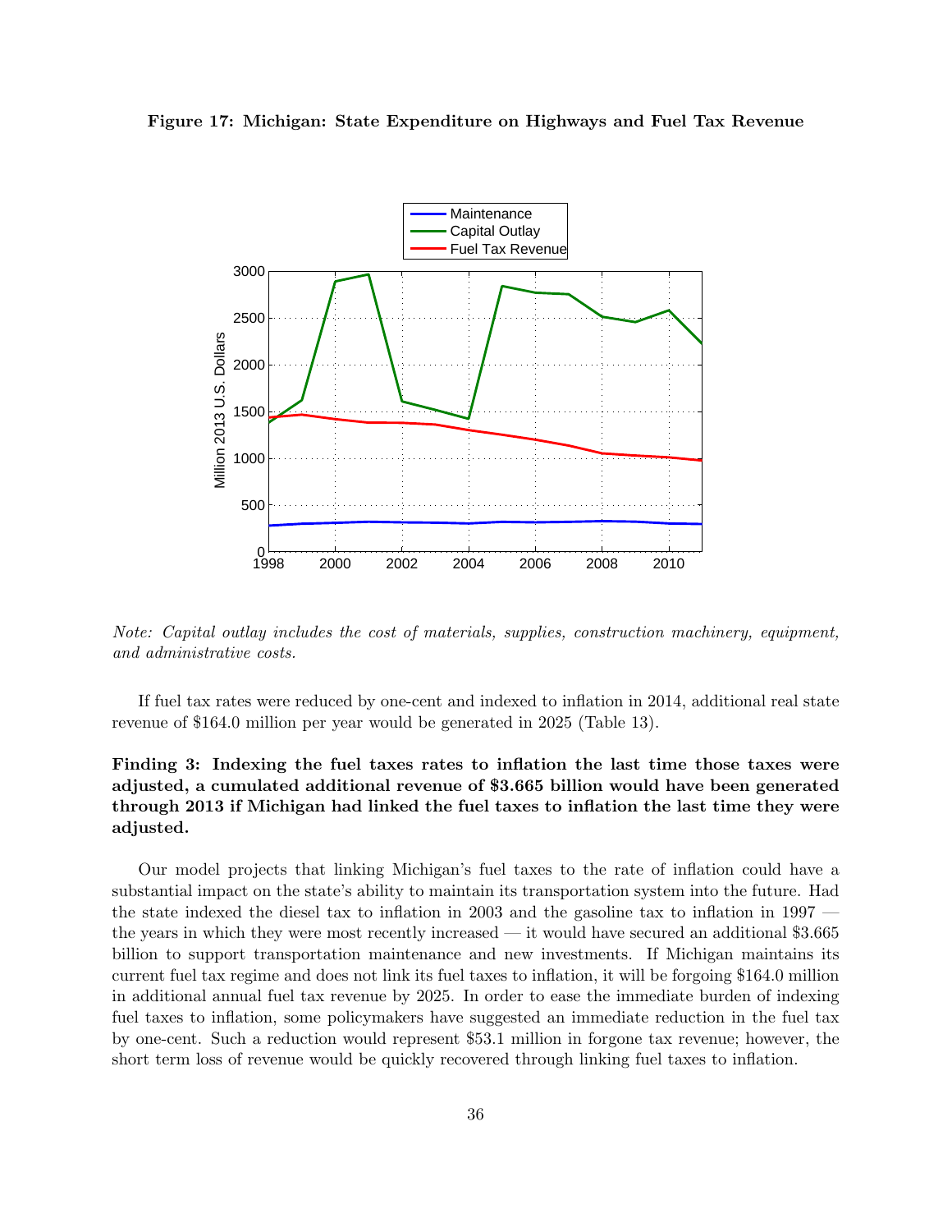**Figure 17: Michigan: State Expenditure on Highways and Fuel Tax Revenue**

*Note: Capital outlay includes the cost of materials, supplies, construction machinery, equipment, and administrative costs.*

If fuel tax rates were reduced by one-cent and indexed to inflation in 2014, additional real state revenue of $164.0 million per year would be generated in 2025 (Table 13).

**Finding 3: Indexing the fuel taxes rates to inflation the last time those taxes were adjusted, a cumulated additional revenue of $3.665 billion would have been generated through 2013 if Michigan had linked the fuel taxes to inflation the last time they were adjusted.**

Our model projects that linking Michigan's fuel taxes to the rate of inflation could have a substantial impact on the state's ability to maintain its transportation system into the future. Had the state indexed the diesel tax to inflation in 2003 and the gasoline tax to inflation in 1997 — the years in which they were most recently increased — it would have secured an additional $3.665 billion to support transportation maintenance and new investments. If Michigan maintains its current fuel tax regime and does not link its fuel taxes to inflation, it will be forgoing $164.0 million in additional annual fuel tax revenue by 2025. In order to ease the immediate burden of indexing fuel taxes to inflation, some policymakers have suggested an immediate reduction in the fuel tax by one-cent. Such a reduction would represent $53.1 million in forgone tax revenue; however, the short term loss of revenue would be quickly recovered through linking fuel taxes to inflation.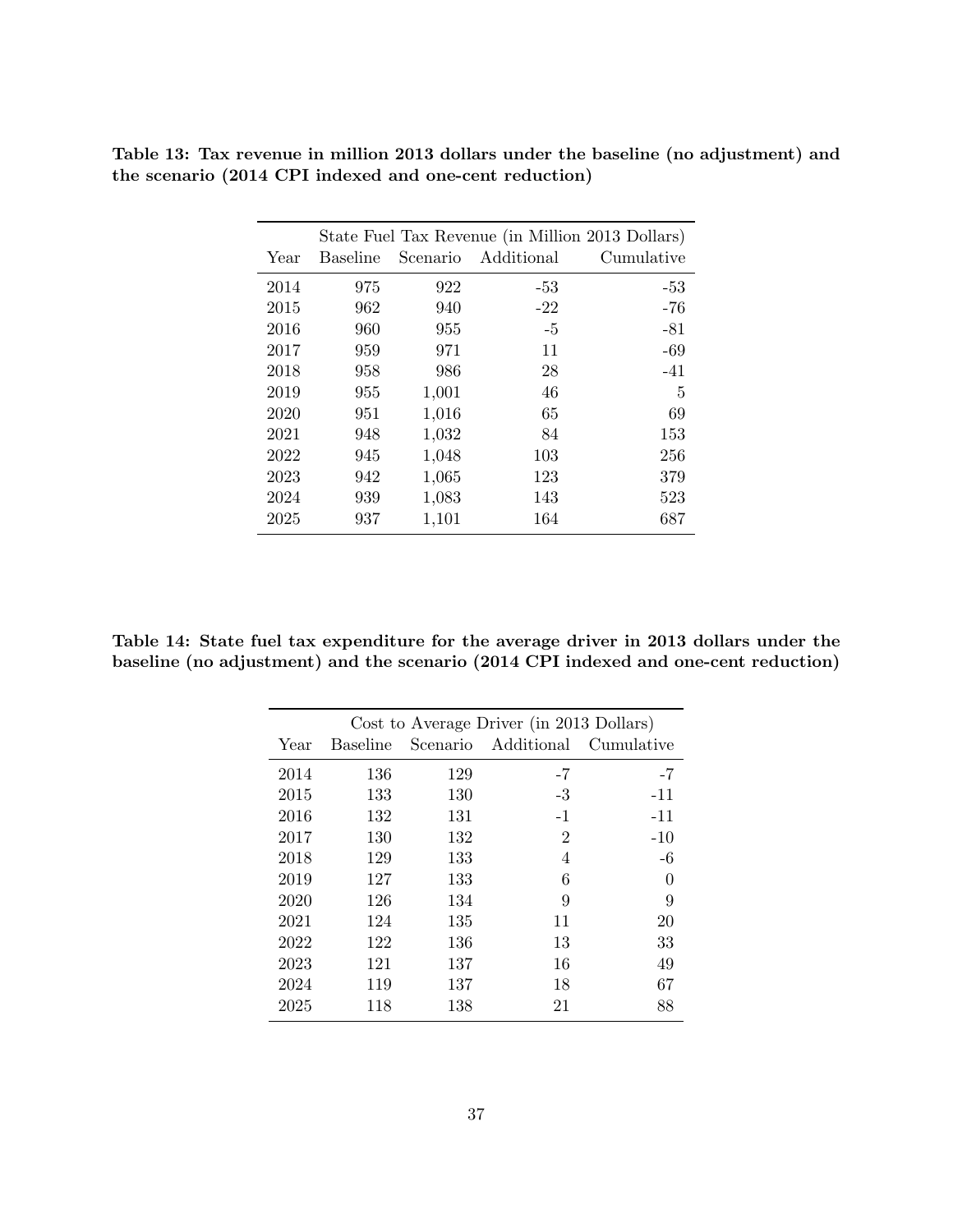**Table 13: Tax revenue in million 2013 dollars under the baseline (no adjustment) and the scenario (2014 CPI indexed and one-cent reduction)**

| | State Fuel Tax Revenue (in Million 2013 Dollars) | | | |
|---|---|---|---|---|
| Year | Baseline | Scenario | Additional | Cumulative |
| 2014 | 975 | 922 | -53 | -53 |
| 2015 | 962 | 940 | -22 | -76 |
| 2016 | 960 | 955 | -5 | -81 |
| 2017 | 959 | 971 | 11 | -69 |
| 2018 | 958 | 986 | 28 | -41 |
| 2019 | 955 | 1,001 | 46 | 5 |
| 2020 | 951 | 1,016 | 65 | 69 |
| 2021 | 948 | 1,032 | 84 | 153 |
| 2022 | 945 | 1,048 | 103 | 256 |
| 2023 | 942 | 1,065 | 123 | 379 |
| 2024 | 939 | 1,083 | 143 | 523 |
| 2025 | 937 | 1,101 | 164 | 687 |

**Table 14: State fuel tax expenditure for the average driver in 2013 dollars under the baseline (no adjustment) and the scenario (2014 CPI indexed and one-cent reduction)**

| | Cost to Average Driver (in 2013 Dollars) | | | |
|---|---|---|---|---|
| Year | Baseline | Scenario | Additional | Cumulative |
| 2014 | 136 | 129 | -7 | -7 |
| 2015 | 133 | 130 | -3 | -11 |
| 2016 | 132 | 131 | -1 | -11 |
| 2017 | 130 | 132 | 2 | -10 |
| 2018 | 129 | 133 | 4 | -6 |
| 2019 | 127 | 133 | 6 | 0 |
| 2020 | 126 | 134 | 9 | 9 |
| 2021 | 124 | 135 | 11 | 20 |
| 2022 | 122 | 136 | 13 | 33 |
| 2023 | 121 | 137 | 16 | 49 |
| 2024 | 119 | 137 | 18 | 67 |
| 2025 | 118 | 138 | 21 | 88 |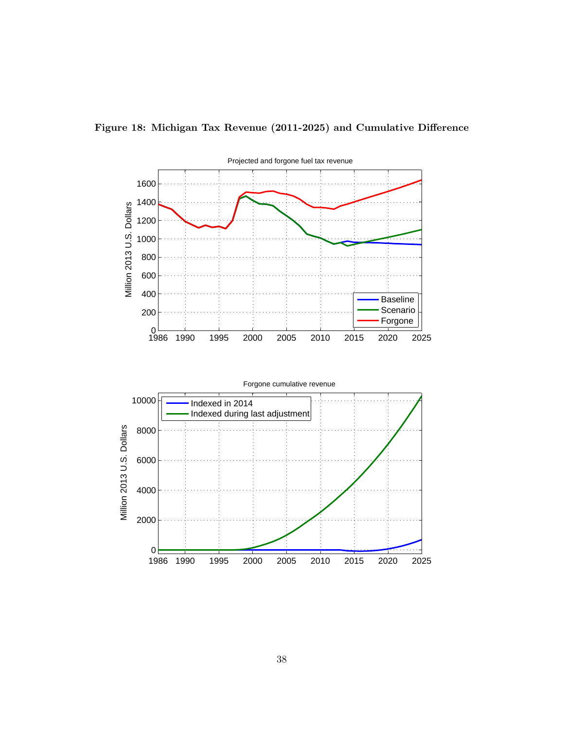**Figure 18: Michigan Tax Revenue (2011-2025) and Cumulative Difference**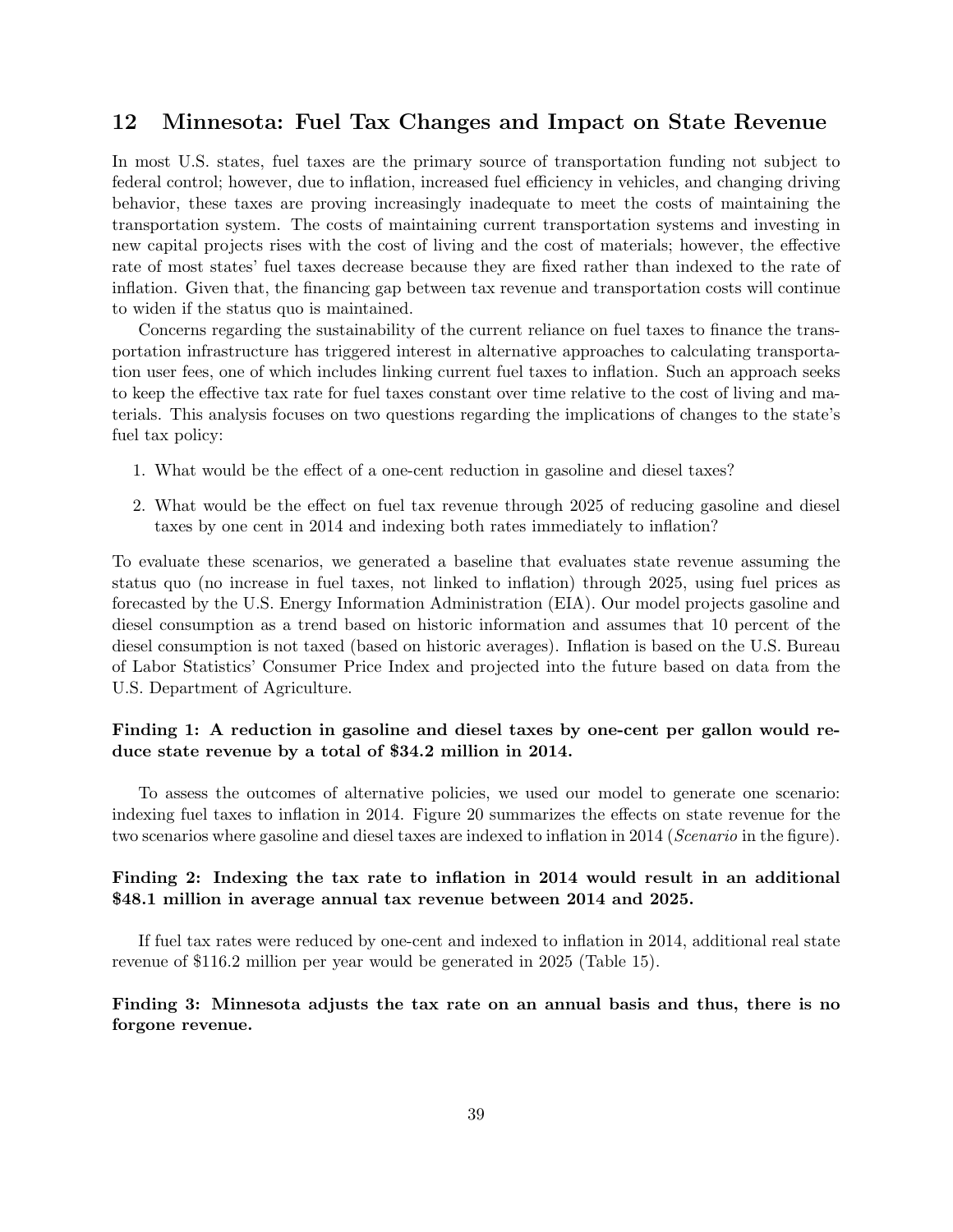## 12 Minnesota: Fuel Tax Changes and Impact on State Revenue

In most U.S. states, fuel taxes are the primary source of transportation funding not subject to federal control; however, due to inflation, increased fuel efficiency in vehicles, and changing driving behavior, these taxes are proving increasingly inadequate to meet the costs of maintaining the transportation system. The costs of maintaining current transportation systems and investing in new capital projects rises with the cost of living and the cost of materials; however, the effective rate of most states' fuel taxes decrease because they are fixed rather than indexed to the rate of inflation. Given that, the financing gap between tax revenue and transportation costs will continue to widen if the status quo is maintained.

Concerns regarding the sustainability of the current reliance on fuel taxes to finance the transportation infrastructure has triggered interest in alternative approaches to calculating transportation user fees, one of which includes linking current fuel taxes to inflation. Such an approach seeks to keep the effective tax rate for fuel taxes constant over time relative to the cost of living and materials. This analysis focuses on two questions regarding the implications of changes to the state's fuel tax policy:

1. What would be the effect of a one-cent reduction in gasoline and diesel taxes?
2. What would be the effect on fuel tax revenue through 2025 of reducing gasoline and diesel taxes by one cent in 2014 and indexing both rates immediately to inflation?

To evaluate these scenarios, we generated a baseline that evaluates state revenue assuming the status quo (no increase in fuel taxes, not linked to inflation) through 2025, using fuel prices as forecasted by the U.S. Energy Information Administration (EIA). Our model projects gasoline and diesel consumption as a trend based on historic information and assumes that 10 percent of the diesel consumption is not taxed (based on historic averages). Inflation is based on the U.S. Bureau of Labor Statistics' Consumer Price Index and projected into the future based on data from the U.S. Department of Agriculture.

**Finding 1: A reduction in gasoline and diesel taxes by one-cent per gallon would reduce state revenue by a total of $34.2 million in 2014.**

To assess the outcomes of alternative policies, we used our model to generate one scenario: indexing fuel taxes to inflation in 2014. Figure 20 summarizes the effects on state revenue for the two scenarios where gasoline and diesel taxes are indexed to inflation in 2014 (*Scenario* in the figure).

**Finding 2: Indexing the tax rate to inflation in 2014 would result in an additional $48.1 million in average annual tax revenue between 2014 and 2025.**

If fuel tax rates were reduced by one-cent and indexed to inflation in 2014, additional real state revenue of $116.2 million per year would be generated in 2025 (Table 15).

**Finding 3: Minnesota adjusts the tax rate on an annual basis and thus, there is no forgone revenue.**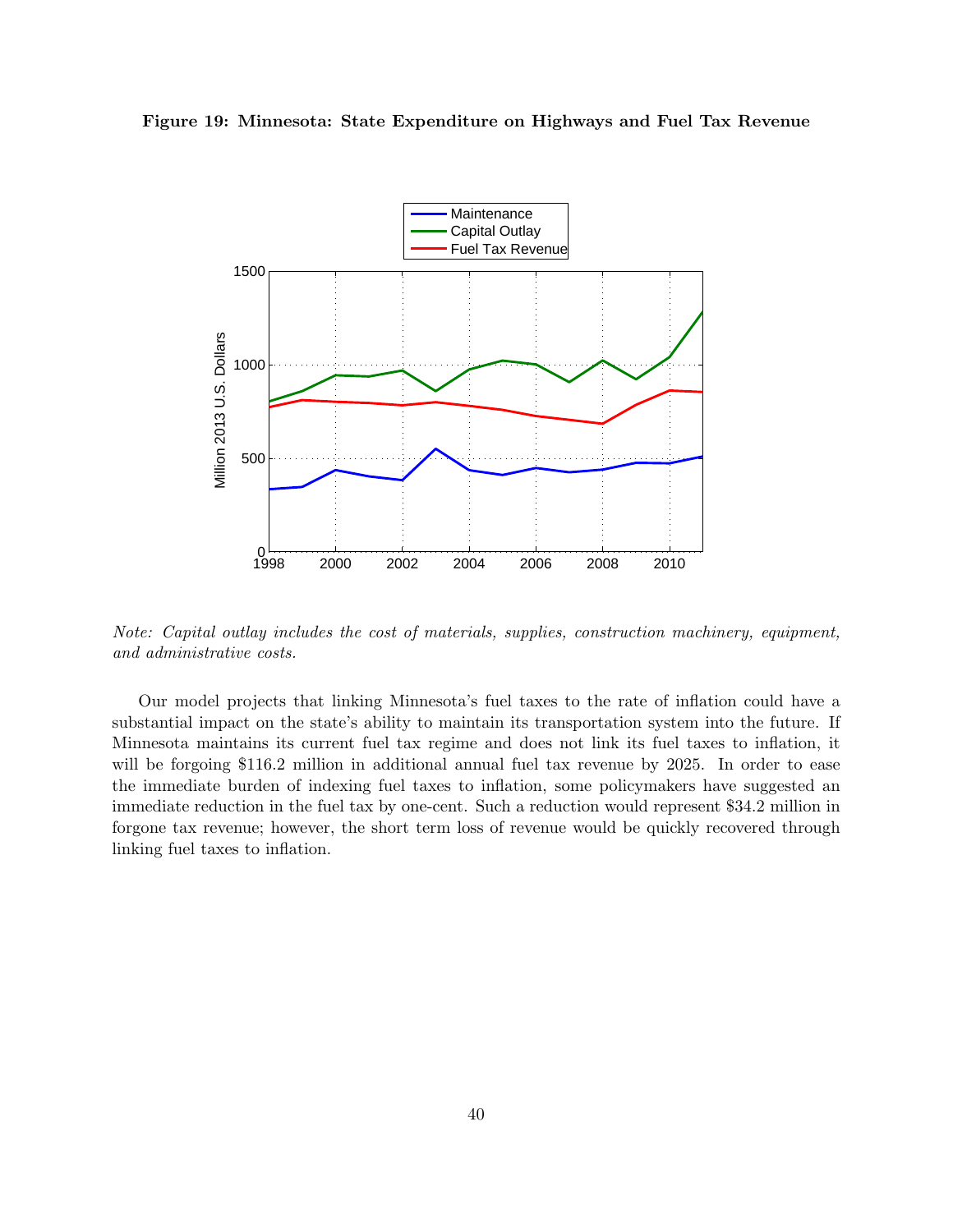**Figure 19: Minnesota: State Expenditure on Highways and Fuel Tax Revenue**

*Note: Capital outlay includes the cost of materials, supplies, construction machinery, equipment, and administrative costs.*

Our model projects that linking Minnesota's fuel taxes to the rate of inflation could have a substantial impact on the state's ability to maintain its transportation system into the future. If Minnesota maintains its current fuel tax regime and does not link its fuel taxes to inflation, it will be forgoing $116.2 million in additional annual fuel tax revenue by 2025. In order to ease the immediate burden of indexing fuel taxes to inflation, some policymakers have suggested an immediate reduction in the fuel tax by one-cent. Such a reduction would represent $34.2 million in forgone tax revenue; however, the short term loss of revenue would be quickly recovered through linking fuel taxes to inflation.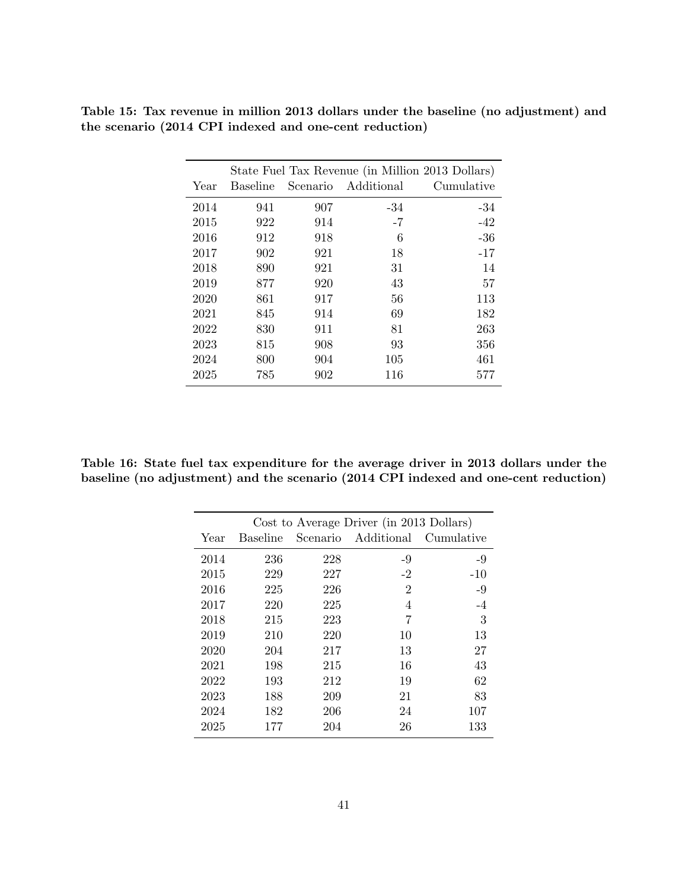**Table 15: Tax revenue in million 2013 dollars under the baseline (no adjustment) and the scenario (2014 CPI indexed and one-cent reduction)**

| | State Fuel Tax Revenue (in Million 2013 Dollars) | | | |
|---|---|---|---|---|
| Year | Baseline | Scenario | Additional | Cumulative |
| 2014 | 941 | 907 | -34 | -34 |
| 2015 | 922 | 914 | -7 | -42 |
| 2016 | 912 | 918 | 6 | -36 |
| 2017 | 902 | 921 | 18 | -17 |
| 2018 | 890 | 921 | 31 | 14 |
| 2019 | 877 | 920 | 43 | 57 |
| 2020 | 861 | 917 | 56 | 113 |
| 2021 | 845 | 914 | 69 | 182 |
| 2022 | 830 | 911 | 81 | 263 |
| 2023 | 815 | 908 | 93 | 356 |
| 2024 | 800 | 904 | 105 | 461 |
| 2025 | 785 | 902 | 116 | 577 |

**Table 16: State fuel tax expenditure for the average driver in 2013 dollars under the baseline (no adjustment) and the scenario (2014 CPI indexed and one-cent reduction)**

| | Cost to Average Driver (in 2013 Dollars) | | | |
|---|---|---|---|---|
| Year | Baseline | Scenario | Additional | Cumulative |
| 2014 | 236 | 228 | -9 | -9 |
| 2015 | 229 | 227 | -2 | -10 |
| 2016 | 225 | 226 | 2 | -9 |
| 2017 | 220 | 225 | 4 | -4 |
| 2018 | 215 | 223 | 7 | 3 |
| 2019 | 210 | 220 | 10 | 13 |
| 2020 | 204 | 217 | 13 | 27 |
| 2021 | 198 | 215 | 16 | 43 |
| 2022 | 193 | 212 | 19 | 62 |
| 2023 | 188 | 209 | 21 | 83 |
| 2024 | 182 | 206 | 24 | 107 |
| 2025 | 177 | 204 | 26 | 133 |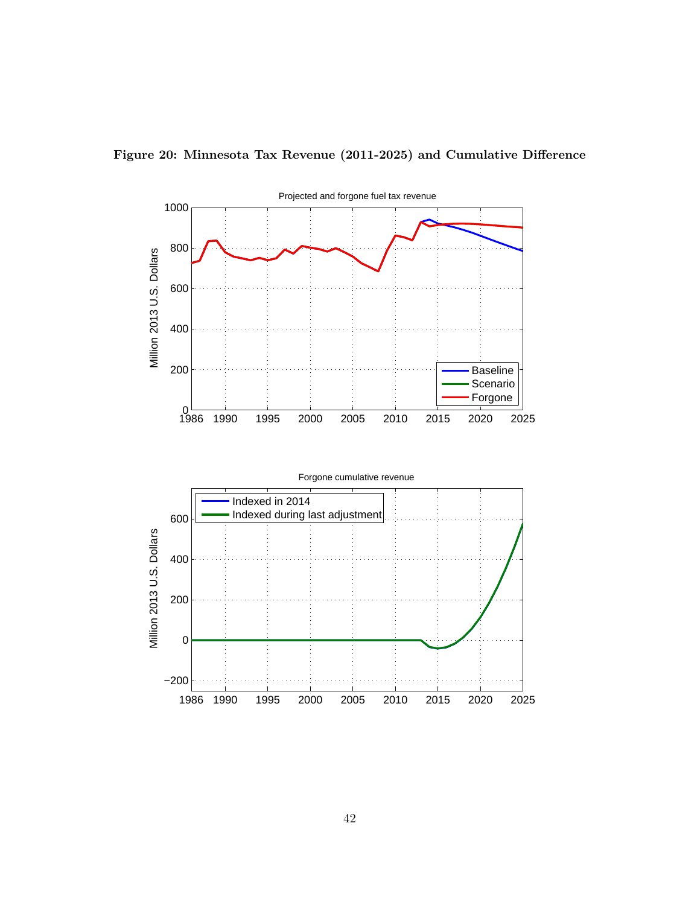**Figure 20: Minnesota Tax Revenue (2011-2025) and Cumulative Difference**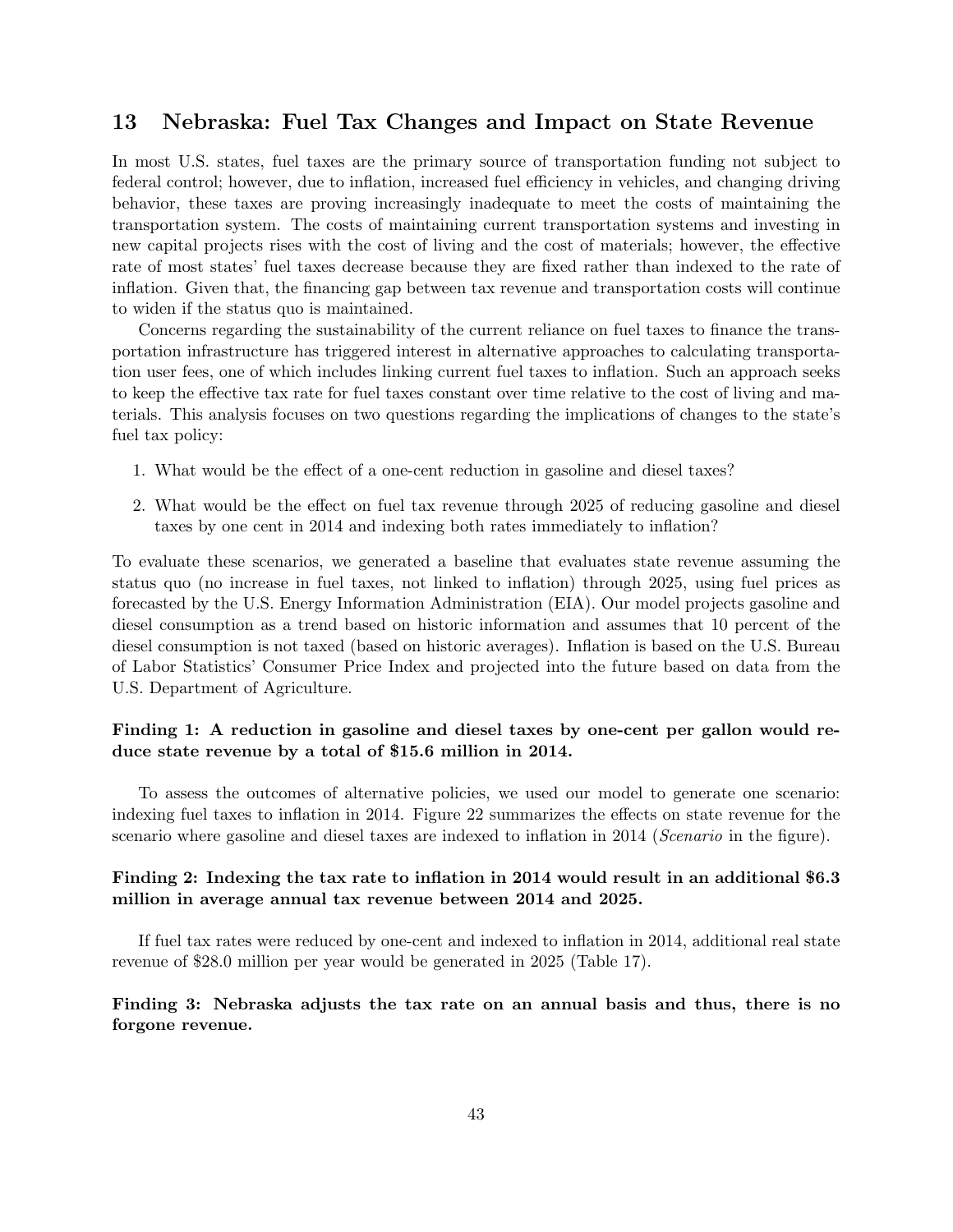## 13 Nebraska: Fuel Tax Changes and Impact on State Revenue

In most U.S. states, fuel taxes are the primary source of transportation funding not subject to federal control; however, due to inflation, increased fuel efficiency in vehicles, and changing driving behavior, these taxes are proving increasingly inadequate to meet the costs of maintaining the transportation system. The costs of maintaining current transportation systems and investing in new capital projects rises with the cost of living and the cost of materials; however, the effective rate of most states' fuel taxes decrease because they are fixed rather than indexed to the rate of inflation. Given that, the financing gap between tax revenue and transportation costs will continue to widen if the status quo is maintained.

Concerns regarding the sustainability of the current reliance on fuel taxes to finance the transportation infrastructure has triggered interest in alternative approaches to calculating transportation user fees, one of which includes linking current fuel taxes to inflation. Such an approach seeks to keep the effective tax rate for fuel taxes constant over time relative to the cost of living and materials. This analysis focuses on two questions regarding the implications of changes to the state's fuel tax policy:

1. What would be the effect of a one-cent reduction in gasoline and diesel taxes?
2. What would be the effect on fuel tax revenue through 2025 of reducing gasoline and diesel taxes by one cent in 2014 and indexing both rates immediately to inflation?

To evaluate these scenarios, we generated a baseline that evaluates state revenue assuming the status quo (no increase in fuel taxes, not linked to inflation) through 2025, using fuel prices as forecasted by the U.S. Energy Information Administration (EIA). Our model projects gasoline and diesel consumption as a trend based on historic information and assumes that 10 percent of the diesel consumption is not taxed (based on historic averages). Inflation is based on the U.S. Bureau of Labor Statistics' Consumer Price Index and projected into the future based on data from the U.S. Department of Agriculture.

**Finding 1: A reduction in gasoline and diesel taxes by one-cent per gallon would reduce state revenue by a total of $15.6 million in 2014.**

To assess the outcomes of alternative policies, we used our model to generate one scenario: indexing fuel taxes to inflation in 2014. Figure 22 summarizes the effects on state revenue for the scenario where gasoline and diesel taxes are indexed to inflation in 2014 (*Scenario* in the figure).

**Finding 2: Indexing the tax rate to inflation in 2014 would result in an additional $6.3 million in average annual tax revenue between 2014 and 2025.**

If fuel tax rates were reduced by one-cent and indexed to inflation in 2014, additional real state revenue of $28.0 million per year would be generated in 2025 (Table 17).

**Finding 3: Nebraska adjusts the tax rate on an annual basis and thus, there is no forgone revenue.**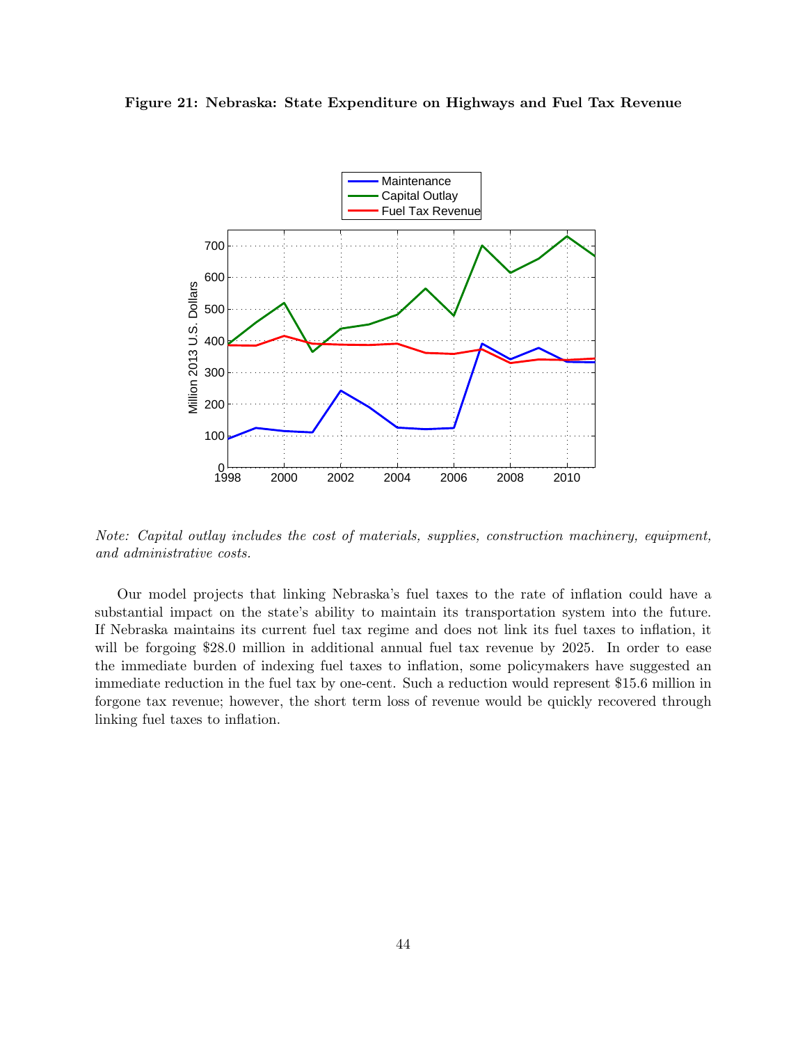**Figure 21: Nebraska: State Expenditure on Highways and Fuel Tax Revenue**

*Note: Capital outlay includes the cost of materials, supplies, construction machinery, equipment, and administrative costs.*

Our model projects that linking Nebraska's fuel taxes to the rate of inflation could have a substantial impact on the state's ability to maintain its transportation system into the future. If Nebraska maintains its current fuel tax regime and does not link its fuel taxes to inflation, it will be forgoing $28.0 million in additional annual fuel tax revenue by 2025. In order to ease the immediate burden of indexing fuel taxes to inflation, some policymakers have suggested an immediate reduction in the fuel tax by one-cent. Such a reduction would represent $15.6 million in forgone tax revenue; however, the short term loss of revenue would be quickly recovered through linking fuel taxes to inflation.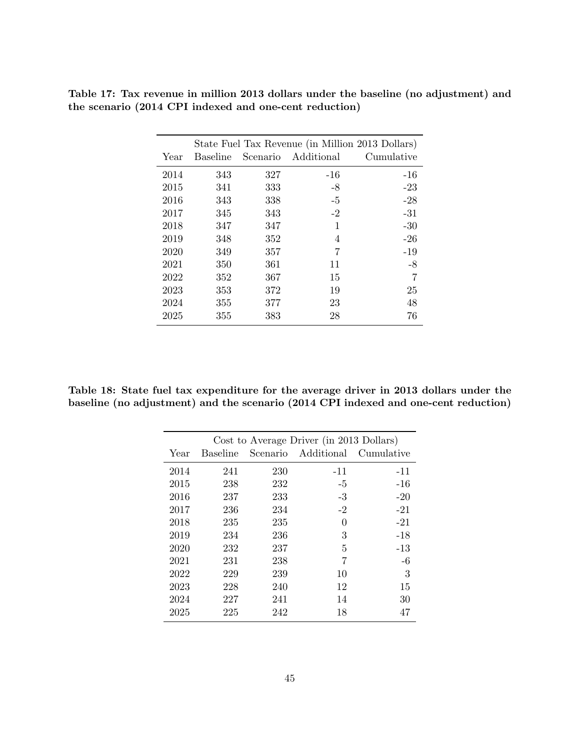**Table 17: Tax revenue in million 2013 dollars under the baseline (no adjustment) and the scenario (2014 CPI indexed and one-cent reduction)**

| | State Fuel Tax Revenue (in Million 2013 Dollars) | | | |
|---|---|---|---|---|
| Year | Baseline | Scenario | Additional | Cumulative |
| 2014 | 343 | 327 | -16 | -16 |
| 2015 | 341 | 333 | -8 | -23 |
| 2016 | 343 | 338 | -5 | -28 |
| 2017 | 345 | 343 | -2 | -31 |
| 2018 | 347 | 347 | 1 | -30 |
| 2019 | 348 | 352 | 4 | -26 |
| 2020 | 349 | 357 | 7 | -19 |
| 2021 | 350 | 361 | 11 | -8 |
| 2022 | 352 | 367 | 15 | 7 |
| 2023 | 353 | 372 | 19 | 25 |
| 2024 | 355 | 377 | 23 | 48 |
| 2025 | 355 | 383 | 28 | 76 |

**Table 18: State fuel tax expenditure for the average driver in 2013 dollars under the baseline (no adjustment) and the scenario (2014 CPI indexed and one-cent reduction)**

| | Cost to Average Driver (in 2013 Dollars) | | | |
|---|---|---|---|---|
| Year | Baseline | Scenario | Additional | Cumulative |
| 2014 | 241 | 230 | -11 | -11 |
| 2015 | 238 | 232 | -5 | -16 |
| 2016 | 237 | 233 | -3 | -20 |
| 2017 | 236 | 234 | -2 | -21 |
| 2018 | 235 | 235 | 0 | -21 |
| 2019 | 234 | 236 | 3 | -18 |
| 2020 | 232 | 237 | 5 | -13 |
| 2021 | 231 | 238 | 7 | -6 |
| 2022 | 229 | 239 | 10 | 3 |
| 2023 | 228 | 240 | 12 | 15 |
| 2024 | 227 | 241 | 14 | 30 |
| 2025 | 225 | 242 | 18 | 47 |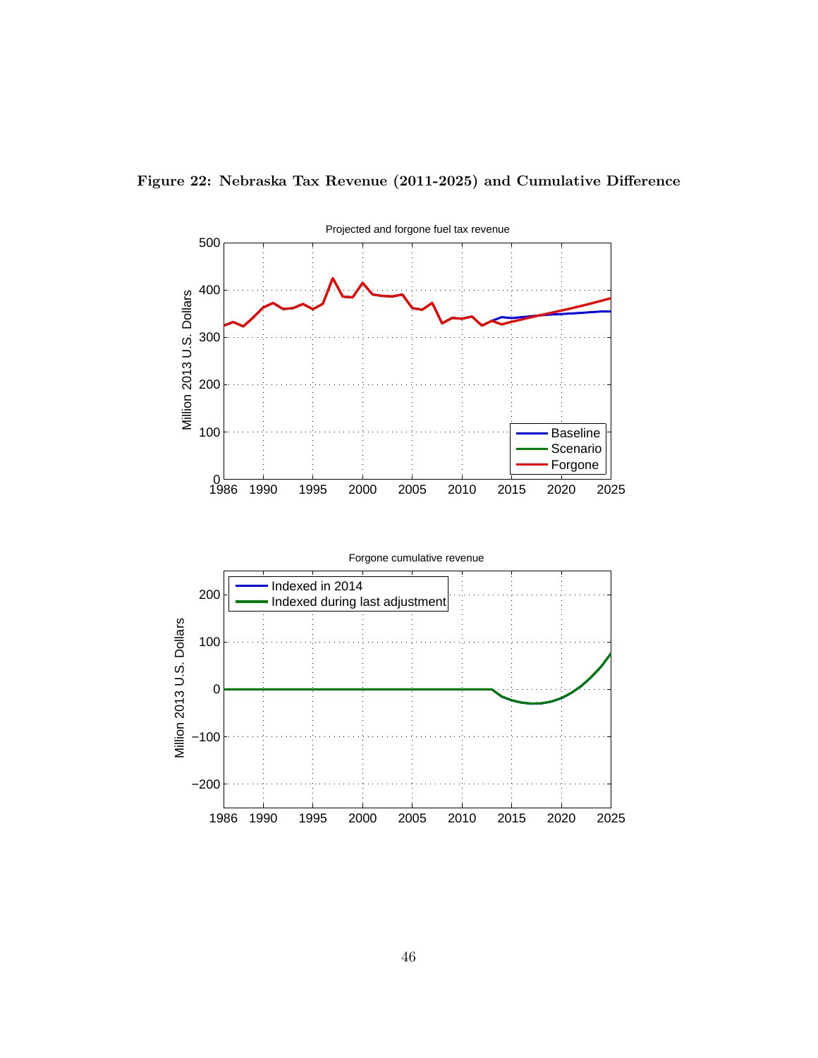**Figure 22: Nebraska Tax Revenue (2011-2025) and Cumulative Difference**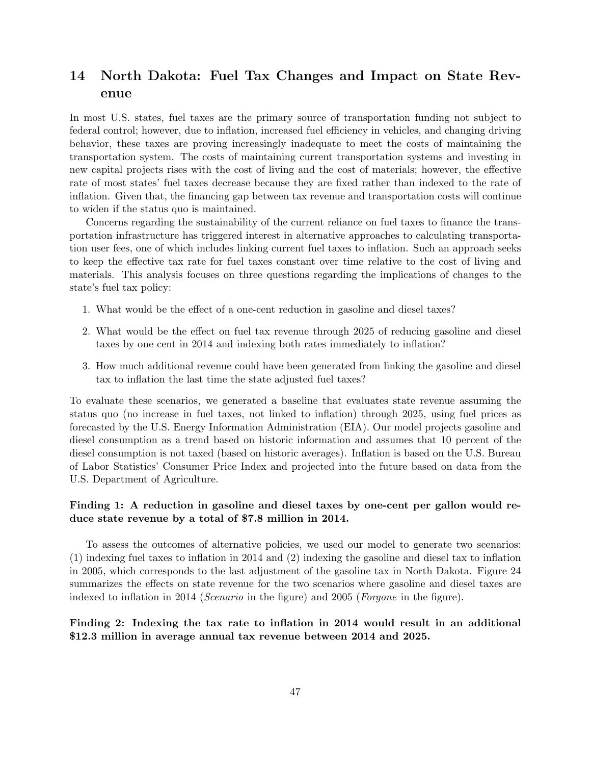## 14 North Dakota: Fuel Tax Changes and Impact on State Revenue

In most U.S. states, fuel taxes are the primary source of transportation funding not subject to federal control; however, due to inflation, increased fuel efficiency in vehicles, and changing driving behavior, these taxes are proving increasingly inadequate to meet the costs of maintaining the transportation system. The costs of maintaining current transportation systems and investing in new capital projects rises with the cost of living and the cost of materials; however, the effective rate of most states' fuel taxes decrease because they are fixed rather than indexed to the rate of inflation. Given that, the financing gap between tax revenue and transportation costs will continue to widen if the status quo is maintained.

Concerns regarding the sustainability of the current reliance on fuel taxes to finance the transportation infrastructure has triggered interest in alternative approaches to calculating transportation user fees, one of which includes linking current fuel taxes to inflation. Such an approach seeks to keep the effective tax rate for fuel taxes constant over time relative to the cost of living and materials. This analysis focuses on three questions regarding the implications of changes to the state's fuel tax policy:

1. What would be the effect of a one-cent reduction in gasoline and diesel taxes?
2. What would be the effect on fuel tax revenue through 2025 of reducing gasoline and diesel taxes by one cent in 2014 and indexing both rates immediately to inflation?
3. How much additional revenue could have been generated from linking the gasoline and diesel tax to inflation the last time the state adjusted fuel taxes?

To evaluate these scenarios, we generated a baseline that evaluates state revenue assuming the status quo (no increase in fuel taxes, not linked to inflation) through 2025, using fuel prices as forecasted by the U.S. Energy Information Administration (EIA). Our model projects gasoline and diesel consumption as a trend based on historic information and assumes that 10 percent of the diesel consumption is not taxed (based on historic averages). Inflation is based on the U.S. Bureau of Labor Statistics' Consumer Price Index and projected into the future based on data from the U.S. Department of Agriculture.

**Finding 1: A reduction in gasoline and diesel taxes by one-cent per gallon would reduce state revenue by a total of $7.8 million in 2014.**

To assess the outcomes of alternative policies, we used our model to generate two scenarios: (1) indexing fuel taxes to inflation in 2014 and (2) indexing the gasoline and diesel tax to inflation in 2005, which corresponds to the last adjustment of the gasoline tax in North Dakota. Figure 24 summarizes the effects on state revenue for the two scenarios where gasoline and diesel taxes are indexed to inflation in 2014 (*Scenario* in the figure) and 2005 (*Forgone* in the figure).

**Finding 2: Indexing the tax rate to inflation in 2014 would result in an additional $12.3 million in average annual tax revenue between 2014 and 2025.**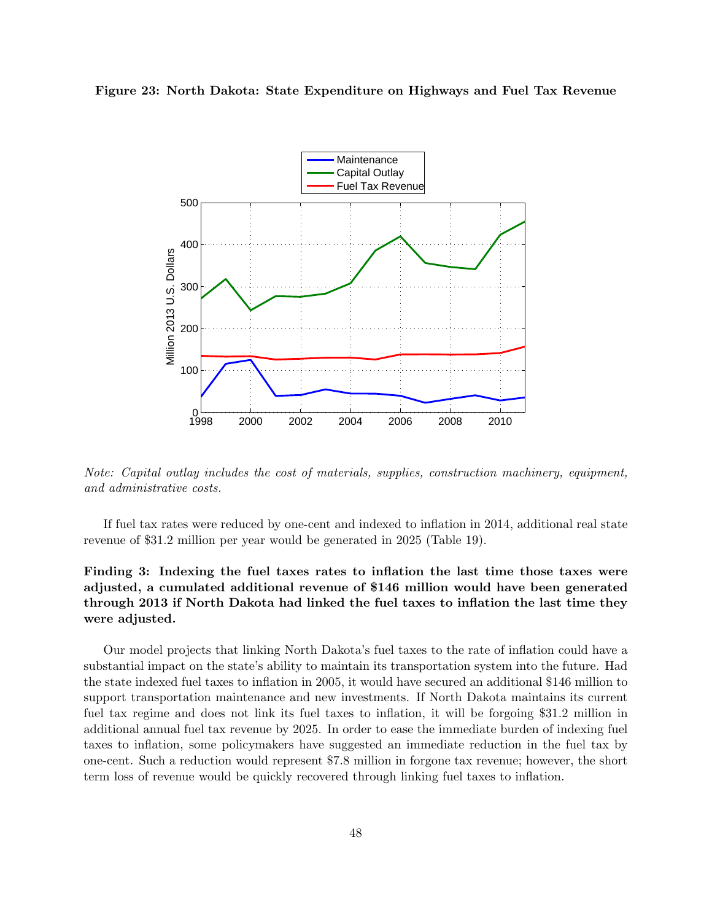**Figure 23: North Dakota: State Expenditure on Highways and Fuel Tax Revenue**

*Note: Capital outlay includes the cost of materials, supplies, construction machinery, equipment, and administrative costs.*

If fuel tax rates were reduced by one-cent and indexed to inflation in 2014, additional real state revenue of $31.2 million per year would be generated in 2025 (Table 19).

**Finding 3: Indexing the fuel taxes rates to inflation the last time those taxes were adjusted, a cumulated additional revenue of $146 million would have been generated through 2013 if North Dakota had linked the fuel taxes to inflation the last time they were adjusted.**

Our model projects that linking North Dakota's fuel taxes to the rate of inflation could have a substantial impact on the state's ability to maintain its transportation system into the future. Had the state indexed fuel taxes to inflation in 2005, it would have secured an additional $146 million to support transportation maintenance and new investments. If North Dakota maintains its current fuel tax regime and does not link its fuel taxes to inflation, it will be forgoing $31.2 million in additional annual fuel tax revenue by 2025. In order to ease the immediate burden of indexing fuel taxes to inflation, some policymakers have suggested an immediate reduction in the fuel tax by one-cent. Such a reduction would represent $7.8 million in forgone tax revenue; however, the short term loss of revenue would be quickly recovered through linking fuel taxes to inflation.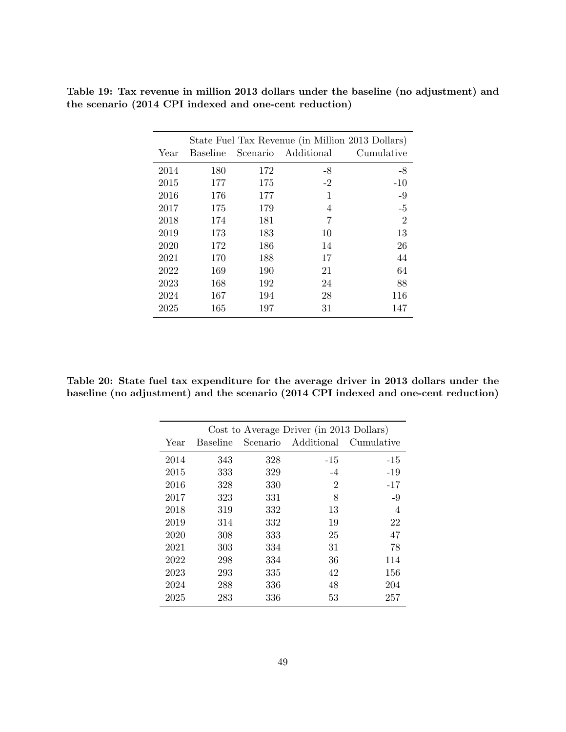**Table 19: Tax revenue in million 2013 dollars under the baseline (no adjustment) and the scenario (2014 CPI indexed and one-cent reduction)**

| | State Fuel Tax Revenue (in Million 2013 Dollars) | | | |
|---|---|---|---|---|
| Year | Baseline | Scenario | Additional | Cumulative |
| 2014 | 180 | 172 | -8 | -8 |
| 2015 | 177 | 175 | -2 | -10 |
| 2016 | 176 | 177 | 1 | -9 |
| 2017 | 175 | 179 | 4 | -5 |
| 2018 | 174 | 181 | 7 | 2 |
| 2019 | 173 | 183 | 10 | 13 |
| 2020 | 172 | 186 | 14 | 26 |
| 2021 | 170 | 188 | 17 | 44 |
| 2022 | 169 | 190 | 21 | 64 |
| 2023 | 168 | 192 | 24 | 88 |
| 2024 | 167 | 194 | 28 | 116 |
| 2025 | 165 | 197 | 31 | 147 |

**Table 20: State fuel tax expenditure for the average driver in 2013 dollars under the baseline (no adjustment) and the scenario (2014 CPI indexed and one-cent reduction)**

| | Cost to Average Driver (in 2013 Dollars) | | | |
|---|---|---|---|---|
| Year | Baseline | Scenario | Additional | Cumulative |
| 2014 | 343 | 328 | -15 | -15 |
| 2015 | 333 | 329 | -4 | -19 |
| 2016 | 328 | 330 | 2 | -17 |
| 2017 | 323 | 331 | 8 | -9 |
| 2018 | 319 | 332 | 13 | 4 |
| 2019 | 314 | 332 | 19 | 22 |
| 2020 | 308 | 333 | 25 | 47 |
| 2021 | 303 | 334 | 31 | 78 |
| 2022 | 298 | 334 | 36 | 114 |
| 2023 | 293 | 335 | 42 | 156 |
| 2024 | 288 | 336 | 48 | 204 |
| 2025 | 283 | 336 | 53 | 257 |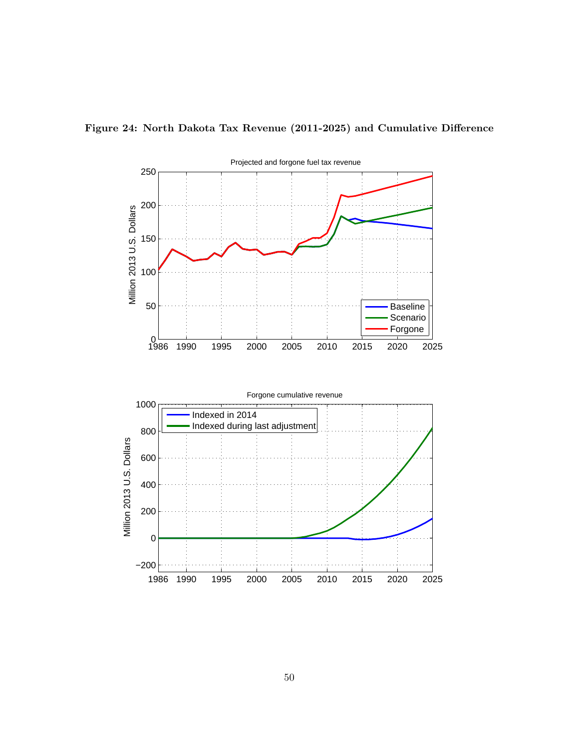**Figure 24: North Dakota Tax Revenue (2011-2025) and Cumulative Difference**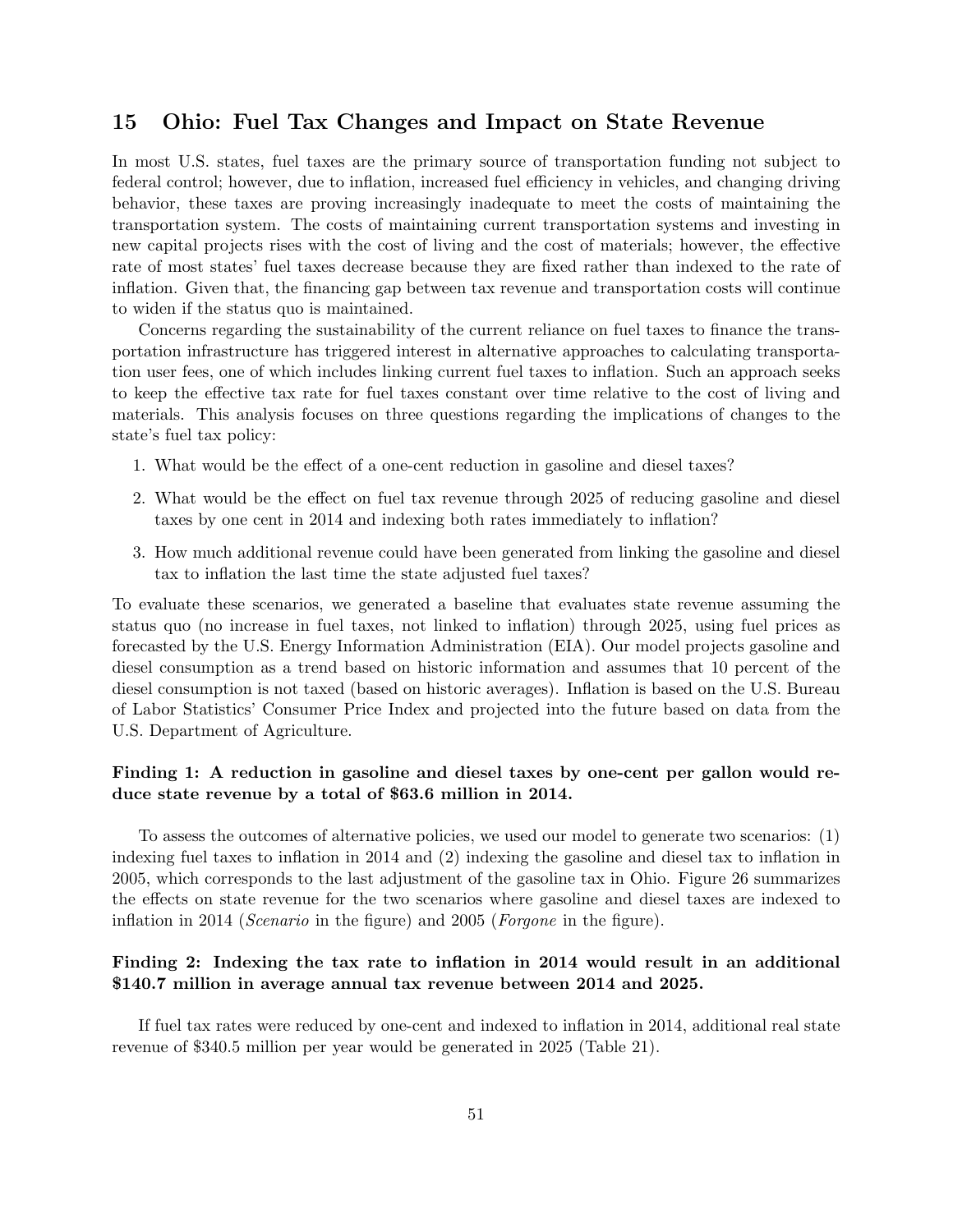## 15 Ohio: Fuel Tax Changes and Impact on State Revenue

In most U.S. states, fuel taxes are the primary source of transportation funding not subject to federal control; however, due to inflation, increased fuel efficiency in vehicles, and changing driving behavior, these taxes are proving increasingly inadequate to meet the costs of maintaining the transportation system. The costs of maintaining current transportation systems and investing in new capital projects rises with the cost of living and the cost of materials; however, the effective rate of most states' fuel taxes decrease because they are fixed rather than indexed to the rate of inflation. Given that, the financing gap between tax revenue and transportation costs will continue to widen if the status quo is maintained.

Concerns regarding the sustainability of the current reliance on fuel taxes to finance the transportation infrastructure has triggered interest in alternative approaches to calculating transportation user fees, one of which includes linking current fuel taxes to inflation. Such an approach seeks to keep the effective tax rate for fuel taxes constant over time relative to the cost of living and materials. This analysis focuses on three questions regarding the implications of changes to the state's fuel tax policy:

1. What would be the effect of a one-cent reduction in gasoline and diesel taxes?
2. What would be the effect on fuel tax revenue through 2025 of reducing gasoline and diesel taxes by one cent in 2014 and indexing both rates immediately to inflation?
3. How much additional revenue could have been generated from linking the gasoline and diesel tax to inflation the last time the state adjusted fuel taxes?

To evaluate these scenarios, we generated a baseline that evaluates state revenue assuming the status quo (no increase in fuel taxes, not linked to inflation) through 2025, using fuel prices as forecasted by the U.S. Energy Information Administration (EIA). Our model projects gasoline and diesel consumption as a trend based on historic information and assumes that 10 percent of the diesel consumption is not taxed (based on historic averages). Inflation is based on the U.S. Bureau of Labor Statistics' Consumer Price Index and projected into the future based on data from the U.S. Department of Agriculture.

**Finding 1: A reduction in gasoline and diesel taxes by one-cent per gallon would reduce state revenue by a total of $63.6 million in 2014.**

To assess the outcomes of alternative policies, we used our model to generate two scenarios: (1) indexing fuel taxes to inflation in 2014 and (2) indexing the gasoline and diesel tax to inflation in 2005, which corresponds to the last adjustment of the gasoline tax in Ohio. Figure 26 summarizes the effects on state revenue for the two scenarios where gasoline and diesel taxes are indexed to inflation in 2014 (*Scenario* in the figure) and 2005 (*Forgone* in the figure).

**Finding 2: Indexing the tax rate to inflation in 2014 would result in an additional $140.7 million in average annual tax revenue between 2014 and 2025.**

If fuel tax rates were reduced by one-cent and indexed to inflation in 2014, additional real state revenue of $340.5 million per year would be generated in 2025 (Table 21).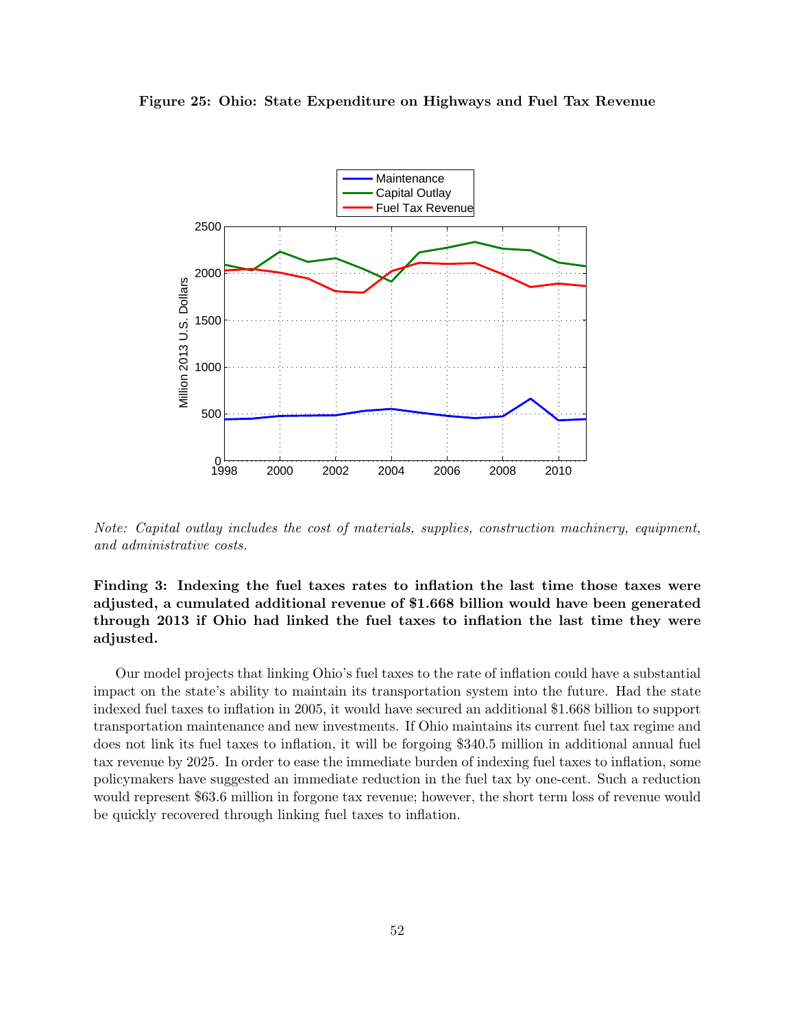**Figure 25: Ohio: State Expenditure on Highways and Fuel Tax Revenue**

*Note: Capital outlay includes the cost of materials, supplies, construction machinery, equipment, and administrative costs.*

**Finding 3: Indexing the fuel taxes rates to inflation the last time those taxes were adjusted, a cumulated additional revenue of $1.668 billion would have been generated through 2013 if Ohio had linked the fuel taxes to inflation the last time they were adjusted.**

Our model projects that linking Ohio's fuel taxes to the rate of inflation could have a substantial impact on the state's ability to maintain its transportation system into the future. Had the state indexed fuel taxes to inflation in 2005, it would have secured an additional $1.668 billion to support transportation maintenance and new investments. If Ohio maintains its current fuel tax regime and does not link its fuel taxes to inflation, it will be forgoing $340.5 million in additional annual fuel tax revenue by 2025. In order to ease the immediate burden of indexing fuel taxes to inflation, some policymakers have suggested an immediate reduction in the fuel tax by one-cent. Such a reduction would represent $63.6 million in forgone tax revenue; however, the short term loss of revenue would be quickly recovered through linking fuel taxes to inflation.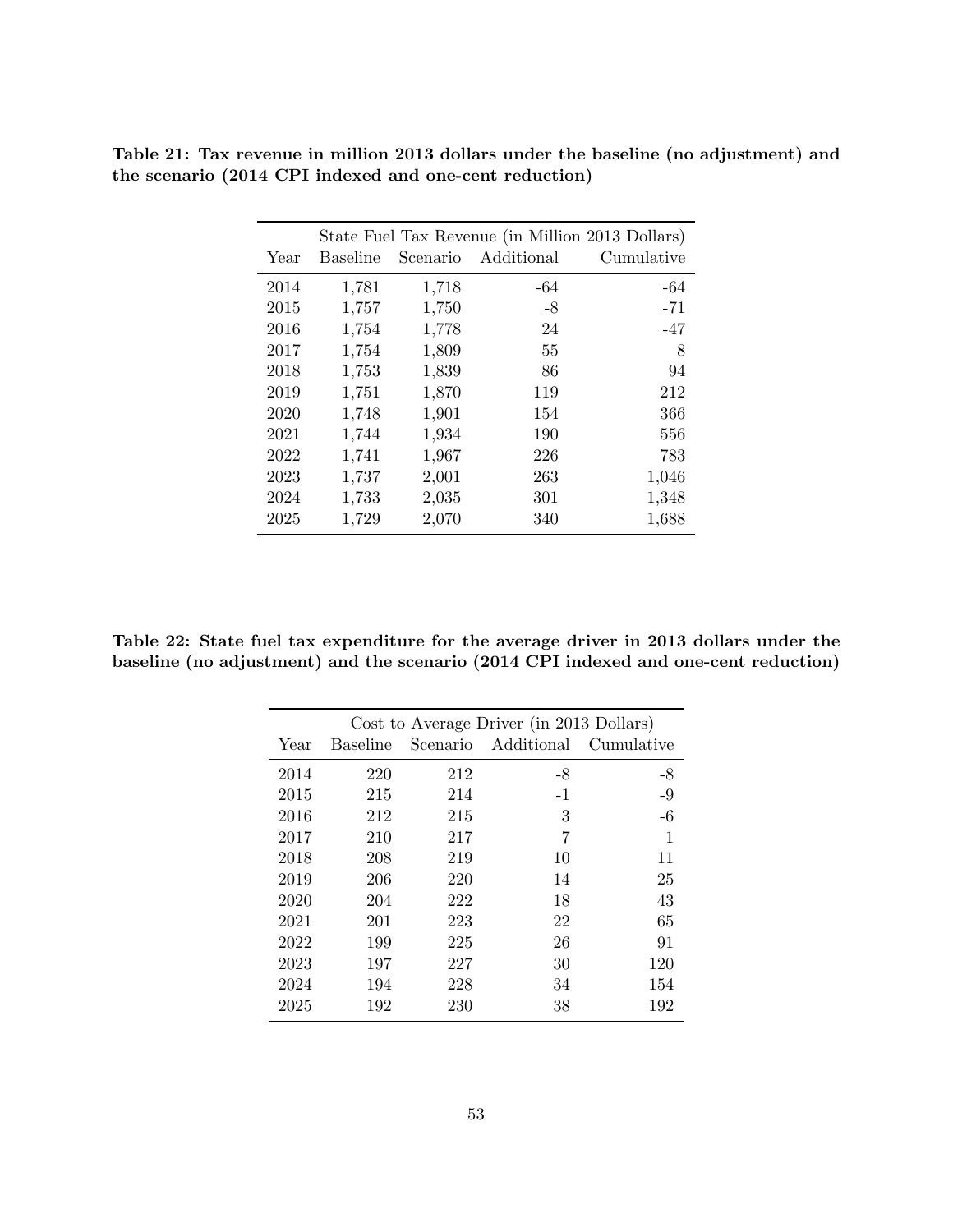**Table 21: Tax revenue in million 2013 dollars under the baseline (no adjustment) and the scenario (2014 CPI indexed and one-cent reduction)**

| | State Fuel Tax Revenue (in Million 2013 Dollars) | | | |
|---|---|---|---|---|
| Year | Baseline | Scenario | Additional | Cumulative |
| 2014 | 1,781 | 1,718 | -64 | -64 |
| 2015 | 1,757 | 1,750 | -8 | -71 |
| 2016 | 1,754 | 1,778 | 24 | -47 |
| 2017 | 1,754 | 1,809 | 55 | 8 |
| 2018 | 1,753 | 1,839 | 86 | 94 |
| 2019 | 1,751 | 1,870 | 119 | 212 |
| 2020 | 1,748 | 1,901 | 154 | 366 |
| 2021 | 1,744 | 1,934 | 190 | 556 |
| 2022 | 1,741 | 1,967 | 226 | 783 |
| 2023 | 1,737 | 2,001 | 263 | 1,046 |
| 2024 | 1,733 | 2,035 | 301 | 1,348 |
| 2025 | 1,729 | 2,070 | 340 | 1,688 |

**Table 22: State fuel tax expenditure for the average driver in 2013 dollars under the baseline (no adjustment) and the scenario (2014 CPI indexed and one-cent reduction)**

| | Cost to Average Driver (in 2013 Dollars) | | | |
|---|---|---|---|---|
| Year | Baseline | Scenario | Additional | Cumulative |
| 2014 | 220 | 212 | -8 | -8 |
| 2015 | 215 | 214 | -1 | -9 |
| 2016 | 212 | 215 | 3 | -6 |
| 2017 | 210 | 217 | 7 | 1 |
| 2018 | 208 | 219 | 10 | 11 |
| 2019 | 206 | 220 | 14 | 25 |
| 2020 | 204 | 222 | 18 | 43 |
| 2021 | 201 | 223 | 22 | 65 |
| 2022 | 199 | 225 | 26 | 91 |
| 2023 | 197 | 227 | 30 | 120 |
| 2024 | 194 | 228 | 34 | 154 |
| 2025 | 192 | 230 | 38 | 192 |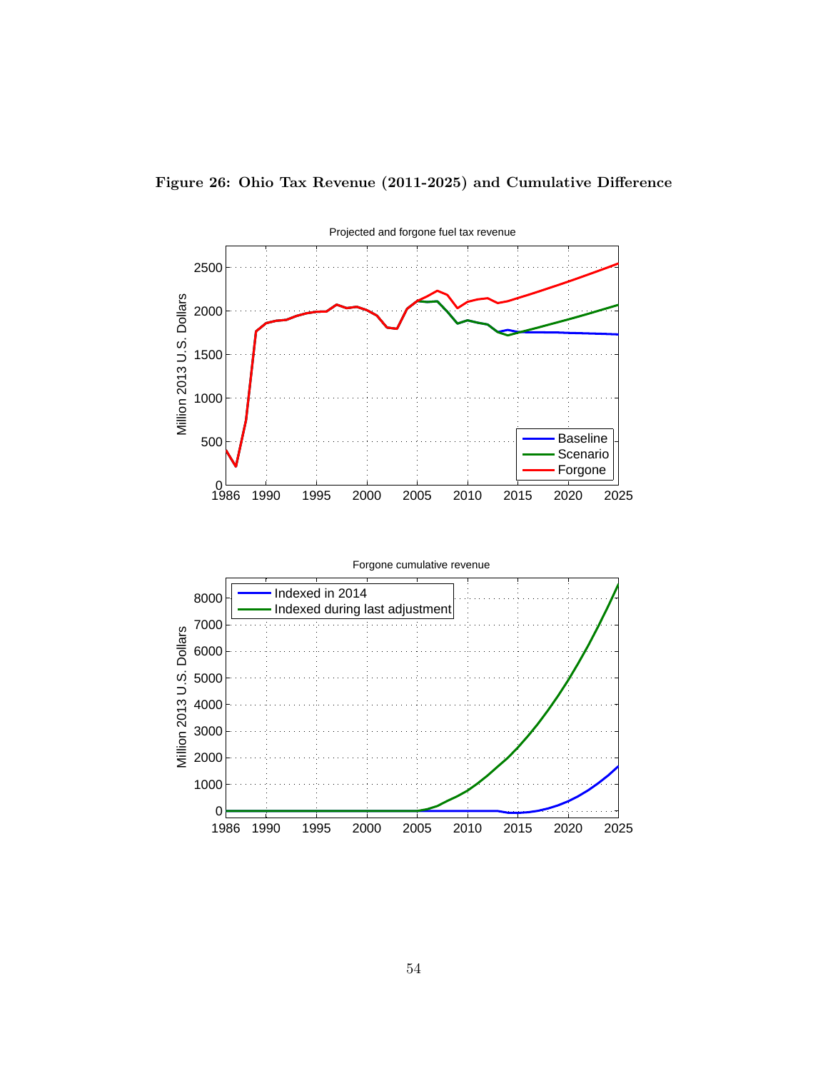**Figure 26: Ohio Tax Revenue (2011-2025) and Cumulative Difference**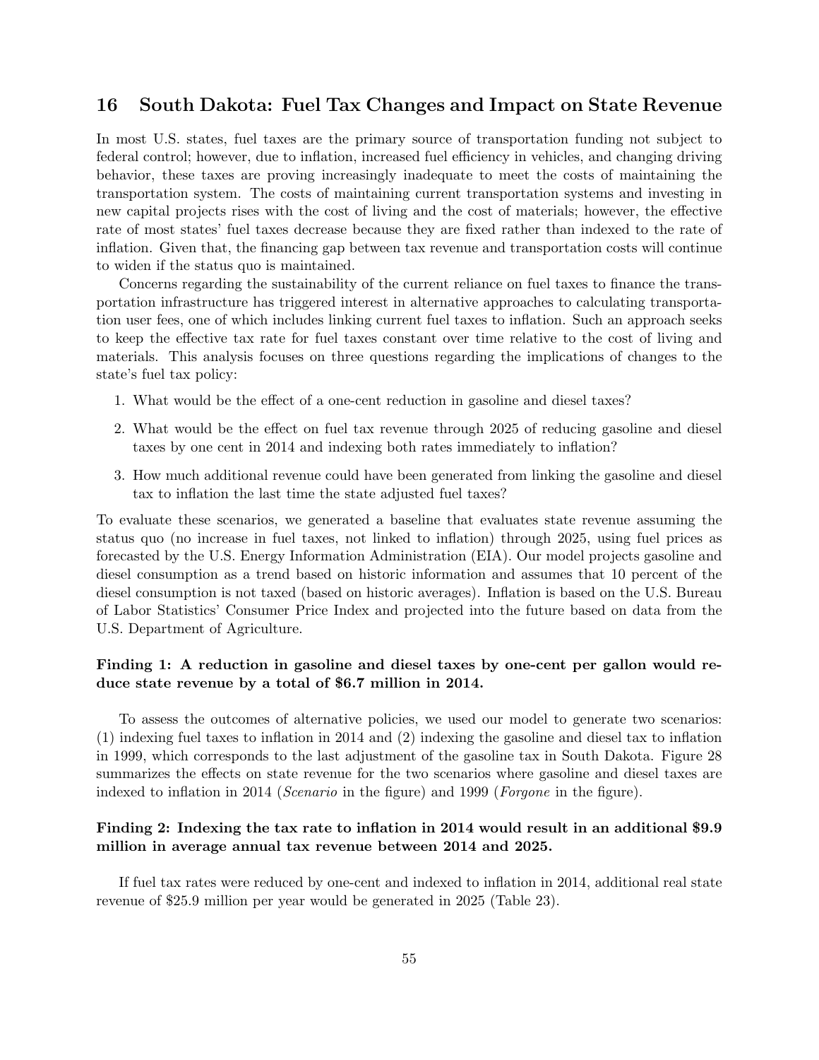## 16 South Dakota: Fuel Tax Changes and Impact on State Revenue

In most U.S. states, fuel taxes are the primary source of transportation funding not subject to federal control; however, due to inflation, increased fuel efficiency in vehicles, and changing driving behavior, these taxes are proving increasingly inadequate to meet the costs of maintaining the transportation system. The costs of maintaining current transportation systems and investing in new capital projects rises with the cost of living and the cost of materials; however, the effective rate of most states' fuel taxes decrease because they are fixed rather than indexed to the rate of inflation. Given that, the financing gap between tax revenue and transportation costs will continue to widen if the status quo is maintained.

Concerns regarding the sustainability of the current reliance on fuel taxes to finance the transportation infrastructure has triggered interest in alternative approaches to calculating transportation user fees, one of which includes linking current fuel taxes to inflation. Such an approach seeks to keep the effective tax rate for fuel taxes constant over time relative to the cost of living and materials. This analysis focuses on three questions regarding the implications of changes to the state's fuel tax policy:

1. What would be the effect of a one-cent reduction in gasoline and diesel taxes?
2. What would be the effect on fuel tax revenue through 2025 of reducing gasoline and diesel taxes by one cent in 2014 and indexing both rates immediately to inflation?
3. How much additional revenue could have been generated from linking the gasoline and diesel tax to inflation the last time the state adjusted fuel taxes?

To evaluate these scenarios, we generated a baseline that evaluates state revenue assuming the status quo (no increase in fuel taxes, not linked to inflation) through 2025, using fuel prices as forecasted by the U.S. Energy Information Administration (EIA). Our model projects gasoline and diesel consumption as a trend based on historic information and assumes that 10 percent of the diesel consumption is not taxed (based on historic averages). Inflation is based on the U.S. Bureau of Labor Statistics' Consumer Price Index and projected into the future based on data from the U.S. Department of Agriculture.

**Finding 1: A reduction in gasoline and diesel taxes by one-cent per gallon would reduce state revenue by a total of $6.7 million in 2014.**

To assess the outcomes of alternative policies, we used our model to generate two scenarios: (1) indexing fuel taxes to inflation in 2014 and (2) indexing the gasoline and diesel tax to inflation in 1999, which corresponds to the last adjustment of the gasoline tax in South Dakota. Figure 28 summarizes the effects on state revenue for the two scenarios where gasoline and diesel taxes are indexed to inflation in 2014 (*Scenario* in the figure) and 1999 (*Forgone* in the figure).

**Finding 2: Indexing the tax rate to inflation in 2014 would result in an additional $9.9 million in average annual tax revenue between 2014 and 2025.**

If fuel tax rates were reduced by one-cent and indexed to inflation in 2014, additional real state revenue of $25.9 million per year would be generated in 2025 (Table 23).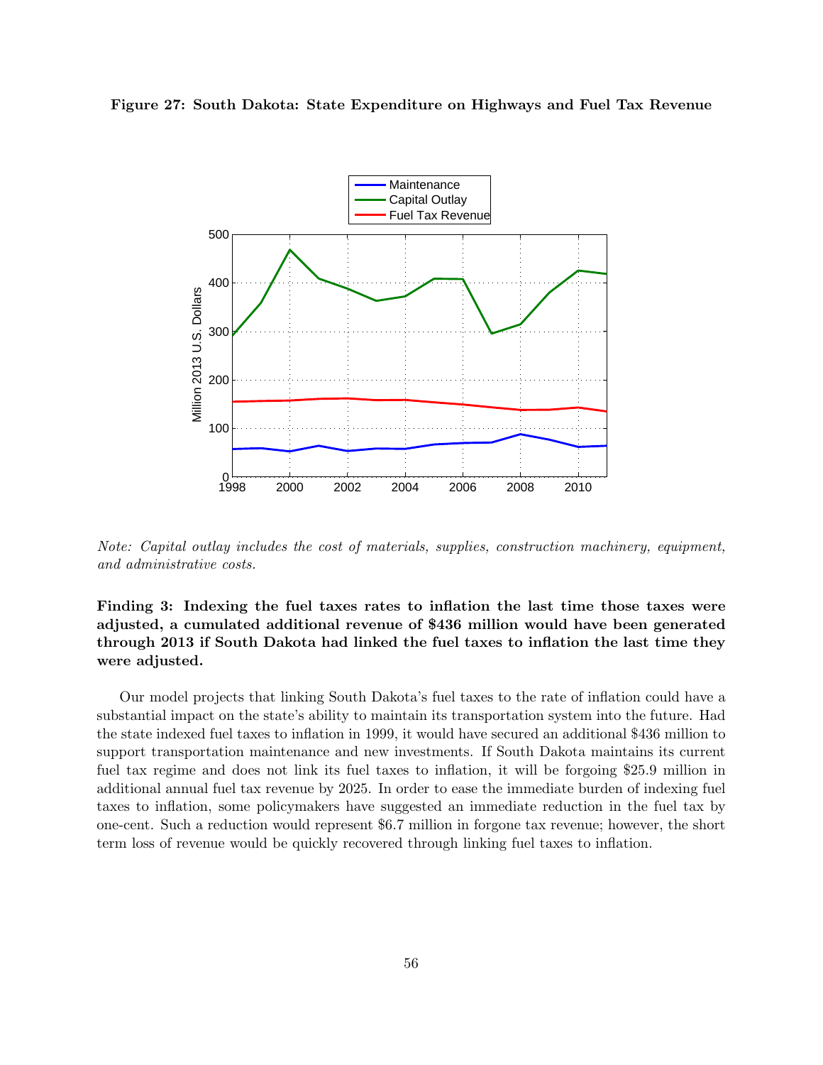**Figure 27: South Dakota: State Expenditure on Highways and Fuel Tax Revenue**

*Note: Capital outlay includes the cost of materials, supplies, construction machinery, equipment, and administrative costs.*

**Finding 3: Indexing the fuel taxes rates to inflation the last time those taxes were adjusted, a cumulated additional revenue of $436 million would have been generated through 2013 if South Dakota had linked the fuel taxes to inflation the last time they were adjusted.**

Our model projects that linking South Dakota's fuel taxes to the rate of inflation could have a substantial impact on the state's ability to maintain its transportation system into the future. Had the state indexed fuel taxes to inflation in 1999, it would have secured an additional $436 million to support transportation maintenance and new investments. If South Dakota maintains its current fuel tax regime and does not link its fuel taxes to inflation, it will be forgoing $25.9 million in additional annual fuel tax revenue by 2025. In order to ease the immediate burden of indexing fuel taxes to inflation, some policymakers have suggested an immediate reduction in the fuel tax by one-cent. Such a reduction would represent $6.7 million in forgone tax revenue; however, the short term loss of revenue would be quickly recovered through linking fuel taxes to inflation.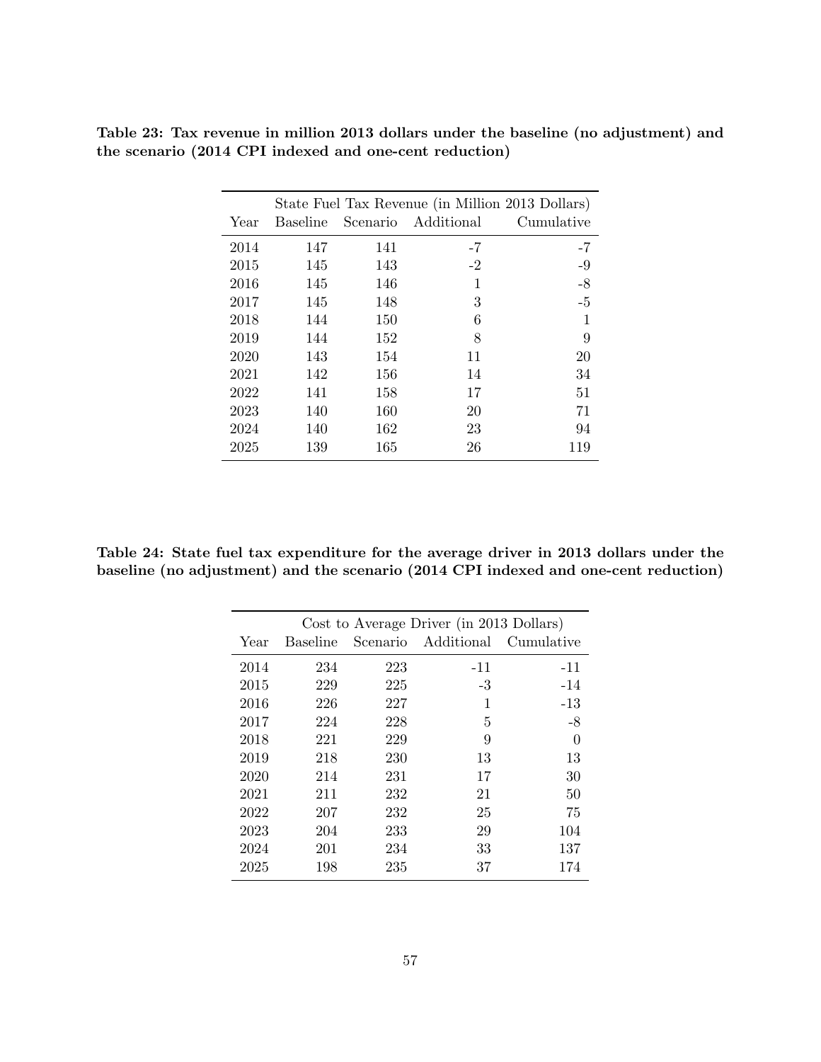**Table 23: Tax revenue in million 2013 dollars under the baseline (no adjustment) and the scenario (2014 CPI indexed and one-cent reduction)**

| | State Fuel Tax Revenue (in Million 2013 Dollars) | | | |
|---|---|---|---|---|
| Year | Baseline | Scenario | Additional | Cumulative |
| 2014 | 147 | 141 | -7 | -7 |
| 2015 | 145 | 143 | -2 | -9 |
| 2016 | 145 | 146 | 1 | -8 |
| 2017 | 145 | 148 | 3 | -5 |
| 2018 | 144 | 150 | 6 | 1 |
| 2019 | 144 | 152 | 8 | 9 |
| 2020 | 143 | 154 | 11 | 20 |
| 2021 | 142 | 156 | 14 | 34 |
| 2022 | 141 | 158 | 17 | 51 |
| 2023 | 140 | 160 | 20 | 71 |
| 2024 | 140 | 162 | 23 | 94 |
| 2025 | 139 | 165 | 26 | 119 |

**Table 24: State fuel tax expenditure for the average driver in 2013 dollars under the baseline (no adjustment) and the scenario (2014 CPI indexed and one-cent reduction)**

| | Cost to Average Driver (in 2013 Dollars) | | | |
|---|---|---|---|---|
| Year | Baseline | Scenario | Additional | Cumulative |
| 2014 | 234 | 223 | -11 | -11 |
| 2015 | 229 | 225 | -3 | -14 |
| 2016 | 226 | 227 | 1 | -13 |
| 2017 | 224 | 228 | 5 | -8 |
| 2018 | 221 | 229 | 9 | 0 |
| 2019 | 218 | 230 | 13 | 13 |
| 2020 | 214 | 231 | 17 | 30 |
| 2021 | 211 | 232 | 21 | 50 |
| 2022 | 207 | 232 | 25 | 75 |
| 2023 | 204 | 233 | 29 | 104 |
| 2024 | 201 | 234 | 33 | 137 |
| 2025 | 198 | 235 | 37 | 174 |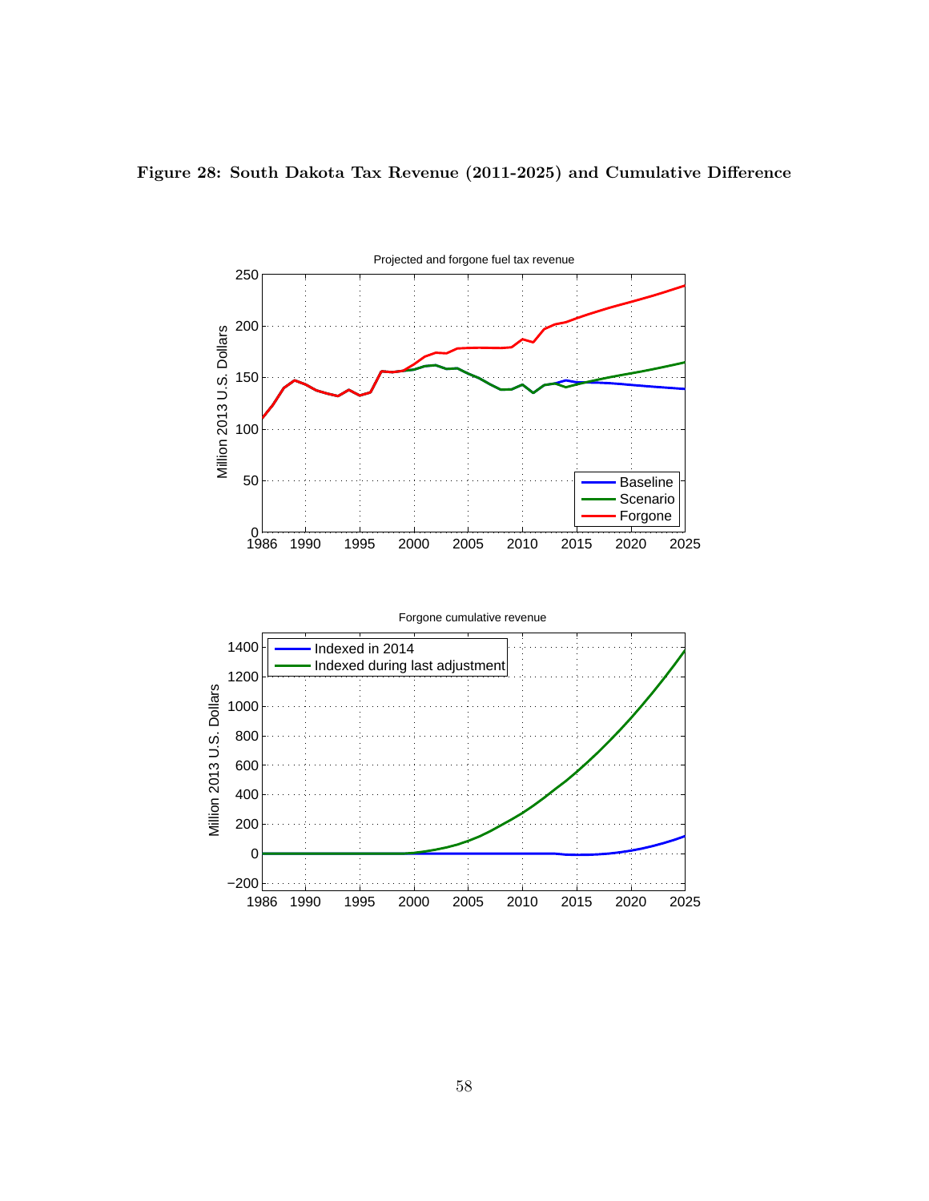**Figure 28: South Dakota Tax Revenue (2011-2025) and Cumulative Difference**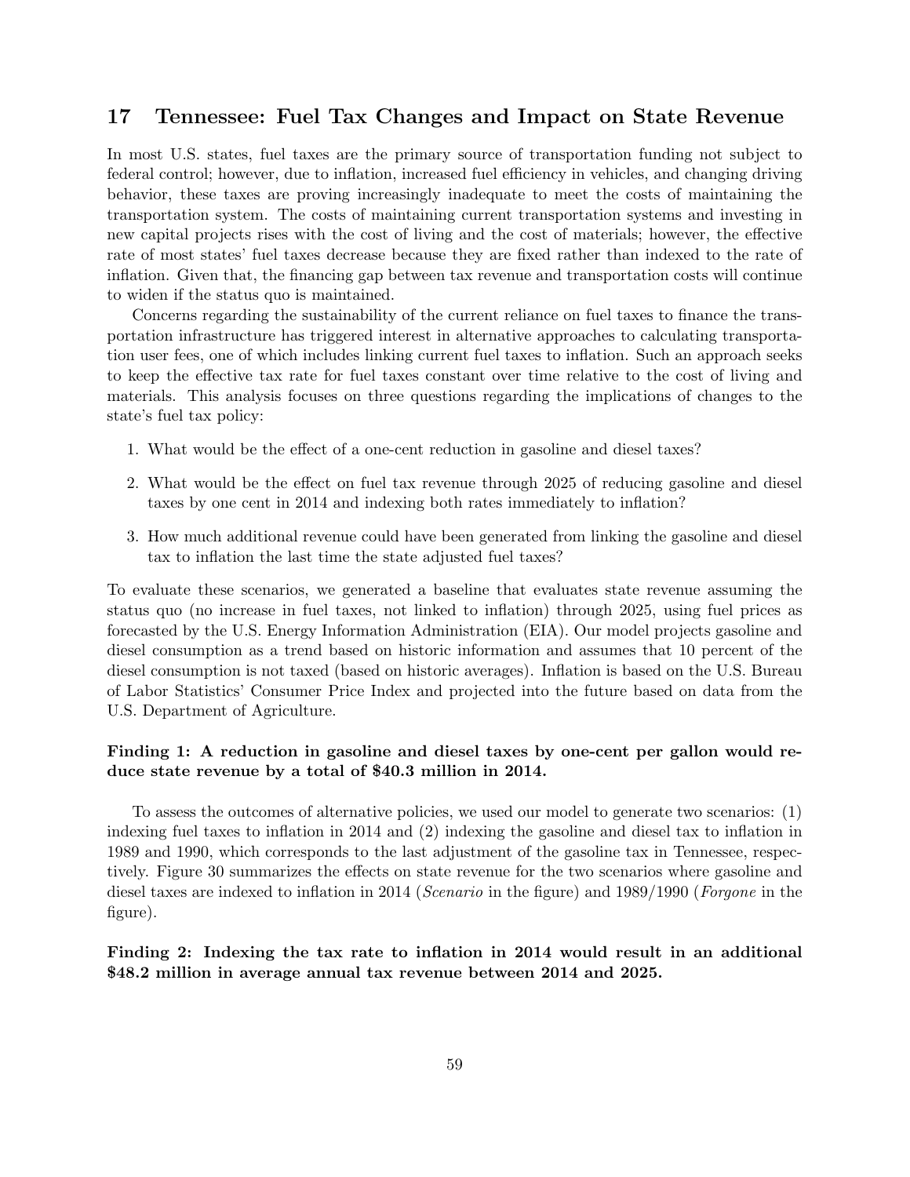## 17 Tennessee: Fuel Tax Changes and Impact on State Revenue

In most U.S. states, fuel taxes are the primary source of transportation funding not subject to federal control; however, due to inflation, increased fuel efficiency in vehicles, and changing driving behavior, these taxes are proving increasingly inadequate to meet the costs of maintaining the transportation system. The costs of maintaining current transportation systems and investing in new capital projects rises with the cost of living and the cost of materials; however, the effective rate of most states' fuel taxes decrease because they are fixed rather than indexed to the rate of inflation. Given that, the financing gap between tax revenue and transportation costs will continue to widen if the status quo is maintained.

Concerns regarding the sustainability of the current reliance on fuel taxes to finance the transportation infrastructure has triggered interest in alternative approaches to calculating transportation user fees, one of which includes linking current fuel taxes to inflation. Such an approach seeks to keep the effective tax rate for fuel taxes constant over time relative to the cost of living and materials. This analysis focuses on three questions regarding the implications of changes to the state's fuel tax policy:

1. What would be the effect of a one-cent reduction in gasoline and diesel taxes?
2. What would be the effect on fuel tax revenue through 2025 of reducing gasoline and diesel taxes by one cent in 2014 and indexing both rates immediately to inflation?
3. How much additional revenue could have been generated from linking the gasoline and diesel tax to inflation the last time the state adjusted fuel taxes?

To evaluate these scenarios, we generated a baseline that evaluates state revenue assuming the status quo (no increase in fuel taxes, not linked to inflation) through 2025, using fuel prices as forecasted by the U.S. Energy Information Administration (EIA). Our model projects gasoline and diesel consumption as a trend based on historic information and assumes that 10 percent of the diesel consumption is not taxed (based on historic averages). Inflation is based on the U.S. Bureau of Labor Statistics' Consumer Price Index and projected into the future based on data from the U.S. Department of Agriculture.

**Finding 1: A reduction in gasoline and diesel taxes by one-cent per gallon would reduce state revenue by a total of $40.3 million in 2014.**

To assess the outcomes of alternative policies, we used our model to generate two scenarios: (1) indexing fuel taxes to inflation in 2014 and (2) indexing the gasoline and diesel tax to inflation in 1989 and 1990, which corresponds to the last adjustment of the gasoline tax in Tennessee, respectively. Figure 30 summarizes the effects on state revenue for the two scenarios where gasoline and diesel taxes are indexed to inflation in 2014 (*Scenario* in the figure) and 1989/1990 (*Forgone* in the figure).

**Finding 2: Indexing the tax rate to inflation in 2014 would result in an additional $48.2 million in average annual tax revenue between 2014 and 2025.**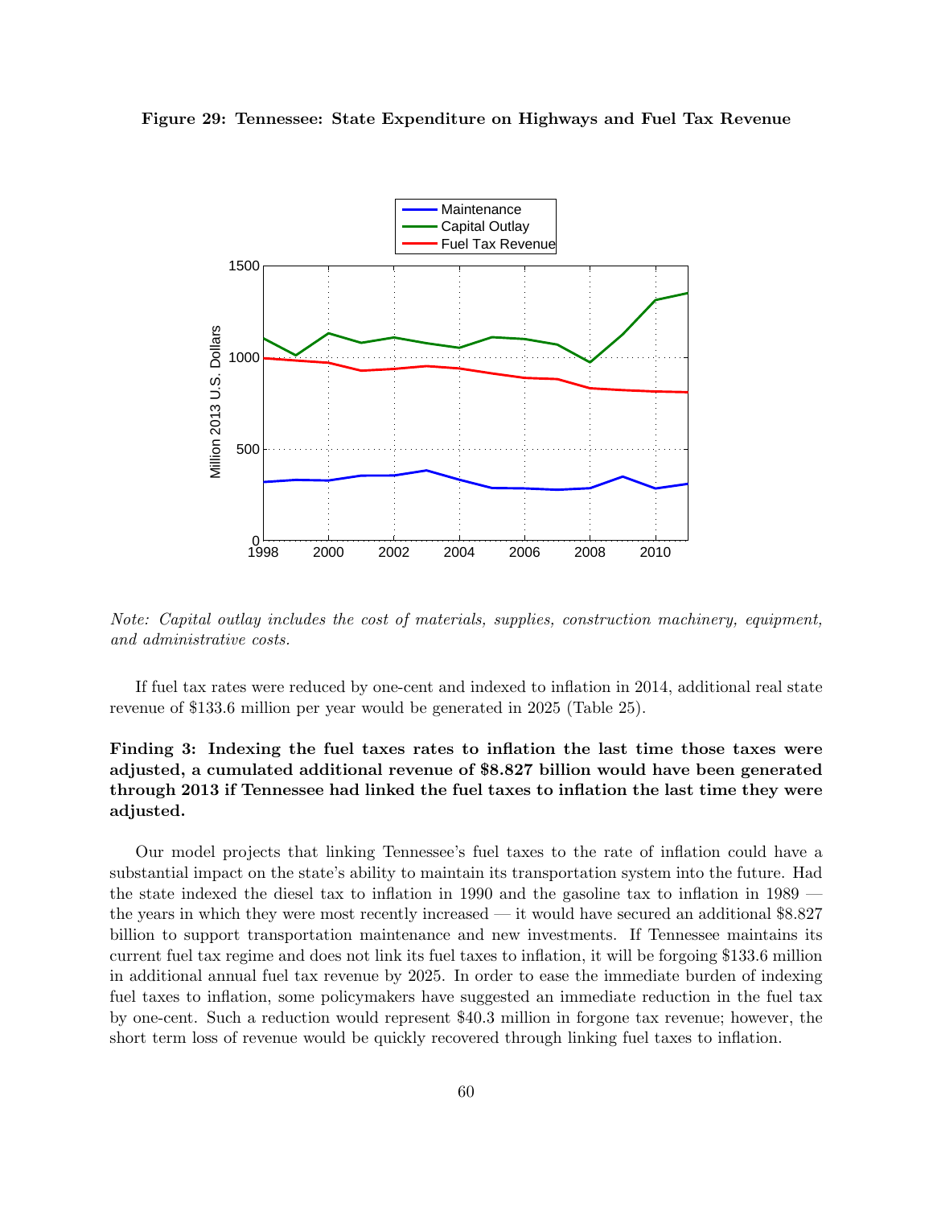**Figure 29: Tennessee: State Expenditure on Highways and Fuel Tax Revenue**

*Note: Capital outlay includes the cost of materials, supplies, construction machinery, equipment, and administrative costs.*

If fuel tax rates were reduced by one-cent and indexed to inflation in 2014, additional real state revenue of $133.6 million per year would be generated in 2025 (Table 25).

**Finding 3: Indexing the fuel taxes rates to inflation the last time those taxes were adjusted, a cumulated additional revenue of $8.827 billion would have been generated through 2013 if Tennessee had linked the fuel taxes to inflation the last time they were adjusted.**

Our model projects that linking Tennessee's fuel taxes to the rate of inflation could have a substantial impact on the state's ability to maintain its transportation system into the future. Had the state indexed the diesel tax to inflation in 1990 and the gasoline tax to inflation in 1989 — the years in which they were most recently increased — it would have secured an additional $8.827 billion to support transportation maintenance and new investments. If Tennessee maintains its current fuel tax regime and does not link its fuel taxes to inflation, it will be forgoing $133.6 million in additional annual fuel tax revenue by 2025. In order to ease the immediate burden of indexing fuel taxes to inflation, some policymakers have suggested an immediate reduction in the fuel tax by one-cent. Such a reduction would represent $40.3 million in forgone tax revenue; however, the short term loss of revenue would be quickly recovered through linking fuel taxes to inflation.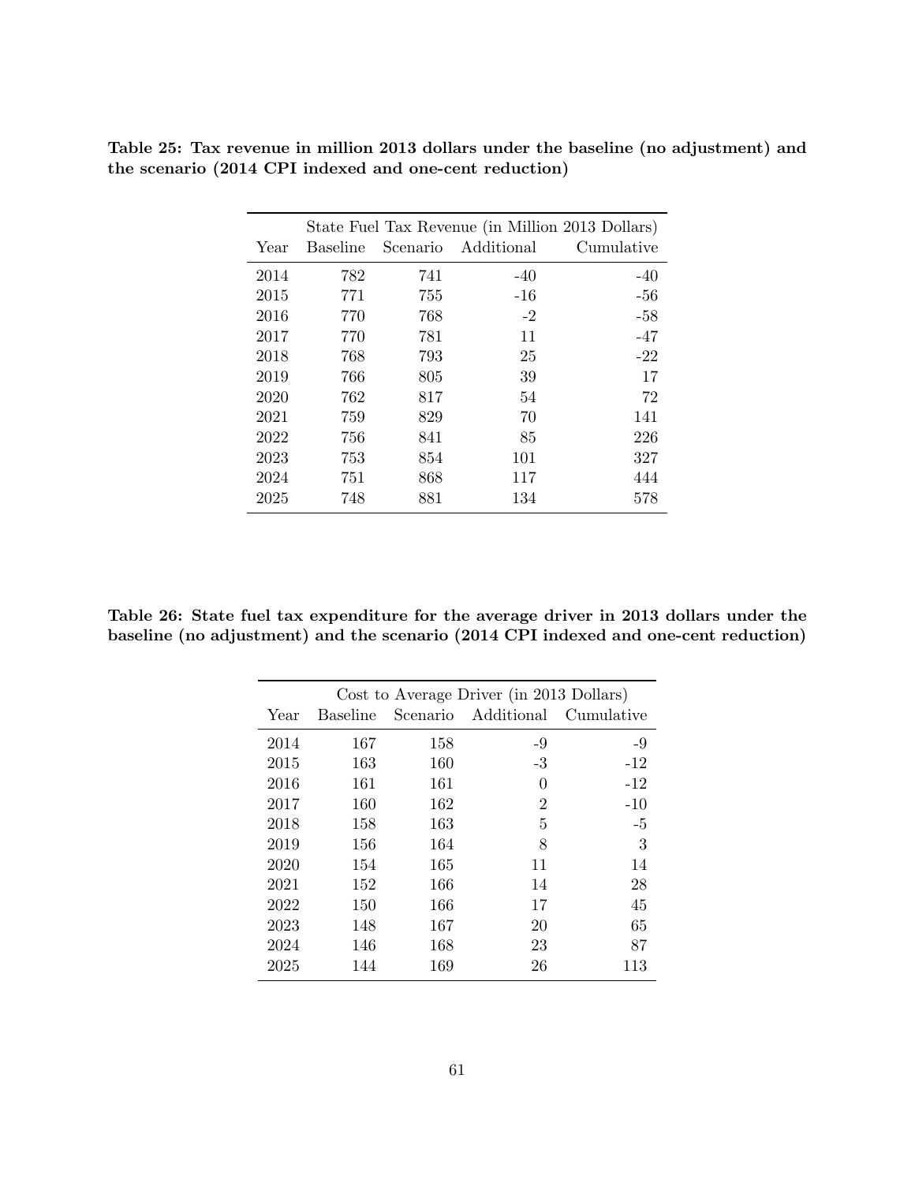**Table 25: Tax revenue in million 2013 dollars under the baseline (no adjustment) and the scenario (2014 CPI indexed and one-cent reduction)**

| | State Fuel Tax Revenue (in Million 2013 Dollars) | | | |
|---|---|---|---|---|
| Year | Baseline | Scenario | Additional | Cumulative |
| 2014 | 782 | 741 | -40 | -40 |
| 2015 | 771 | 755 | -16 | -56 |
| 2016 | 770 | 768 | -2 | -58 |
| 2017 | 770 | 781 | 11 | -47 |
| 2018 | 768 | 793 | 25 | -22 |
| 2019 | 766 | 805 | 39 | 17 |
| 2020 | 762 | 817 | 54 | 72 |
| 2021 | 759 | 829 | 70 | 141 |
| 2022 | 756 | 841 | 85 | 226 |
| 2023 | 753 | 854 | 101 | 327 |
| 2024 | 751 | 868 | 117 | 444 |
| 2025 | 748 | 881 | 134 | 578 |

**Table 26: State fuel tax expenditure for the average driver in 2013 dollars under the baseline (no adjustment) and the scenario (2014 CPI indexed and one-cent reduction)**

| | Cost to Average Driver (in 2013 Dollars) | | | |
|---|---|---|---|---|
| Year | Baseline | Scenario | Additional | Cumulative |
| 2014 | 167 | 158 | -9 | -9 |
| 2015 | 163 | 160 | -3 | -12 |
| 2016 | 161 | 161 | 0 | -12 |
| 2017 | 160 | 162 | 2 | -10 |
| 2018 | 158 | 163 | 5 | -5 |
| 2019 | 156 | 164 | 8 | 3 |
| 2020 | 154 | 165 | 11 | 14 |
| 2021 | 152 | 166 | 14 | 28 |
| 2022 | 150 | 166 | 17 | 45 |
| 2023 | 148 | 167 | 20 | 65 |
| 2024 | 146 | 168 | 23 | 87 |
| 2025 | 144 | 169 | 26 | 113 |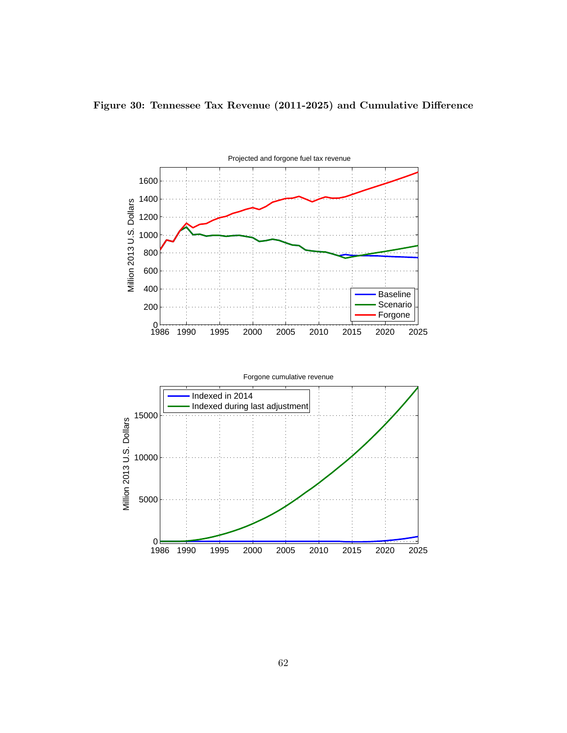**Figure 30: Tennessee Tax Revenue (2011-2025) and Cumulative Difference**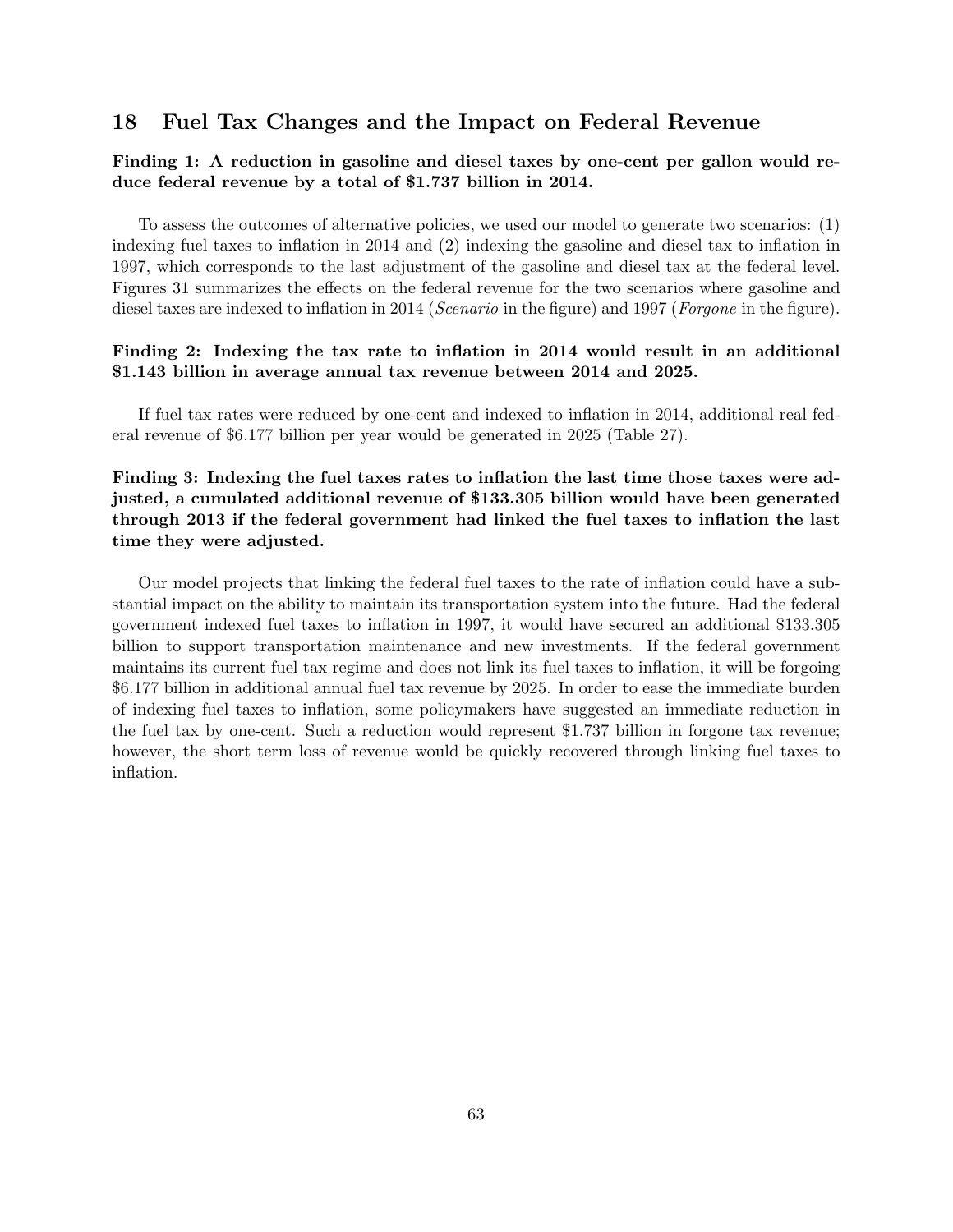## 18 Fuel Tax Changes and the Impact on Federal Revenue

**Finding 1: A reduction in gasoline and diesel taxes by one-cent per gallon would reduce federal revenue by a total of $1.737 billion in 2014.**

To assess the outcomes of alternative policies, we used our model to generate two scenarios: (1) indexing fuel taxes to inflation in 2014 and (2) indexing the gasoline and diesel tax to inflation in 1997, which corresponds to the last adjustment of the gasoline and diesel tax at the federal level. Figures 31 summarizes the effects on the federal revenue for the two scenarios where gasoline and diesel taxes are indexed to inflation in 2014 (*Scenario* in the figure) and 1997 (*Forgone* in the figure).

**Finding 2: Indexing the tax rate to inflation in 2014 would result in an additional $1.143 billion in average annual tax revenue between 2014 and 2025.**

If fuel tax rates were reduced by one-cent and indexed to inflation in 2014, additional real federal revenue of $6.177 billion per year would be generated in 2025 (Table 27).

**Finding 3: Indexing the fuel taxes rates to inflation the last time those taxes were adjusted, a cumulated additional revenue of $133.305 billion would have been generated through 2013 if the federal government had linked the fuel taxes to inflation the last time they were adjusted.**

Our model projects that linking the federal fuel taxes to the rate of inflation could have a substantial impact on the ability to maintain its transportation system into the future. Had the federal government indexed fuel taxes to inflation in 1997, it would have secured an additional $133.305 billion to support transportation maintenance and new investments. If the federal government maintains its current fuel tax regime and does not link its fuel taxes to inflation, it will be forgoing $6.177 billion in additional annual fuel tax revenue by 2025. In order to ease the immediate burden of indexing fuel taxes to inflation, some policymakers have suggested an immediate reduction in the fuel tax by one-cent. Such a reduction would represent $1.737 billion in forgone tax revenue; however, the short term loss of revenue would be quickly recovered through linking fuel taxes to inflation.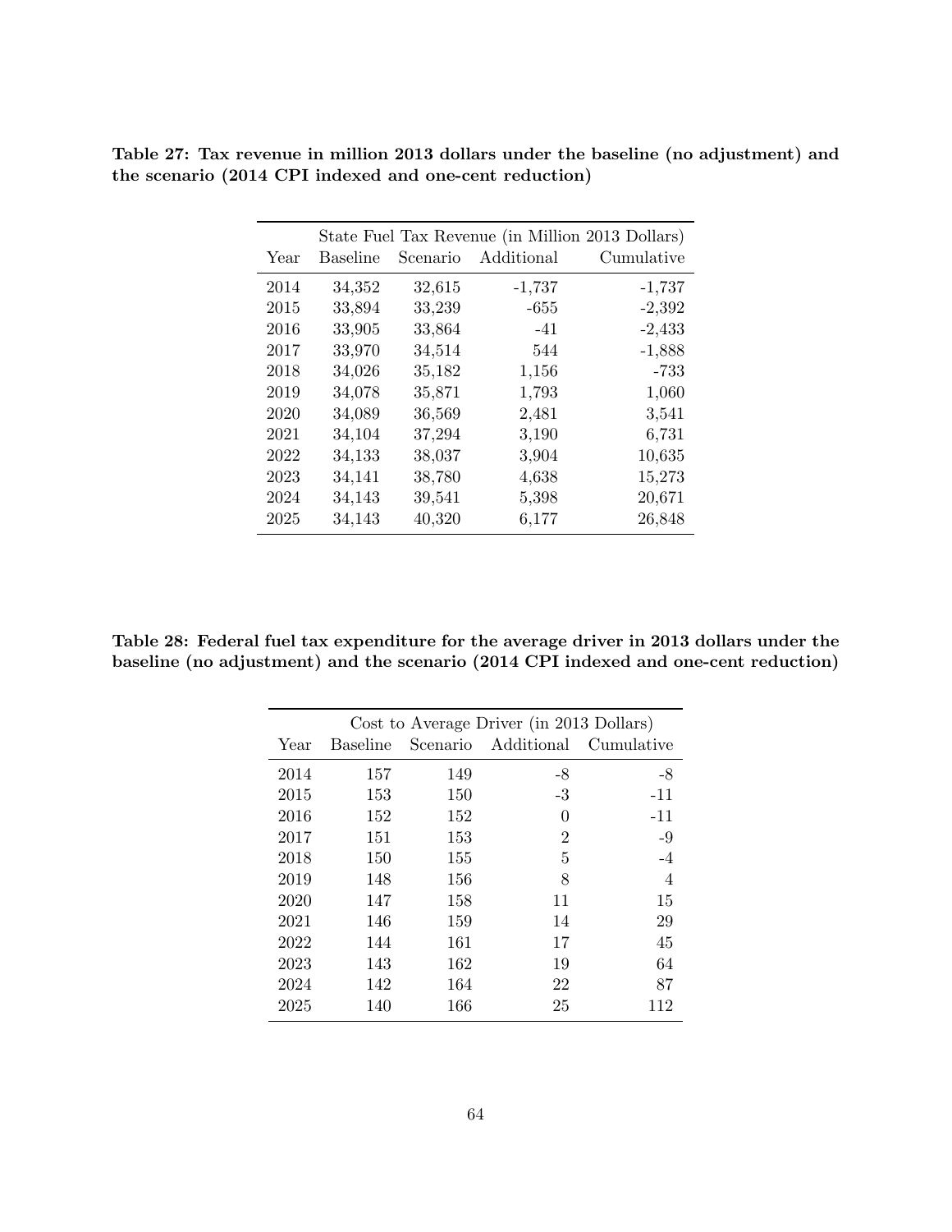**Table 27: Tax revenue in million 2013 dollars under the baseline (no adjustment) and the scenario (2014 CPI indexed and one-cent reduction)**

| | State Fuel Tax Revenue (in Million 2013 Dollars) | | | |
|---|---|---|---|---|
| Year | Baseline | Scenario | Additional | Cumulative |
| 2014 | 34,352 | 32,615 | -1,737 | -1,737 |
| 2015 | 33,894 | 33,239 | -655 | -2,392 |
| 2016 | 33,905 | 33,864 | -41 | -2,433 |
| 2017 | 33,970 | 34,514 | 544 | -1,888 |
| 2018 | 34,026 | 35,182 | 1,156 | -733 |
| 2019 | 34,078 | 35,871 | 1,793 | 1,060 |
| 2020 | 34,089 | 36,569 | 2,481 | 3,541 |
| 2021 | 34,104 | 37,294 | 3,190 | 6,731 |
| 2022 | 34,133 | 38,037 | 3,904 | 10,635 |
| 2023 | 34,141 | 38,780 | 4,638 | 15,273 |
| 2024 | 34,143 | 39,541 | 5,398 | 20,671 |
| 2025 | 34,143 | 40,320 | 6,177 | 26,848 |

**Table 28: Federal fuel tax expenditure for the average driver in 2013 dollars under the baseline (no adjustment) and the scenario (2014 CPI indexed and one-cent reduction)**

| | Cost to Average Driver (in 2013 Dollars) | | | |
|---|---|---|---|---|
| Year | Baseline | Scenario | Additional | Cumulative |
| 2014 | 157 | 149 | -8 | -8 |
| 2015 | 153 | 150 | -3 | -11 |
| 2016 | 152 | 152 | 0 | -11 |
| 2017 | 151 | 153 | 2 | -9 |
| 2018 | 150 | 155 | 5 | -4 |
| 2019 | 148 | 156 | 8 | 4 |
| 2020 | 147 | 158 | 11 | 15 |
| 2021 | 146 | 159 | 14 | 29 |
| 2022 | 144 | 161 | 17 | 45 |
| 2023 | 143 | 162 | 19 | 64 |
| 2024 | 142 | 164 | 22 | 87 |
| 2025 | 140 | 166 | 25 | 112 |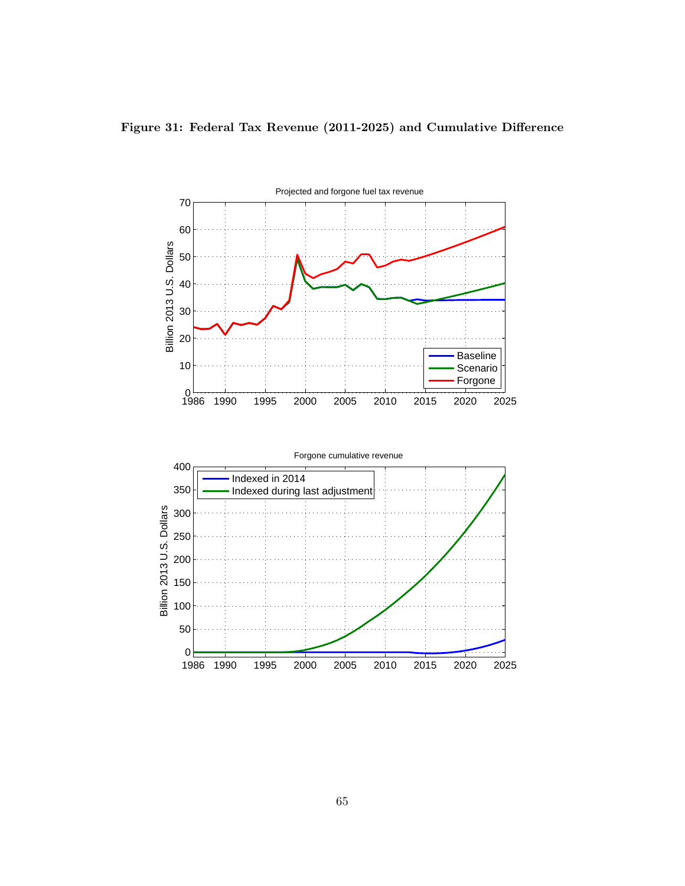**Figure 31: Federal Tax Revenue (2011-2025) and Cumulative Difference**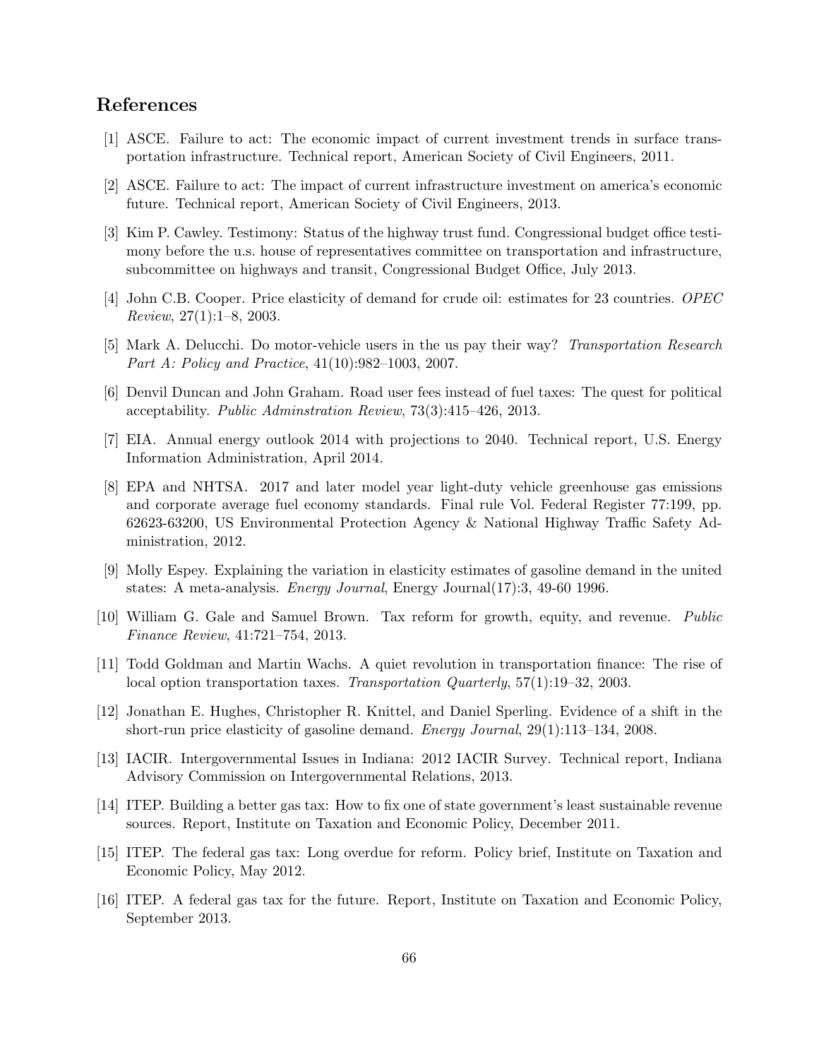## References

[1] ASCE. Failure to act: The economic impact of current investment trends in surface transportation infrastructure. Technical report, American Society of Civil Engineers, 2011.

[2] ASCE. Failure to act: The impact of current infrastructure investment on america's economic future. Technical report, American Society of Civil Engineers, 2013.

[3] Kim P. Cawley. Testimony: Status of the highway trust fund. Congressional budget office testimony before the u.s. house of representatives committee on transportation and infrastructure, subcommittee on highways and transit, Congressional Budget Office, July 2013.

[4] John C.B. Cooper. Price elasticity of demand for crude oil: estimates for 23 countries. *OPEC Review*, 27(1):1–8, 2003.

[5] Mark A. Delucchi. Do motor-vehicle users in the us pay their way? *Transportation Research Part A: Policy and Practice*, 41(10):982–1003, 2007.

[6] Denvil Duncan and John Graham. Road user fees instead of fuel taxes: The quest for political acceptability. *Public Adminstration Review*, 73(3):415–426, 2013.

[7] EIA. Annual energy outlook 2014 with projections to 2040. Technical report, U.S. Energy Information Administration, April 2014.

[8] EPA and NHTSA. 2017 and later model year light-duty vehicle greenhouse gas emissions and corporate average fuel economy standards. Final rule Vol. Federal Register 77:199, pp. 62623-63200, US Environmental Protection Agency & National Highway Traffic Safety Administration, 2012.

[9] Molly Espey. Explaining the variation in elasticity estimates of gasoline demand in the united states: A meta-analysis. *Energy Journal*, Energy Journal(17):3, 49-60 1996.

[10] William G. Gale and Samuel Brown. Tax reform for growth, equity, and revenue. *Public Finance Review*, 41:721–754, 2013.

[11] Todd Goldman and Martin Wachs. A quiet revolution in transportation finance: The rise of local option transportation taxes. *Transportation Quarterly*, 57(1):19–32, 2003.

[12] Jonathan E. Hughes, Christopher R. Knittel, and Daniel Sperling. Evidence of a shift in the short-run price elasticity of gasoline demand. *Energy Journal*, 29(1):113–134, 2008.

[13] IACIR. Intergovernmental Issues in Indiana: 2012 IACIR Survey. Technical report, Indiana Advisory Commission on Intergovernmental Relations, 2013.

[14] ITEP. Building a better gas tax: How to fix one of state government's least sustainable revenue sources. Report, Institute on Taxation and Economic Policy, December 2011.

[15] ITEP. The federal gas tax: Long overdue for reform. Policy brief, Institute on Taxation and Economic Policy, May 2012.

[16] ITEP. A federal gas tax for the future. Report, Institute on Taxation and Economic Policy, September 2013.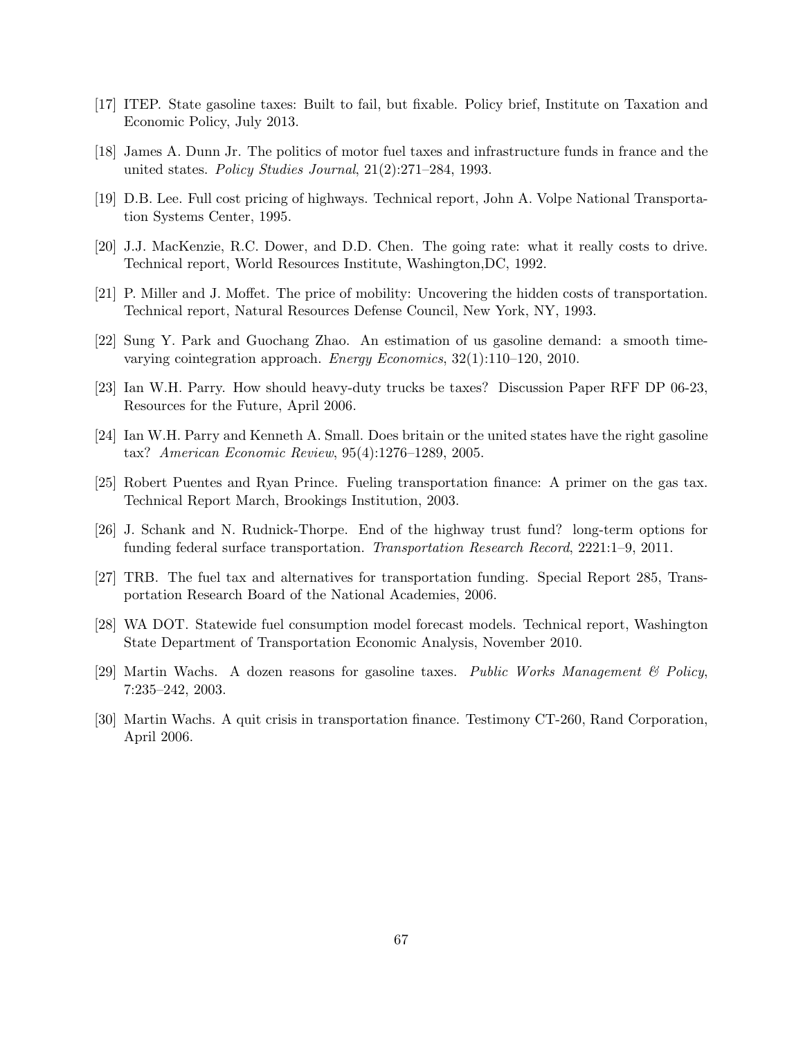[17] ITEP. State gasoline taxes: Built to fail, but fixable. Policy brief, Institute on Taxation and Economic Policy, July 2013.

[18] James A. Dunn Jr. The politics of motor fuel taxes and infrastructure funds in france and the united states. *Policy Studies Journal*, 21(2):271–284, 1993.

[19] D.B. Lee. Full cost pricing of highways. Technical report, John A. Volpe National Transportation Systems Center, 1995.

[20] J.J. MacKenzie, R.C. Dower, and D.D. Chen. The going rate: what it really costs to drive. Technical report, World Resources Institute, Washington,DC, 1992.

[21] P. Miller and J. Moffet. The price of mobility: Uncovering the hidden costs of transportation. Technical report, Natural Resources Defense Council, New York, NY, 1993.

[22] Sung Y. Park and Guochang Zhao. An estimation of us gasoline demand: a smooth time-varying cointegration approach. *Energy Economics*, 32(1):110–120, 2010.

[23] Ian W.H. Parry. How should heavy-duty trucks be taxes? Discussion Paper RFF DP 06-23, Resources for the Future, April 2006.

[24] Ian W.H. Parry and Kenneth A. Small. Does britain or the united states have the right gasoline tax? *American Economic Review*, 95(4):1276–1289, 2005.

[25] Robert Puentes and Ryan Prince. Fueling transportation finance: A primer on the gas tax. Technical Report March, Brookings Institution, 2003.

[26] J. Schank and N. Rudnick-Thorpe. End of the highway trust fund? long-term options for funding federal surface transportation. *Transportation Research Record*, 2221:1–9, 2011.

[27] TRB. The fuel tax and alternatives for transportation funding. Special Report 285, Transportation Research Board of the National Academies, 2006.

[28] WA DOT. Statewide fuel consumption model forecast models. Technical report, Washington State Department of Transportation Economic Analysis, November 2010.

[29] Martin Wachs. A dozen reasons for gasoline taxes. *Public Works Management & Policy*, 7:235–242, 2003.

[30] Martin Wachs. A quit crisis in transportation finance. Testimony CT-260, Rand Corporation, April 2006.